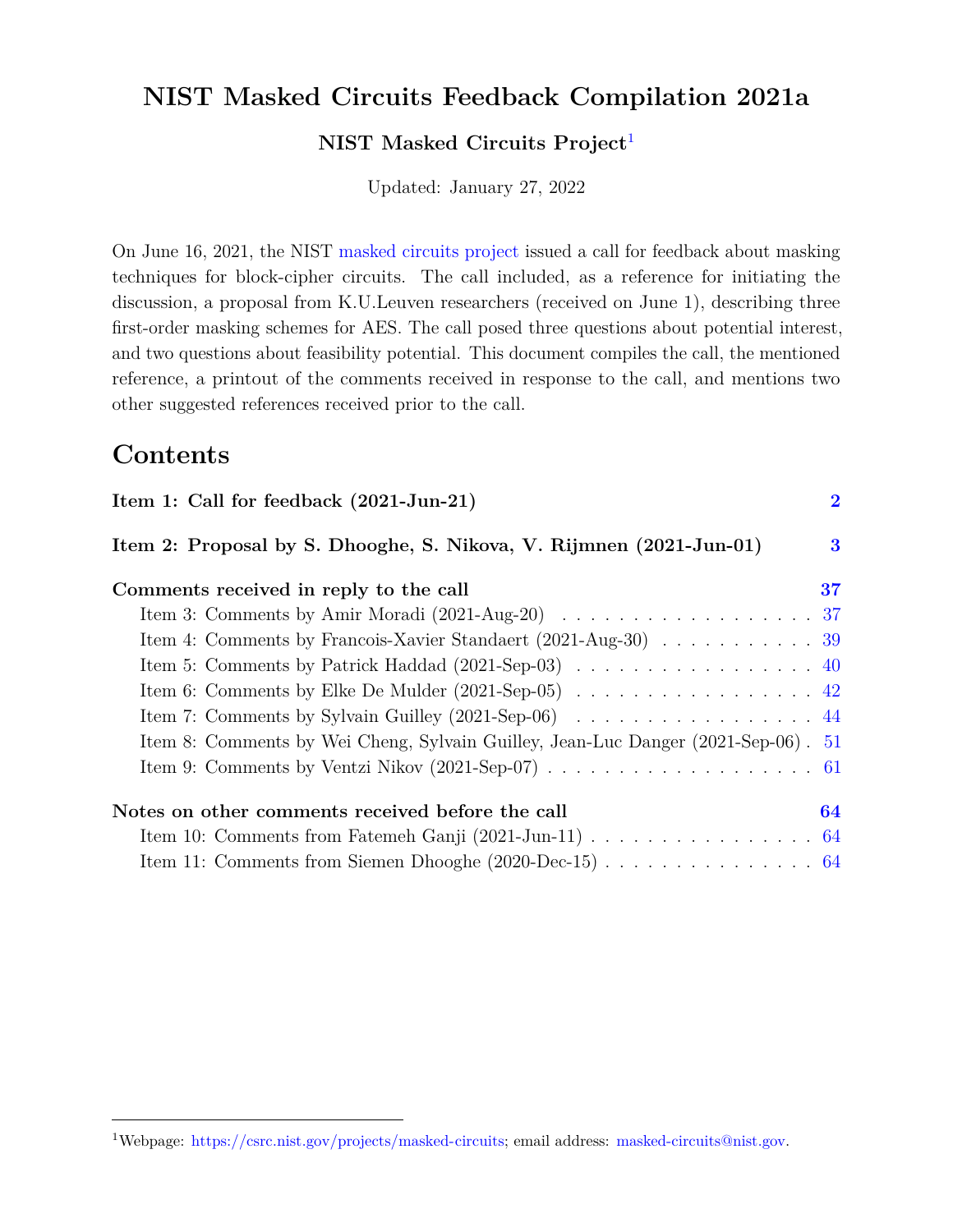# NIST Masked Circuits Feedback Compilation 2021a

**NIST Masked Circuits Project**[1]

Updated: January 27, 2022

On June 16, 2021, the NIST masked circuits project issued a call for feedback about masking techniques for block-cipher circuits. The call included, as a reference for initiating the discussion, a proposal from K.U.Leuven researchers (received on June 1), describing three first-order masking schemes for AES. The call posed three questions about potential interest, and two questions about feasibility potential. This document compiles the call, the mentioned reference, a printout of the comments received in response to the call, and mentions two other suggested references received prior to the call.

## Contents

**Item 1: Call for feedback (2021-Jun-21)** ..... **2**

**Item 2: Proposal by S. Dhooghe, S. Nikova, V. Rijmnen (2021-Jun-01)** ..... **3**

**Comments received in reply to the call** ..... **37**

- Item 3: Comments by Amir Moradi (2021-Aug-20) ..... 37
- Item 4: Comments by Francois-Xavier Standaert (2021-Aug-30) ..... 39
- Item 5: Comments by Patrick Haddad (2021-Sep-03) ..... 40
- Item 6: Comments by Elke De Mulder (2021-Sep-05) ..... 42
- Item 7: Comments by Sylvain Guilley (2021-Sep-06) ..... 44
- Item 8: Comments by Wei Cheng, Sylvain Guilley, Jean-Luc Danger (2021-Sep-06) ..... 51
- Item 9: Comments by Ventzi Nikov (2021-Sep-07) ..... 61

**Notes on other comments received before the call** ..... **64**

- Item 10: Comments from Fatemeh Ganji (2021-Jun-11) ..... 64
- Item 11: Comments from Siemen Dhooghe (2020-Dec-15) ..... 64

---

[1] Webpage: https://csrc.nist.gov/projects/masked-circuits; email address: masked-circuits@nist.gov.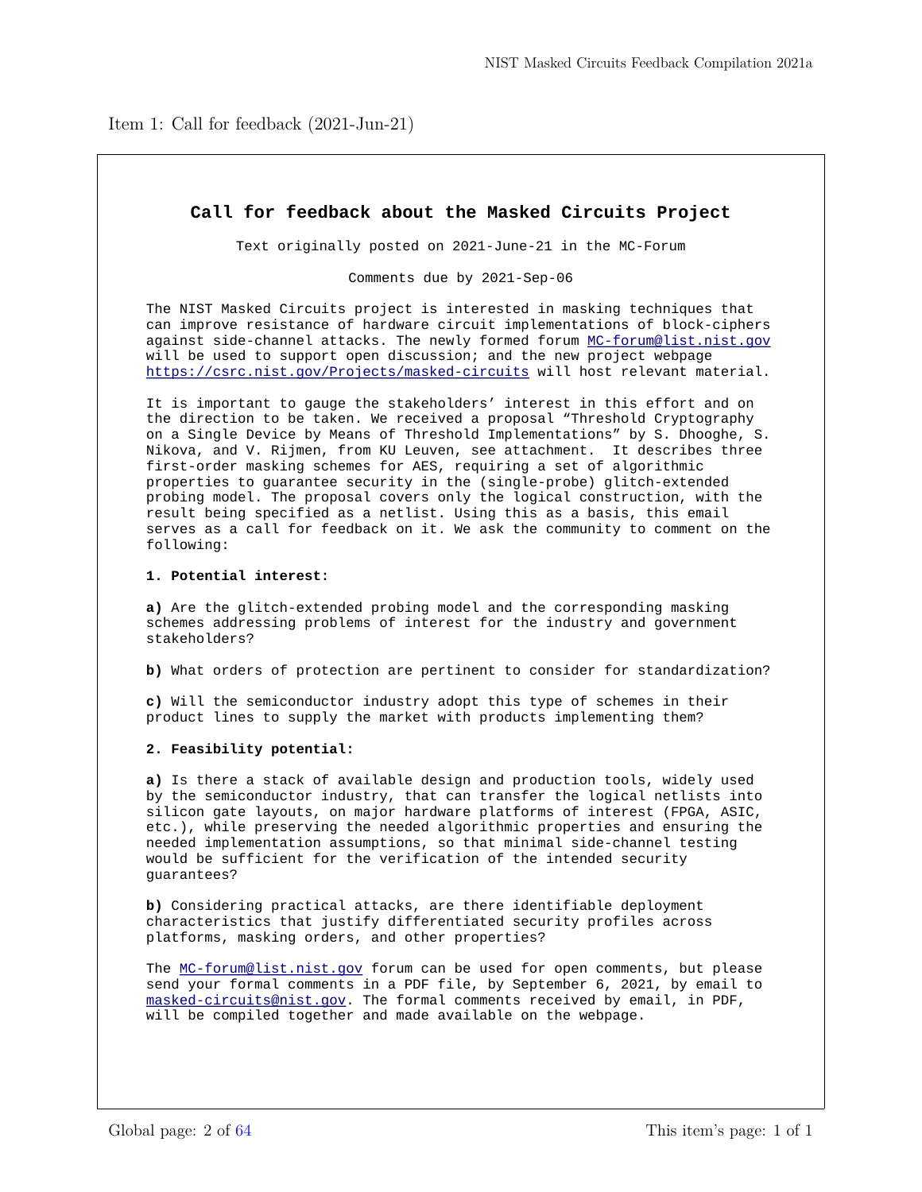Item 1: Call for feedback (2021-Jun-21)

## Call for feedback about the Masked Circuits Project

Text originally posted on 2021-June-21 in the MC-Forum

Comments due by 2021-Sep-06

The NIST Masked Circuits project is interested in masking techniques that can improve resistance of hardware circuit implementations of block-ciphers against side-channel attacks. The newly formed forum MC-forum@list.nist.gov will be used to support open discussion; and the new project webpage https://csrc.nist.gov/Projects/masked-circuits will host relevant material.

It is important to gauge the stakeholders' interest in this effort and on the direction to be taken. We received a proposal "Threshold Cryptography on a Single Device by Means of Threshold Implementations" by S. Dhooghe, S. Nikova, and V. Rijmen, from KU Leuven, see attachment. It describes three first-order masking schemes for AES, requiring a set of algorithmic properties to guarantee security in the (single-probe) glitch-extended probing model. The proposal covers only the logical construction, with the result being specified as a netlist. Using this as a basis, this email serves as a call for feedback on it. We ask the community to comment on the following:

**1. Potential interest:**

**a)** Are the glitch-extended probing model and the corresponding masking schemes addressing problems of interest for the industry and government stakeholders?

**b)** What orders of protection are pertinent to consider for standardization?

**c)** Will the semiconductor industry adopt this type of schemes in their product lines to supply the market with products implementing them?

**2. Feasibility potential:**

**a)** Is there a stack of available design and production tools, widely used by the semiconductor industry, that can transfer the logical netlists into silicon gate layouts, on major hardware platforms of interest (FPGA, ASIC, etc.), while preserving the needed algorithmic properties and ensuring the needed implementation assumptions, so that minimal side-channel testing would be sufficient for the verification of the intended security guarantees?

**b)** Considering practical attacks, are there identifiable deployment characteristics that justify differentiated security profiles across platforms, masking orders, and other properties?

The MC-forum@list.nist.gov forum can be used for open comments, but please send your formal comments in a PDF file, by September 6, 2021, by email to masked-circuits@nist.gov. The formal comments received by email, in PDF, will be compiled together and made available on the webpage.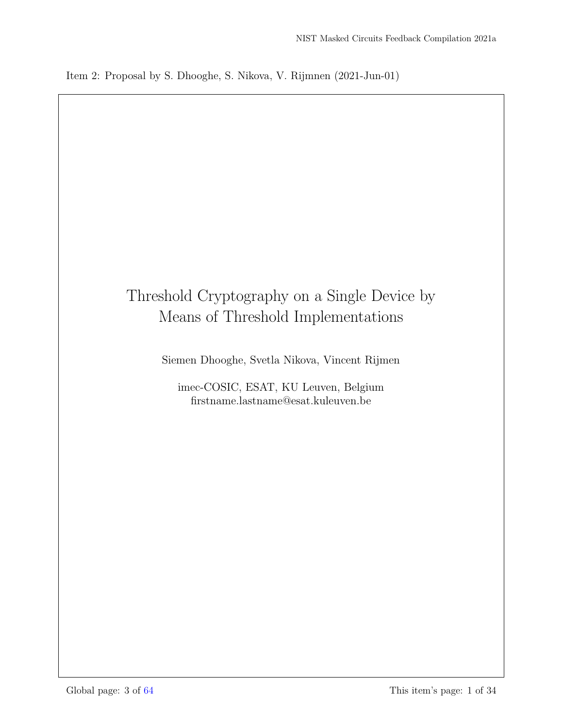Item 2: Proposal by S. Dhooghe, S. Nikova, V. Rijmnen (2021-Jun-01)

# Threshold Cryptography on a Single Device by Means of Threshold Implementations

Siemen Dhooghe, Svetla Nikova, Vincent Rijmen

imec-COSIC, ESAT, KU Leuven, Belgium
firstname.lastname@esat.kuleuven.be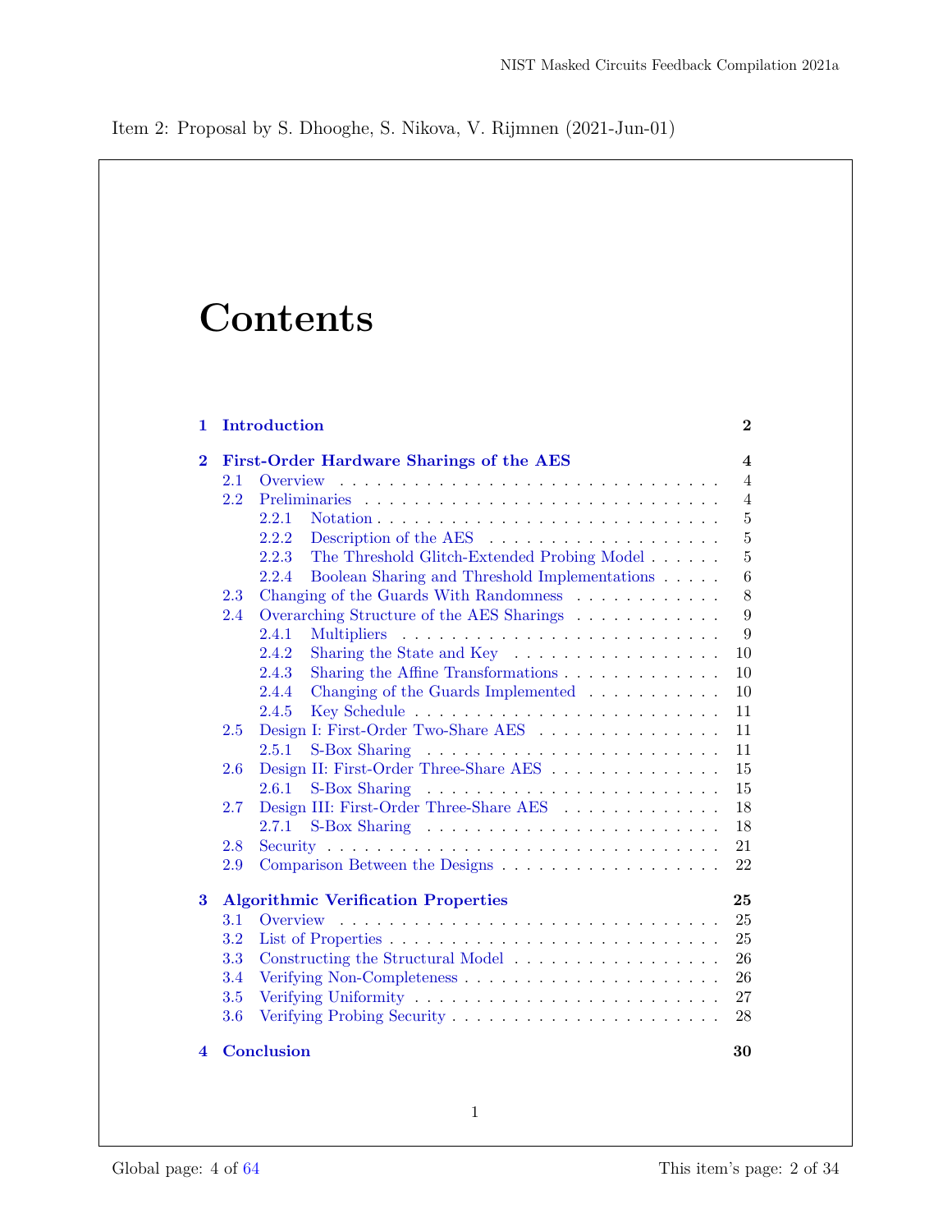Item 2: Proposal by S. Dhooghe, S. Nikova, V. Rijmnen (2021-Jun-01)

# Contents

- **1 Introduction** — 2
- **2 First-Order Hardware Sharings of the AES** — 4
  - 2.1 Overview — 4
  - 2.2 Preliminaries — 4
    - 2.2.1 Notation — 5
    - 2.2.2 Description of the AES — 5
    - 2.2.3 The Threshold Glitch-Extended Probing Model — 5
    - 2.2.4 Boolean Sharing and Threshold Implementations — 6
  - 2.3 Changing of the Guards With Randomness — 8
  - 2.4 Overarching Structure of the AES Sharings — 9
    - 2.4.1 Multipliers — 9
    - 2.4.2 Sharing the State and Key — 10
    - 2.4.3 Sharing the Affine Transformations — 10
    - 2.4.4 Changing of the Guards Implemented — 10
    - 2.4.5 Key Schedule — 11
  - 2.5 Design I: First-Order Two-Share AES — 11
    - 2.5.1 S-Box Sharing — 11
  - 2.6 Design II: First-Order Three-Share AES — 15
    - 2.6.1 S-Box Sharing — 15
  - 2.7 Design III: First-Order Three-Share AES — 18
    - 2.7.1 S-Box Sharing — 18
  - 2.8 Security — 21
  - 2.9 Comparison Between the Designs — 22
- **3 Algorithmic Verification Properties** — 25
  - 3.1 Overview — 25
  - 3.2 List of Properties — 25
  - 3.3 Constructing the Structural Model — 26
  - 3.4 Verifying Non-Completeness — 26
  - 3.5 Verifying Uniformity — 27
  - 3.6 Verifying Probing Security — 28
- **4 Conclusion** — 30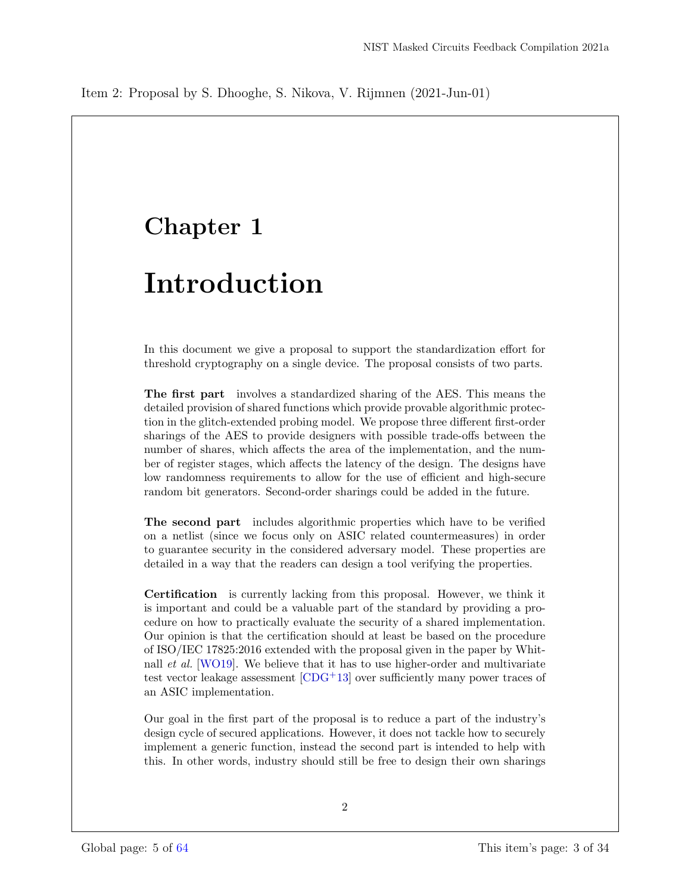Item 2: Proposal by S. Dhooghe, S. Nikova, V. Rijmnen (2021-Jun-01)

# Chapter 1

# Introduction

In this document we give a proposal to support the standardization effort for threshold cryptography on a single device. The proposal consists of two parts.

**The first part** involves a standardized sharing of the AES. This means the detailed provision of shared functions which provide provable algorithmic protection in the glitch-extended probing model. We propose three different first-order sharings of the AES to provide designers with possible trade-offs between the number of shares, which affects the area of the implementation, and the number of register stages, which affects the latency of the design. The designs have low randomness requirements to allow for the use of efficient and high-secure random bit generators. Second-order sharings could be added in the future.

**The second part** includes algorithmic properties which have to be verified on a netlist (since we focus only on ASIC related countermeasures) in order to guarantee security in the considered adversary model. These properties are detailed in a way that the readers can design a tool verifying the properties.

**Certification** is currently lacking from this proposal. However, we think it is important and could be a valuable part of the standard by providing a procedure on how to practically evaluate the security of a shared implementation. Our opinion is that the certification should at least be based on the procedure of ISO/IEC 17825:2016 extended with the proposal given in the paper by Whitnall *et al.* [WO19]. We believe that it has to use higher-order and multivariate test vector leakage assessment [CDG+13] over sufficiently many power traces of an ASIC implementation.

Our goal in the first part of the proposal is to reduce a part of the industry's design cycle of secured applications. However, it does not tackle how to securely implement a generic function, instead the second part is intended to help with this. In other words, industry should still be free to design their own sharings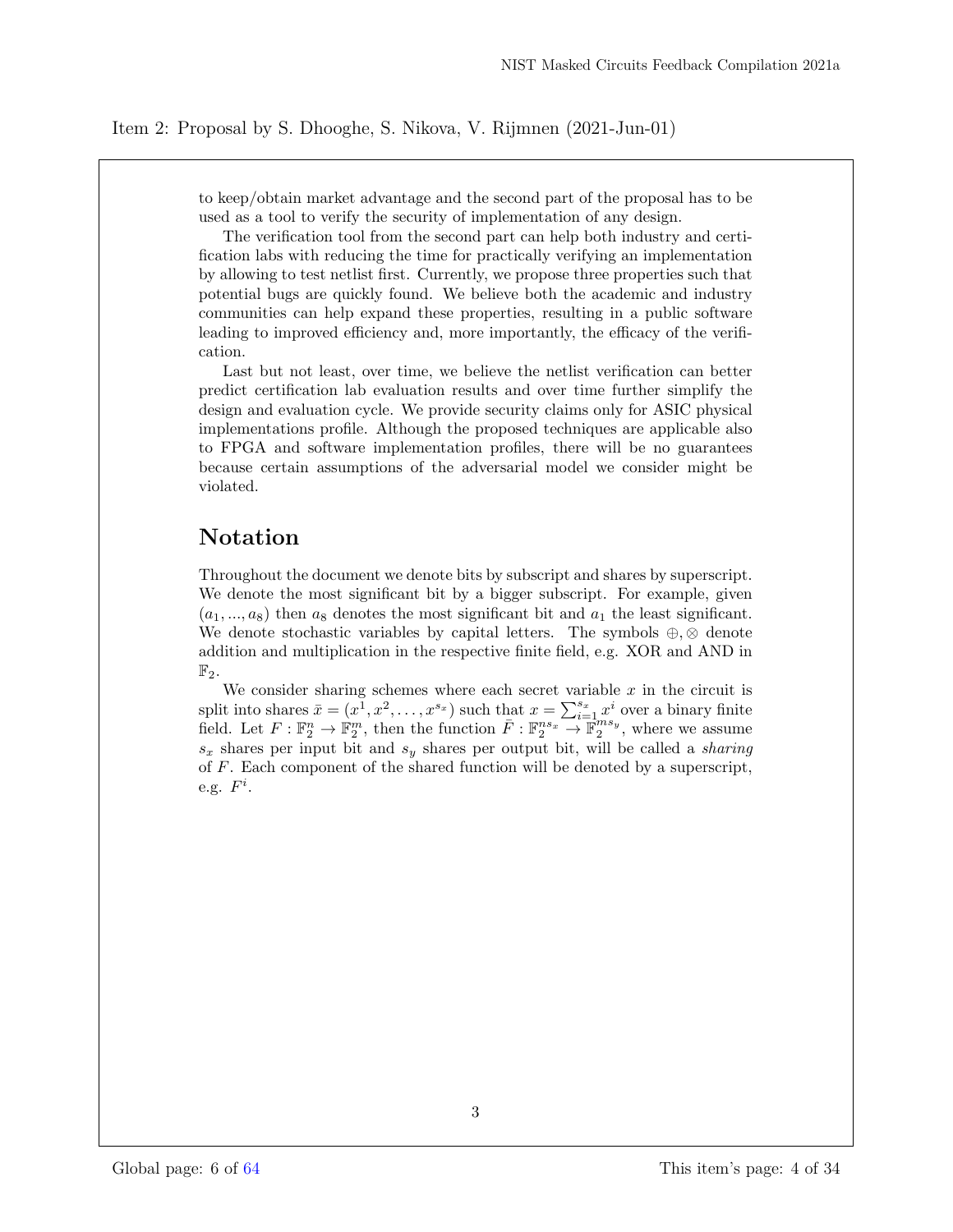Item 2: Proposal by S. Dhooghe, S. Nikova, V. Rijmnen (2021-Jun-01)

to keep/obtain market advantage and the second part of the proposal has to be used as a tool to verify the security of implementation of any design.

The verification tool from the second part can help both industry and certification labs with reducing the time for practically verifying an implementation by allowing to test netlist first. Currently, we propose three properties such that potential bugs are quickly found. We believe both the academic and industry communities can help expand these properties, resulting in a public software leading to improved efficiency and, more importantly, the efficacy of the verification.

Last but not least, over time, we believe the netlist verification can better predict certification lab evaluation results and over time further simplify the design and evaluation cycle. We provide security claims only for ASIC physical implementations profile. Although the proposed techniques are applicable also to FPGA and software implementation profiles, there will be no guarantees because certain assumptions of the adversarial model we consider might be violated.

## Notation

Throughout the document we denote bits by subscript and shares by superscript. We denote the most significant bit by a bigger subscript. For example, given $(a_1, ..., a_8)$ then $a_8$ denotes the most significant bit and $a_1$ the least significant. We denote stochastic variables by capital letters. The symbols $\oplus, \otimes$ denote addition and multiplication in the respective finite field, e.g. XOR and AND in $\mathbb{F}_2$.

We consider sharing schemes where each secret variable $x$ in the circuit is split into shares $\bar{x} = (x^1, x^2, \ldots, x^{s_x})$ such that $x = \sum_{i=1}^{s_x} x^i$ over a binary finite field. Let $F : \mathbb{F}_2^n \to \mathbb{F}_2^m$, then the function $\bar{F} : \mathbb{F}_2^{ns_x} \to \mathbb{F}_2^{ms_y}$, where we assume $s_x$ shares per input bit and $s_y$ shares per output bit, will be called a *sharing* of $F$. Each component of the shared function will be denoted by a superscript, e.g. $F^i$.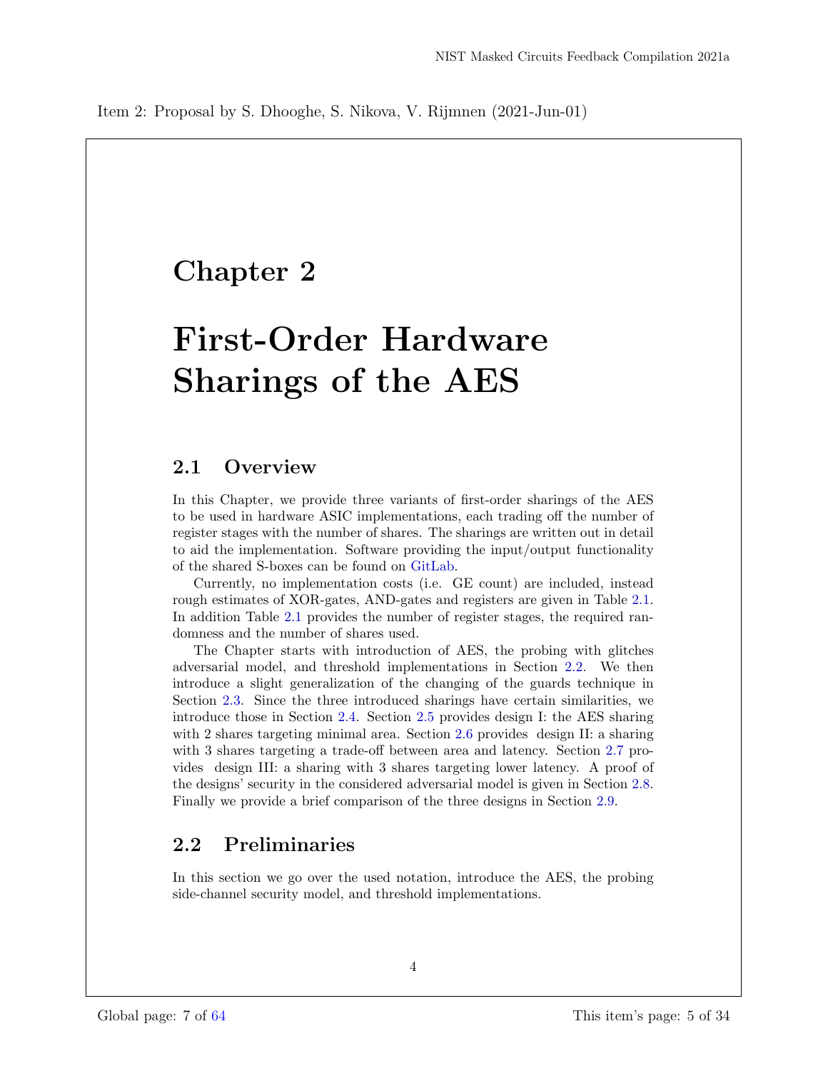Item 2: Proposal by S. Dhooghe, S. Nikova, V. Rijmnen (2021-Jun-01)

# Chapter 2

# First-Order Hardware Sharings of the AES

## 2.1 Overview

In this Chapter, we provide three variants of first-order sharings of the AES to be used in hardware ASIC implementations, each trading off the number of register stages with the number of shares. The sharings are written out in detail to aid the implementation. Software providing the input/output functionality of the shared S-boxes can be found on GitLab.

Currently, no implementation costs (i.e. GE count) are included, instead rough estimates of XOR-gates, AND-gates and registers are given in Table 2.1. In addition Table 2.1 provides the number of register stages, the required randomness and the number of shares used.

The Chapter starts with introduction of AES, the probing with glitches adversarial model, and threshold implementations in Section 2.2. We then introduce a slight generalization of the changing of the guards technique in Section 2.3. Since the three introduced sharings have certain similarities, we introduce those in Section 2.4. Section 2.5 provides design I: the AES sharing with 2 shares targeting minimal area. Section 2.6 provides design II: a sharing with 3 shares targeting a trade-off between area and latency. Section 2.7 provides design III: a sharing with 3 shares targeting lower latency. A proof of the designs' security in the considered adversarial model is given in Section 2.8. Finally we provide a brief comparison of the three designs in Section 2.9.

## 2.2 Preliminaries

In this section we go over the used notation, introduce the AES, the probing side-channel security model, and threshold implementations.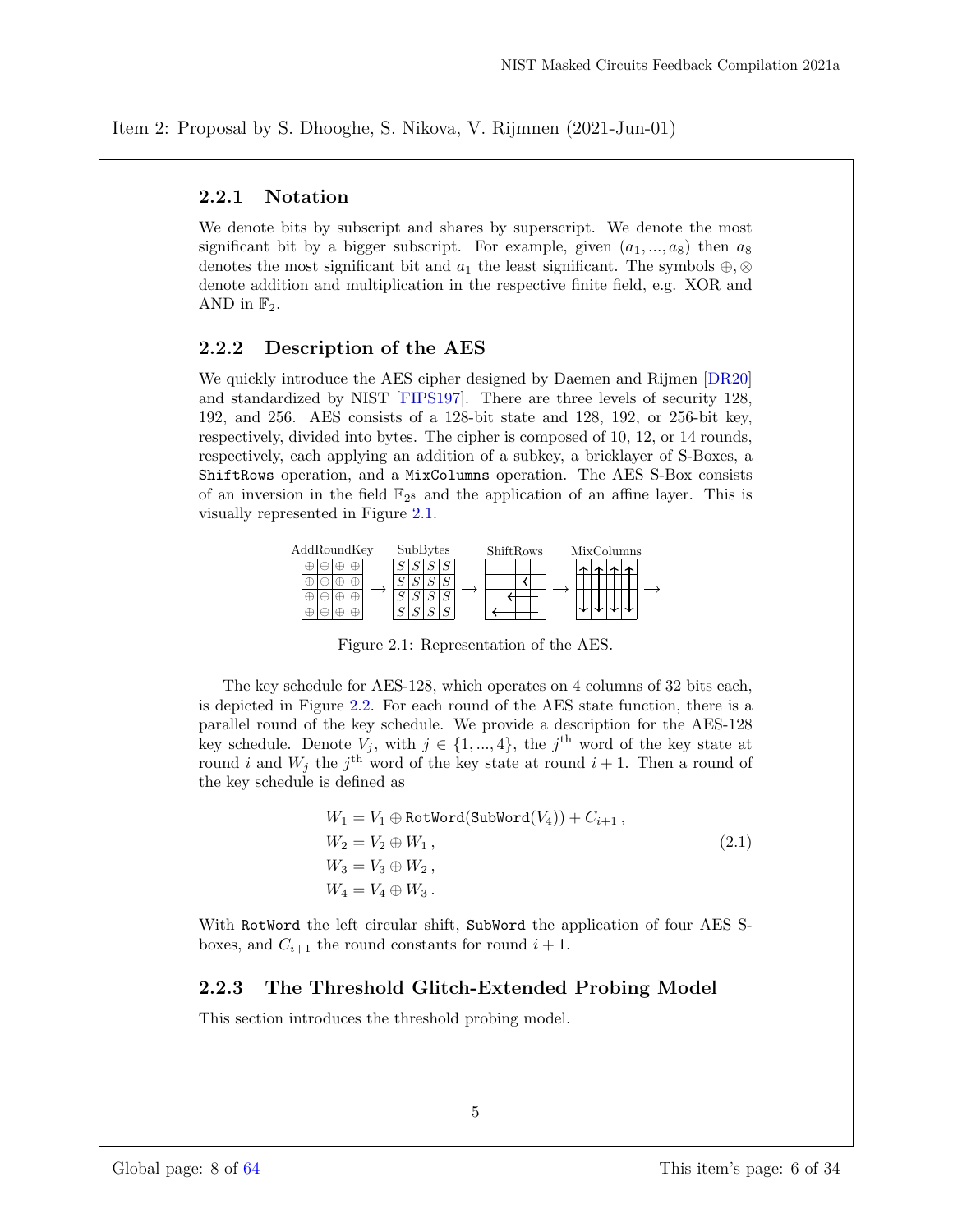Item 2: Proposal by S. Dhooghe, S. Nikova, V. Rijmnen (2021-Jun-01)

### 2.2.1 Notation

We denote bits by subscript and shares by superscript. We denote the most significant bit by a bigger subscript. For example, given $(a_1, ..., a_8)$ then $a_8$ denotes the most significant bit and $a_1$ the least significant. The symbols $\oplus, \otimes$ denote addition and multiplication in the respective finite field, e.g. XOR and AND in $\mathbb{F}_2$.

### 2.2.2 Description of the AES

We quickly introduce the AES cipher designed by Daemen and Rijmen [DR20] and standardized by NIST [FIPS197]. There are three levels of security 128, 192, and 256. AES consists of a 128-bit state and 128, 192, or 256-bit key, respectively, divided into bytes. The cipher is composed of 10, 12, or 14 rounds, respectively, each applying an addition of a subkey, a bricklayer of S-Boxes, a `ShiftRows` operation, and a `MixColumns` operation. The AES S-Box consists of an inversion in the field $\mathbb{F}_{2^8}$ and the application of an affine layer. This is visually represented in Figure 2.1.

AddRoundKey → SubBytes → ShiftRows → MixColumns →

Figure 2.1: Representation of the AES.

The key schedule for AES-128, which operates on 4 columns of 32 bits each, is depicted in Figure 2.2. For each round of the AES state function, there is a parallel round of the key schedule. We provide a description for the AES-128 key schedule. Denote $V_j$, with $j \in \{1, ..., 4\}$, the $j^{\text{th}}$ word of the key state at round $i$ and $W_j$ the $j^{\text{th}}$ word of the key state at round $i+1$. Then a round of the key schedule is defined as

$$
\begin{aligned}
W_1 &= V_1 \oplus \texttt{RotWord}(\texttt{SubWord}(V_4)) + C_{i+1}\,, \\
W_2 &= V_2 \oplus W_1\,, \\
W_3 &= V_3 \oplus W_2\,, \\
W_4 &= V_4 \oplus W_3\,.
\end{aligned}
\tag{2.1}
$$

With `RotWord` the left circular shift, `SubWord` the application of four AES S-boxes, and $C_{i+1}$ the round constants for round $i+1$.

### 2.2.3 The Threshold Glitch-Extended Probing Model

This section introduces the threshold probing model.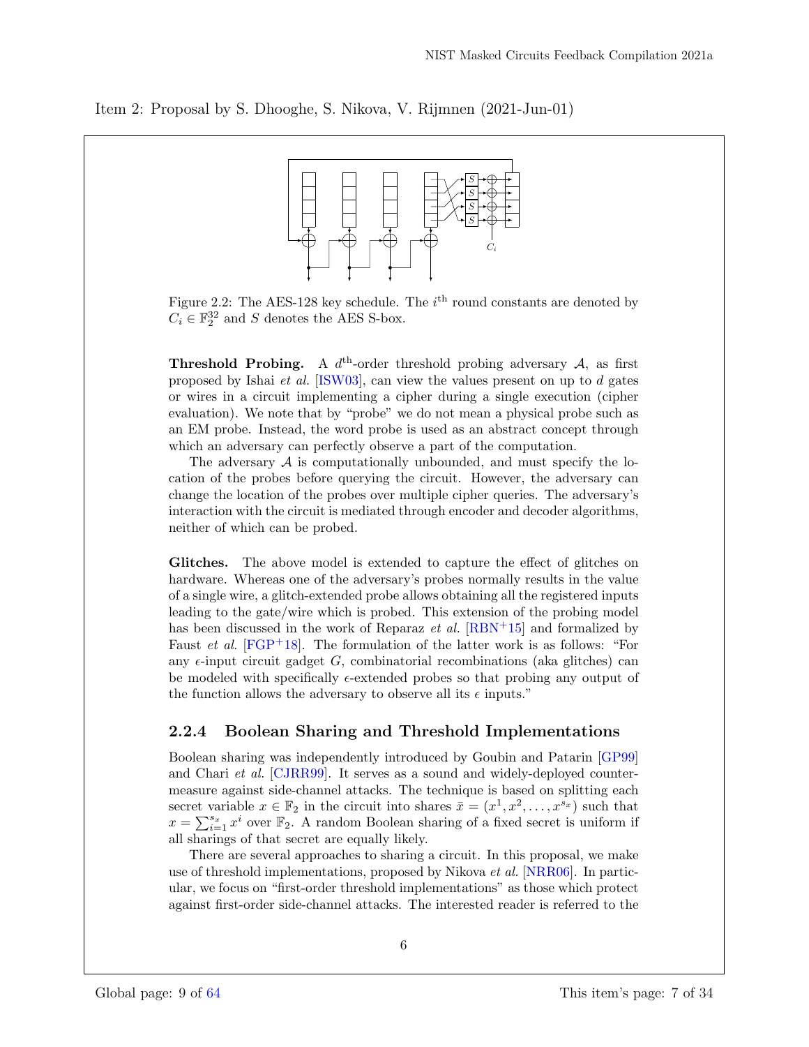Item 2: Proposal by S. Dhooghe, S. Nikova, V. Rijmnen (2021-Jun-01)

Figure 2.2: The AES-128 key schedule. The $i^{\text{th}}$ round constants are denoted by $C_i \in \mathbb{F}_2^{32}$ and $S$ denotes the AES S-box.

**Threshold Probing.** A $d^{\text{th}}$-order threshold probing adversary $\mathcal{A}$, as first proposed by Ishai *et al.* [ISW03], can view the values present on up to $d$ gates or wires in a circuit implementing a cipher during a single execution (cipher evaluation). We note that by "probe" we do not mean a physical probe such as an EM probe. Instead, the word probe is used as an abstract concept through which an adversary can perfectly observe a part of the computation.

The adversary $\mathcal{A}$ is computationally unbounded, and must specify the location of the probes before querying the circuit. However, the adversary can change the location of the probes over multiple cipher queries. The adversary's interaction with the circuit is mediated through encoder and decoder algorithms, neither of which can be probed.

**Glitches.** The above model is extended to capture the effect of glitches on hardware. Whereas one of the adversary's probes normally results in the value of a single wire, a glitch-extended probe allows obtaining all the registered inputs leading to the gate/wire which is probed. This extension of the probing model has been discussed in the work of Reparaz *et al.* [RBN+15] and formalized by Faust *et al.* [FGP+18]. The formulation of the latter work is as follows: "For any $\epsilon$-input circuit gadget $G$, combinatorial recombinations (aka glitches) can be modeled with specifically $\epsilon$-extended probes so that probing any output of the function allows the adversary to observe all its $\epsilon$ inputs."

### 2.2.4 Boolean Sharing and Threshold Implementations

Boolean sharing was independently introduced by Goubin and Patarin [GP99] and Chari *et al.* [CJRR99]. It serves as a sound and widely-deployed countermeasure against side-channel attacks. The technique is based on splitting each secret variable $x \in \mathbb{F}_2$ in the circuit into shares $\bar{x} = (x^1, x^2, \ldots, x^{s_x})$ such that $x = \sum_{i=1}^{s_x} x^i$ over $\mathbb{F}_2$. A random Boolean sharing of a fixed secret is uniform if all sharings of that secret are equally likely.

There are several approaches to sharing a circuit. In this proposal, we make use of threshold implementations, proposed by Nikova *et al.* [NRR06]. In particular, we focus on "first-order threshold implementations" as those which protect against first-order side-channel attacks. The interested reader is referred to the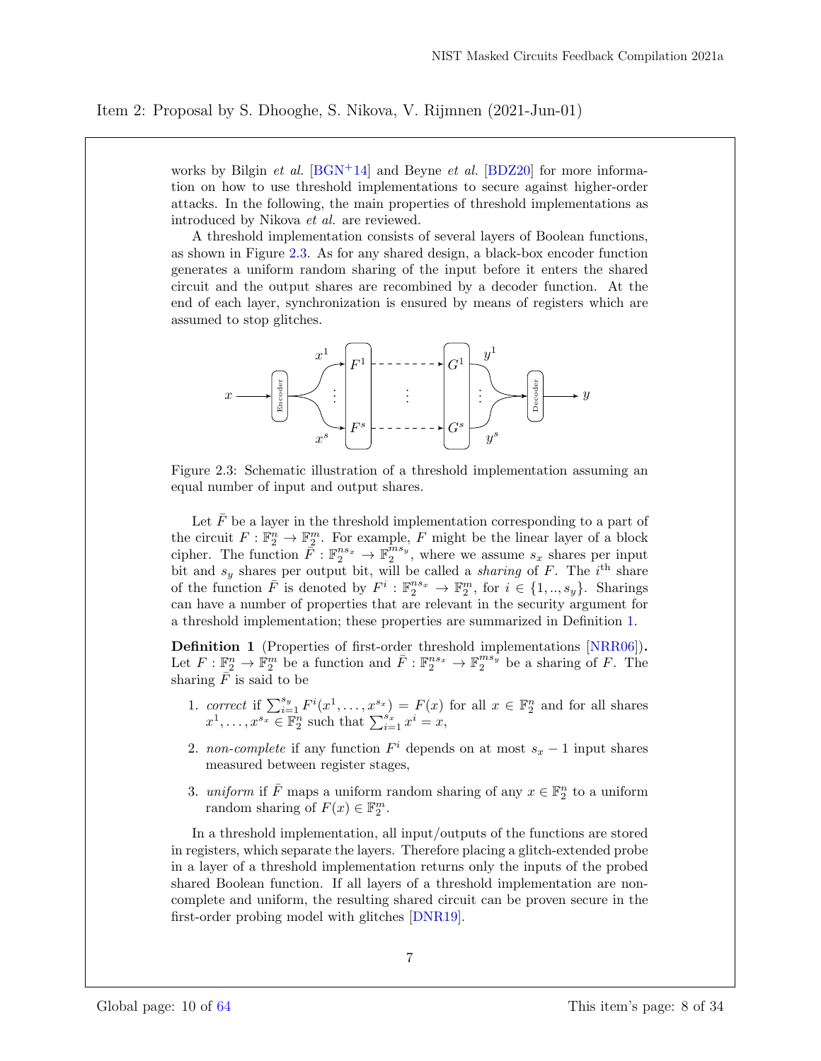Item 2: Proposal by S. Dhooghe, S. Nikova, V. Rijmnen (2021-Jun-01)

works by Bilgin *et al.* [BGN+14] and Beyne *et al.* [BDZ20] for more information on how to use threshold implementations to secure against higher-order attacks. In the following, the main properties of threshold implementations as introduced by Nikova *et al.* are reviewed.

A threshold implementation consists of several layers of Boolean functions, as shown in Figure 2.3. As for any shared design, a black-box encoder function generates a uniform random sharing of the input before it enters the shared circuit and the output shares are recombined by a decoder function. At the end of each layer, synchronization is ensured by means of registers which are assumed to stop glitches.

Figure 2.3: Schematic illustration of a threshold implementation assuming an equal number of input and output shares.

Let $\bar{F}$ be a layer in the threshold implementation corresponding to a part of the circuit $F : \mathbb{F}_2^n \to \mathbb{F}_2^m$. For example, $F$ might be the linear layer of a block cipher. The function $\bar{F} : \mathbb{F}_2^{ns_x} \to \mathbb{F}_2^{ms_y}$, where we assume $s_x$ shares per input bit and $s_y$ shares per output bit, will be called a *sharing* of $F$. The $i^{\text{th}}$ share of the function $\bar{F}$ is denoted by $F^i : \mathbb{F}_2^{ns_x} \to \mathbb{F}_2^m$, for $i \in \{1, .., s_y\}$. Sharings can have a number of properties that are relevant in the security argument for a threshold implementation; these properties are summarized in Definition 1.

**Definition 1** (Properties of first-order threshold implementations [NRR06])**.** Let $F : \mathbb{F}_2^n \to \mathbb{F}_2^m$ be a function and $\bar{F} : \mathbb{F}_2^{ns_x} \to \mathbb{F}_2^{ms_y}$ be a sharing of $F$. The sharing $\bar{F}$ is said to be

1. *correct* if $\sum_{i=1}^{s_y} F^i(x^1, \ldots, x^{s_x}) = F(x)$ for all $x \in \mathbb{F}_2^n$ and for all shares $x^1, \ldots, x^{s_x} \in \mathbb{F}_2^n$ such that $\sum_{i=1}^{s_x} x^i = x$,
2. *non-complete* if any function $F^i$ depends on at most $s_x - 1$ input shares measured between register stages,
3. *uniform* if $\bar{F}$ maps a uniform random sharing of any $x \in \mathbb{F}_2^n$ to a uniform random sharing of $F(x) \in \mathbb{F}_2^m$.

In a threshold implementation, all input/outputs of the functions are stored in registers, which separate the layers. Therefore placing a glitch-extended probe in a layer of a threshold implementation returns only the inputs of the probed shared Boolean function. If all layers of a threshold implementation are non-complete and uniform, the resulting shared circuit can be proven secure in the first-order probing model with glitches [DNR19].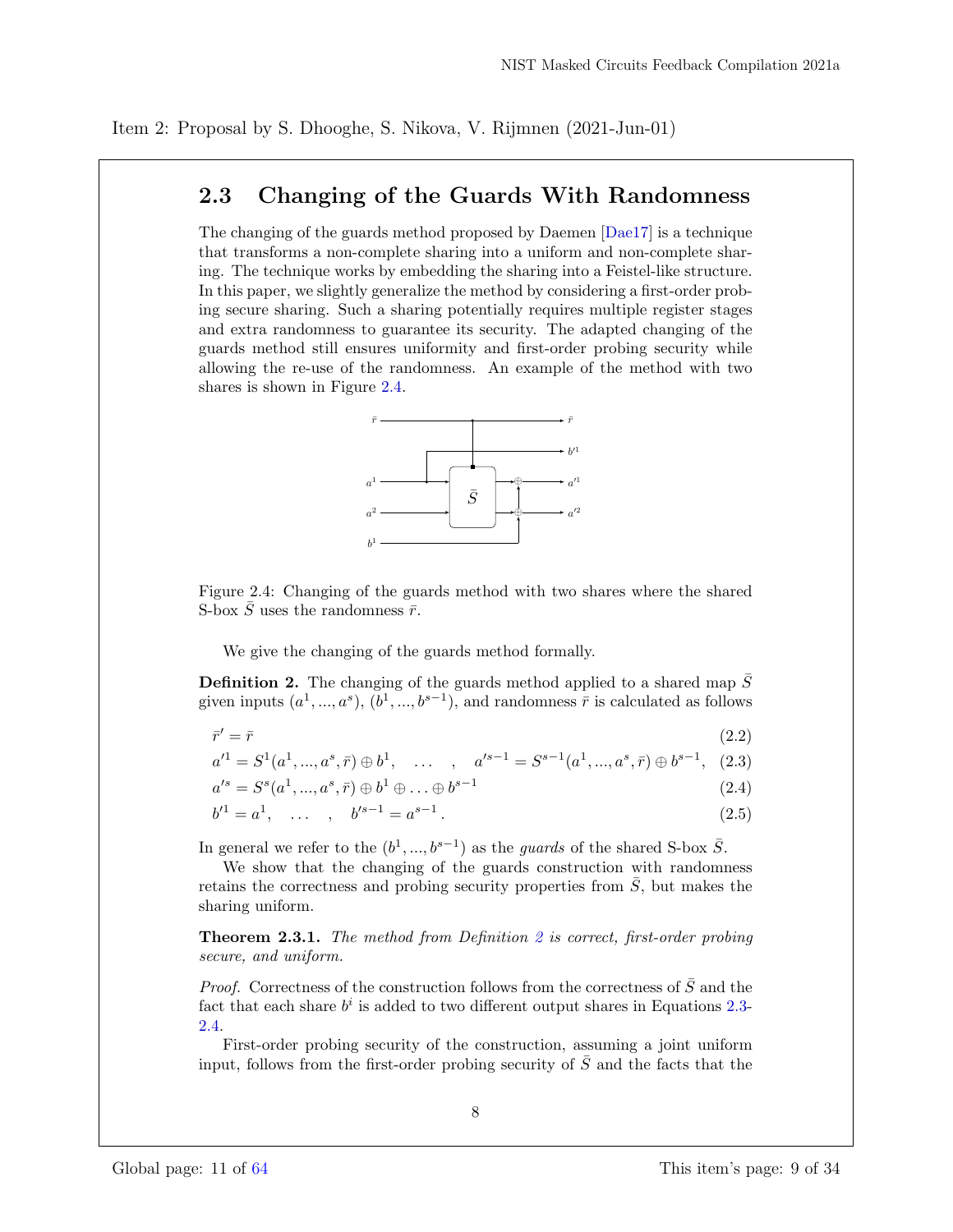Item 2: Proposal by S. Dhooghe, S. Nikova, V. Rijmnen (2021-Jun-01)

## 2.3 Changing of the Guards With Randomness

The changing of the guards method proposed by Daemen [Dae17] is a technique that transforms a non-complete sharing into a uniform and non-complete sharing. The technique works by embedding the sharing into a Feistel-like structure. In this paper, we slightly generalize the method by considering a first-order probing secure sharing. Such a sharing potentially requires multiple register stages and extra randomness to guarantee its security. The adapted changing of the guards method still ensures uniformity and first-order probing security while allowing the re-use of the randomness. An example of the method with two shares is shown in Figure 2.4.

Figure 2.4: Changing of the guards method with two shares where the shared S-box $\bar{S}$ uses the randomness $\bar{r}$.

We give the changing of the guards method formally.

**Definition 2.** The changing of the guards method applied to a shared map $\bar{S}$ given inputs $(a^1, ..., a^s)$, $(b^1, ..., b^{s-1})$, and randomness $\bar{r}$ is calculated as follows

$$\bar{r}' = \bar{r} \tag{2.2}$$

$$a'^1 = S^1(a^1, ..., a^s, \bar{r}) \oplus b^1, \quad \dots \quad , \quad a'^{s-1} = S^{s-1}(a^1, ..., a^s, \bar{r}) \oplus b^{s-1}, \tag{2.3}$$

$$a'^s = S^s(a^1, ..., a^s, \bar{r}) \oplus b^1 \oplus \dots \oplus b^{s-1} \tag{2.4}$$

$$b'^1 = a^1, \quad \dots \quad , \quad b'^{s-1} = a^{s-1}. \tag{2.5}$$

In general we refer to the $(b^1, ..., b^{s-1})$ as the *guards* of the shared S-box $\bar{S}$.

We show that the changing of the guards construction with randomness retains the correctness and probing security properties from $\bar{S}$, but makes the sharing uniform.

**Theorem 2.3.1.** *The method from Definition 2 is correct, first-order probing secure, and uniform.*

*Proof.* Correctness of the construction follows from the correctness of $\bar{S}$ and the fact that each share $b^i$ is added to two different output shares in Equations 2.3-2.4.

First-order probing security of the construction, assuming a joint uniform input, follows from the first-order probing security of $\bar{S}$ and the facts that the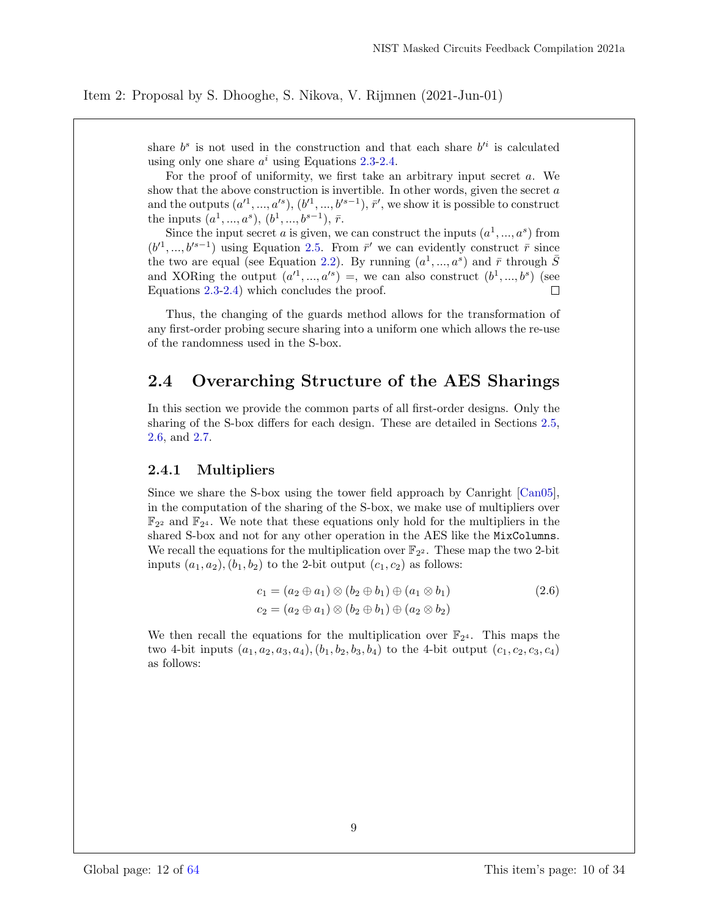Item 2: Proposal by S. Dhooghe, S. Nikova, V. Rijmnen (2021-Jun-01)

share $b^s$ is not used in the construction and that each share $b'^i$ is calculated using only one share $a^i$ using Equations 2.3-2.4.

For the proof of uniformity, we first take an arbitrary input secret $a$. We show that the above construction is invertible. In other words, given the secret $a$ and the outputs $(a'^1, ..., a'^s)$, $(b'^1, ..., b'^{s-1})$, $\bar{r}'$, we show it is possible to construct the inputs $(a^1, ..., a^s)$, $(b^1, ..., b^{s-1})$, $\bar{r}$.

Since the input secret $a$ is given, we can construct the inputs $(a^1, ..., a^s)$ from $(b'^1, ..., b'^{s-1})$ using Equation 2.5. From $\bar{r}'$ we can evidently construct $\bar{r}$ since the two are equal (see Equation 2.2). By running $(a^1, ..., a^s)$ and $\bar{r}$ through $\bar{S}$ and XORing the output $(a'^1, ..., a'^s)$ =, we can also construct $(b^1, ..., b^s)$ (see Equations 2.3-2.4) which concludes the proof. □

Thus, the changing of the guards method allows for the transformation of any first-order probing secure sharing into a uniform one which allows the re-use of the randomness used in the S-box.

## 2.4 Overarching Structure of the AES Sharings

In this section we provide the common parts of all first-order designs. Only the sharing of the S-box differs for each design. These are detailed in Sections 2.5, 2.6, and 2.7.

### 2.4.1 Multipliers

Since we share the S-box using the tower field approach by Canright [Can05], in the computation of the sharing of the S-box, we make use of multipliers over $\mathbb{F}_{2^2}$ and $\mathbb{F}_{2^4}$. We note that these equations only hold for the multipliers in the shared S-box and not for any other operation in the AES like the `MixColumns`. We recall the equations for the multiplication over $\mathbb{F}_{2^2}$. These map the two 2-bit inputs $(a_1, a_2), (b_1, b_2)$ to the 2-bit output $(c_1, c_2)$ as follows:

$$
\begin{aligned}
c_1 &= (a_2 \oplus a_1) \otimes (b_2 \oplus b_1) \oplus (a_1 \otimes b_1) \\
c_2 &= (a_2 \oplus a_1) \otimes (b_2 \oplus b_1) \oplus (a_2 \otimes b_2)
\end{aligned}
\tag{2.6}
$$

We then recall the equations for the multiplication over $\mathbb{F}_{2^4}$. This maps the two 4-bit inputs $(a_1, a_2, a_3, a_4), (b_1, b_2, b_3, b_4)$ to the 4-bit output $(c_1, c_2, c_3, c_4)$ as follows: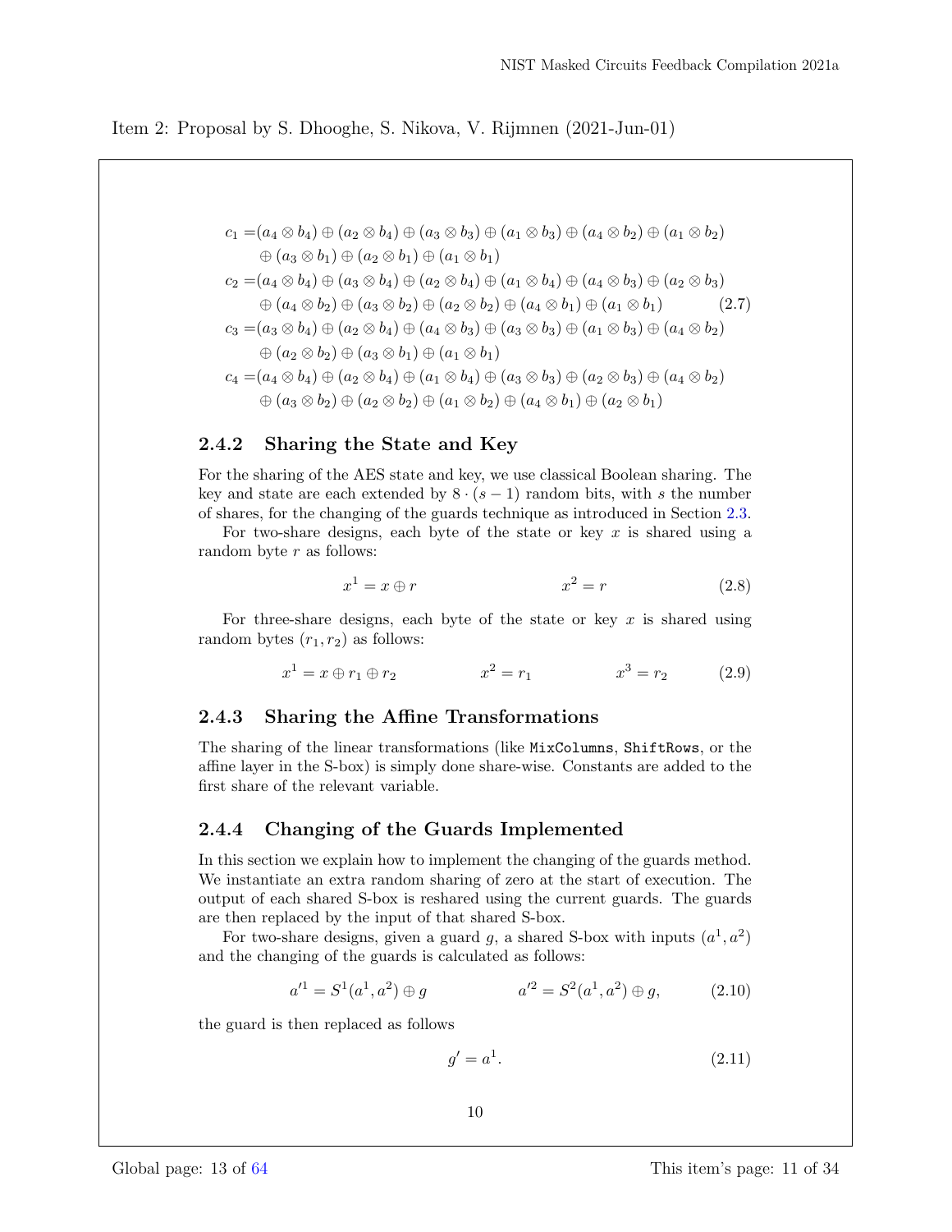Item 2: Proposal by S. Dhooghe, S. Nikova, V. Rijmnen (2021-Jun-01)

$$
\begin{aligned}
c_1 =&(a_4 \otimes b_4) \oplus (a_2 \otimes b_4) \oplus (a_3 \otimes b_3) \oplus (a_1 \otimes b_3) \oplus (a_4 \otimes b_2) \oplus (a_1 \otimes b_2) \\
&\oplus (a_3 \otimes b_1) \oplus (a_2 \otimes b_1) \oplus (a_1 \otimes b_1) \\
c_2 =&(a_4 \otimes b_4) \oplus (a_3 \otimes b_4) \oplus (a_2 \otimes b_4) \oplus (a_1 \otimes b_4) \oplus (a_4 \otimes b_3) \oplus (a_2 \otimes b_3) \\
&\oplus (a_4 \otimes b_2) \oplus (a_3 \otimes b_2) \oplus (a_2 \otimes b_2) \oplus (a_4 \otimes b_1) \oplus (a_1 \otimes b_1) \qquad (2.7) \\
c_3 =&(a_3 \otimes b_4) \oplus (a_2 \otimes b_4) \oplus (a_4 \otimes b_3) \oplus (a_3 \otimes b_3) \oplus (a_1 \otimes b_3) \oplus (a_4 \otimes b_2) \\
&\oplus (a_2 \otimes b_2) \oplus (a_3 \otimes b_1) \oplus (a_1 \otimes b_1) \\
c_4 =&(a_4 \otimes b_4) \oplus (a_2 \otimes b_4) \oplus (a_1 \otimes b_4) \oplus (a_3 \otimes b_3) \oplus (a_2 \otimes b_3) \oplus (a_4 \otimes b_2) \\
&\oplus (a_3 \otimes b_2) \oplus (a_2 \otimes b_2) \oplus (a_1 \otimes b_2) \oplus (a_4 \otimes b_1) \oplus (a_2 \otimes b_1)
\end{aligned}
$$

### 2.4.2 Sharing the State and Key

For the sharing of the AES state and key, we use classical Boolean sharing. The key and state are each extended by $8 \cdot (s-1)$ random bits, with $s$ the number of shares, for the changing of the guards technique as introduced in Section 2.3.

For two-share designs, each byte of the state or key $x$ is shared using a random byte $r$ as follows:

$$x^1 = x \oplus r \qquad\qquad x^2 = r \tag{2.8}$$

For three-share designs, each byte of the state or key $x$ is shared using random bytes $(r_1, r_2)$ as follows:

$$x^1 = x \oplus r_1 \oplus r_2 \qquad\qquad x^2 = r_1 \qquad\qquad x^3 = r_2 \tag{2.9}$$

### 2.4.3 Sharing the Affine Transformations

The sharing of the linear transformations (like `MixColumns`, `ShiftRows`, or the affine layer in the S-box) is simply done share-wise. Constants are added to the first share of the relevant variable.

### 2.4.4 Changing of the Guards Implemented

In this section we explain how to implement the changing of the guards method. We instantiate an extra random sharing of zero at the start of execution. The output of each shared S-box is reshared using the current guards. The guards are then replaced by the input of that shared S-box.

For two-share designs, given a guard $g$, a shared S-box with inputs $(a^1, a^2)$ and the changing of the guards is calculated as follows:

$$a'^1 = S^1(a^1, a^2) \oplus g \qquad\qquad a'^2 = S^2(a^1, a^2) \oplus g, \tag{2.10}$$

the guard is then replaced as follows

$$g' = a^1. \tag{2.11}$$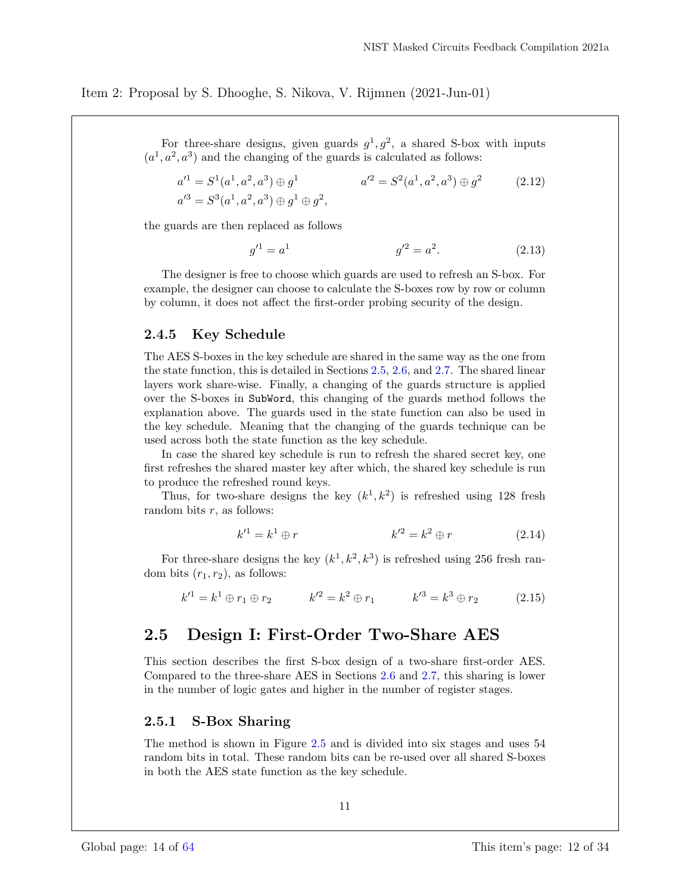Item 2: Proposal by S. Dhooghe, S. Nikova, V. Rijmnen (2021-Jun-01)

For three-share designs, given guards $g^1, g^2$, a shared S-box with inputs $(a^1, a^2, a^3)$ and the changing of the guards is calculated as follows:

$$a'^1 = S^1(a^1, a^2, a^3) \oplus g^1 \qquad a'^2 = S^2(a^1, a^2, a^3) \oplus g^2 \tag{2.12}$$
$$a'^3 = S^3(a^1, a^2, a^3) \oplus g^1 \oplus g^2,$$

the guards are then replaced as follows

$$g'^1 = a^1 \qquad g'^2 = a^2. \tag{2.13}$$

The designer is free to choose which guards are used to refresh an S-box. For example, the designer can choose to calculate the S-boxes row by row or column by column, it does not affect the first-order probing security of the design.

### 2.4.5 Key Schedule

The AES S-boxes in the key schedule are shared in the same way as the one from the state function, this is detailed in Sections 2.5, 2.6, and 2.7. The shared linear layers work share-wise. Finally, a changing of the guards structure is applied over the S-boxes in `SubWord`, this changing of the guards method follows the explanation above. The guards used in the state function can also be used in the key schedule. Meaning that the changing of the guards technique can be used across both the state function as the key schedule.

In case the shared key schedule is run to refresh the shared secret key, one first refreshes the shared master key after which, the shared key schedule is run to produce the refreshed round keys.

Thus, for two-share designs the key $(k^1, k^2)$ is refreshed using 128 fresh random bits $r$, as follows:

$$k'^1 = k^1 \oplus r \qquad k'^2 = k^2 \oplus r \tag{2.14}$$

For three-share designs the key $(k^1, k^2, k^3)$ is refreshed using 256 fresh random bits $(r_1, r_2)$, as follows:

$$k'^1 = k^1 \oplus r_1 \oplus r_2 \qquad k'^2 = k^2 \oplus r_1 \qquad k'^3 = k^3 \oplus r_2 \tag{2.15}$$

## 2.5 Design I: First-Order Two-Share AES

This section describes the first S-box design of a two-share first-order AES. Compared to the three-share AES in Sections 2.6 and 2.7, this sharing is lower in the number of logic gates and higher in the number of register stages.

### 2.5.1 S-Box Sharing

The method is shown in Figure 2.5 and is divided into six stages and uses 54 random bits in total. These random bits can be re-used over all shared S-boxes in both the AES state function as the key schedule.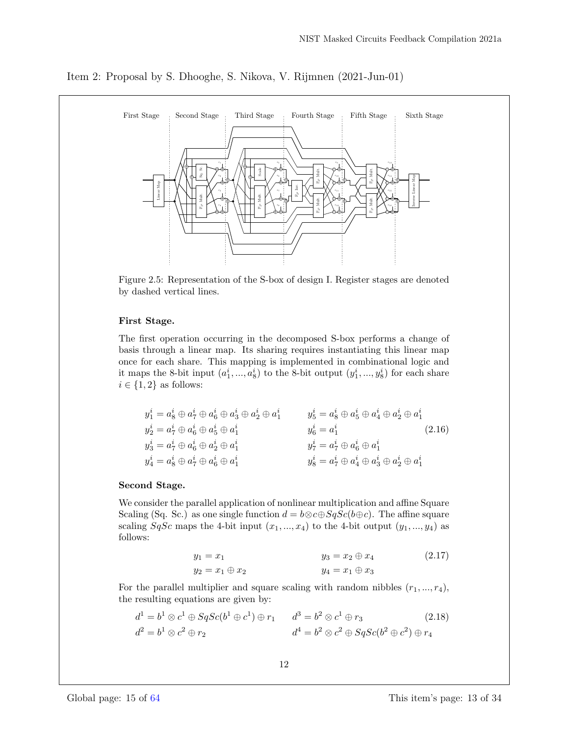Item 2: Proposal by S. Dhooghe, S. Nikova, V. Rijmnen (2021-Jun-01)

Figure 2.5: Representation of the S-box of design I. Register stages are denoted by dashed vertical lines.

**First Stage.**

The first operation occurring in the decomposed S-box performs a change of basis through a linear map. Its sharing requires instantiating this linear map once for each share. This mapping is implemented in combinational logic and it maps the 8-bit input $(a_1^i, ..., a_8^i)$ to the 8-bit output $(y_1^i, ..., y_8^i)$ for each share $i \in \{1, 2\}$ as follows:

$$
\begin{aligned}
y_1^i &= a_8^i \oplus a_7^i \oplus a_6^i \oplus a_3^i \oplus a_2^i \oplus a_1^i \qquad & y_5^i &= a_8^i \oplus a_5^i \oplus a_4^i \oplus a_2^i \oplus a_1^i \\
y_2^i &= a_7^i \oplus a_6^i \oplus a_5^i \oplus a_1^i & y_6^i &= a_1^i \\
y_3^i &= a_7^i \oplus a_6^i \oplus a_2^i \oplus a_1^i & y_7^i &= a_7^i \oplus a_6^i \oplus a_1^i \\
y_4^i &= a_8^i \oplus a_7^i \oplus a_6^i \oplus a_1^i & y_8^i &= a_7^i \oplus a_4^i \oplus a_3^i \oplus a_2^i \oplus a_1^i
\end{aligned}
\tag{2.16}
$$

**Second Stage.**

We consider the parallel application of nonlinear multiplication and affine Square Scaling (Sq. Sc.) as one single function $d = b \otimes c \oplus SqSc(b \oplus c)$. The affine square scaling $SqSc$ maps the 4-bit input $(x_1, ..., x_4)$ to the 4-bit output $(y_1, ..., y_4)$ as follows:

$$
\begin{aligned}
y_1 &= x_1 \qquad & y_3 &= x_2 \oplus x_4 \\
y_2 &= x_1 \oplus x_2 & y_4 &= x_1 \oplus x_3
\end{aligned}
\tag{2.17}
$$

For the parallel multiplier and square scaling with random nibbles $(r_1, ..., r_4)$, the resulting equations are given by:

$$
\begin{aligned}
d^1 &= b^1 \otimes c^1 \oplus SqSc(b^1 \oplus c^1) \oplus r_1 \qquad & d^3 &= b^2 \otimes c^1 \oplus r_3 \\
d^2 &= b^1 \otimes c^2 \oplus r_2 & d^4 &= b^2 \otimes c^2 \oplus SqSc(b^2 \oplus c^2) \oplus r_4
\end{aligned}
\tag{2.18}
$$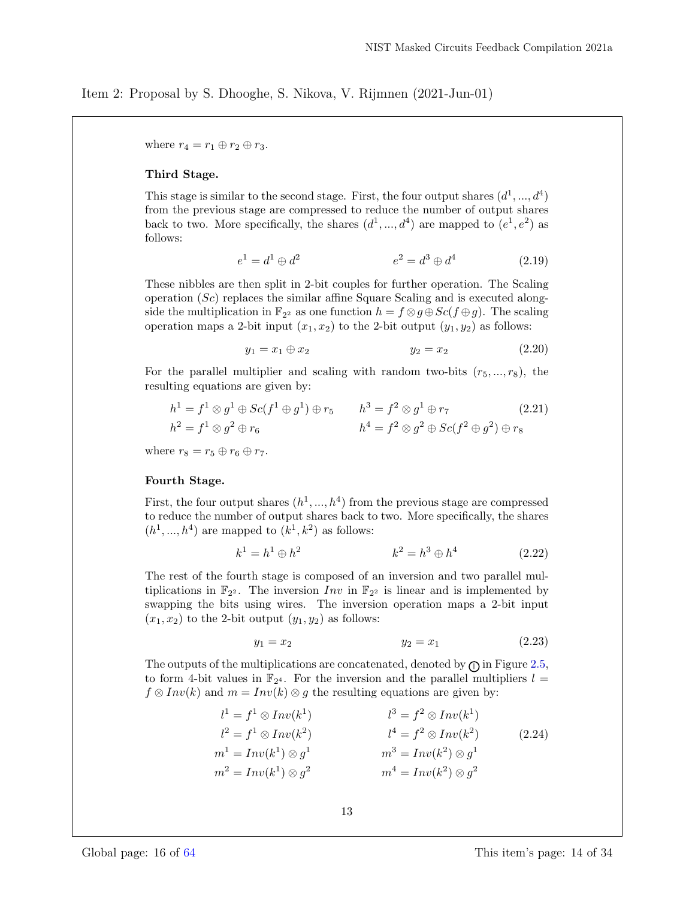Item 2: Proposal by S. Dhooghe, S. Nikova, V. Rijmnen (2021-Jun-01)

where $r_4 = r_1 \oplus r_2 \oplus r_3$.

**Third Stage.**

This stage is similar to the second stage. First, the four output shares $(d^1, ..., d^4)$ from the previous stage are compressed to reduce the number of output shares back to two. More specifically, the shares $(d^1, ..., d^4)$ are mapped to $(e^1, e^2)$ as follows:

$$e^1 = d^1 \oplus d^2 \qquad\qquad e^2 = d^3 \oplus d^4 \tag{2.19}$$

These nibbles are then split in 2-bit couples for further operation. The Scaling operation ($Sc$) replaces the similar affine Square Scaling and is executed alongside the multiplication in $\mathbb{F}_{2^2}$ as one function $h = f \otimes g \oplus Sc(f \oplus g)$. The scaling operation maps a 2-bit input $(x_1, x_2)$ to the 2-bit output $(y_1, y_2)$ as follows:

$$y_1 = x_1 \oplus x_2 \qquad\qquad y_2 = x_2 \tag{2.20}$$

For the parallel multiplier and scaling with random two-bits $(r_5, ..., r_8)$, the resulting equations are given by:

$$\begin{aligned} h^1 &= f^1 \otimes g^1 \oplus Sc(f^1 \oplus g^1) \oplus r_5 & \qquad h^3 &= f^2 \otimes g^1 \oplus r_7 \\ h^2 &= f^1 \otimes g^2 \oplus r_6 & \qquad h^4 &= f^2 \otimes g^2 \oplus Sc(f^2 \oplus g^2) \oplus r_8 \end{aligned} \tag{2.21}$$

where $r_8 = r_5 \oplus r_6 \oplus r_7$.

**Fourth Stage.**

First, the four output shares $(h^1, ..., h^4)$ from the previous stage are compressed to reduce the number of output shares back to two. More specifically, the shares $(h^1, ..., h^4)$ are mapped to $(k^1, k^2)$ as follows:

$$k^1 = h^1 \oplus h^2 \qquad\qquad k^2 = h^3 \oplus h^4 \tag{2.22}$$

The rest of the fourth stage is composed of an inversion and two parallel multiplications in $\mathbb{F}_{2^2}$. The inversion $Inv$ in $\mathbb{F}_{2^2}$ is linear and is implemented by swapping the bits using wires. The inversion operation maps a 2-bit input $(x_1, x_2)$ to the 2-bit output $(y_1, y_2)$ as follows:

$$y_1 = x_2 \qquad\qquad y_2 = x_1 \tag{2.23}$$

The outputs of the multiplications are concatenated, denoted by ⦶ in Figure 2.5, to form 4-bit values in $\mathbb{F}_{2^4}$. For the inversion and the parallel multipliers $l = f \otimes Inv(k)$ and $m = Inv(k) \otimes g$ the resulting equations are given by:

$$\begin{aligned} l^1 &= f^1 \otimes Inv(k^1) & \qquad l^3 &= f^2 \otimes Inv(k^1) \\ l^2 &= f^1 \otimes Inv(k^2) & \qquad l^4 &= f^2 \otimes Inv(k^2) \\ m^1 &= Inv(k^1) \otimes g^1 & \qquad m^3 &= Inv(k^2) \otimes g^1 \\ m^2 &= Inv(k^1) \otimes g^2 & \qquad m^4 &= Inv(k^2) \otimes g^2 \end{aligned} \tag{2.24}$$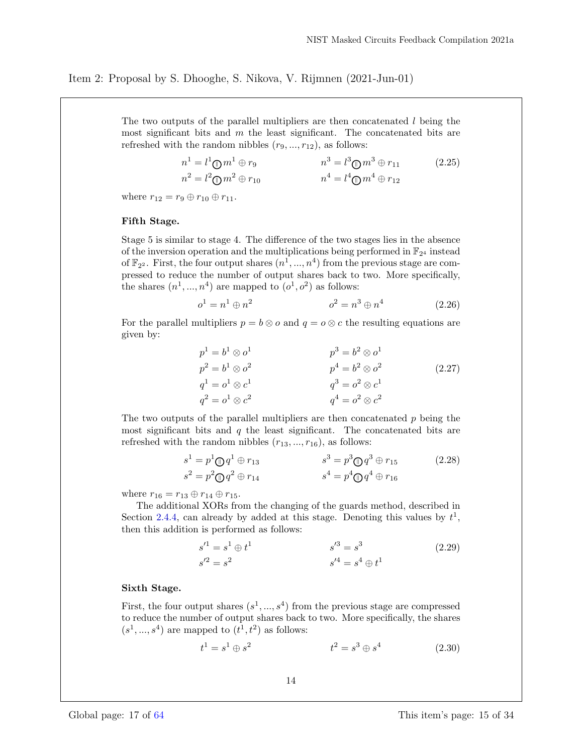Item 2: Proposal by S. Dhooghe, S. Nikova, V. Rijmnen (2021-Jun-01)

The two outputs of the parallel multipliers are then concatenated $l$ being the most significant bits and $m$ the least significant. The concatenated bits are refreshed with the random nibbles $(r_9, ..., r_{12})$, as follows:

$$n^1 = l^1 \circledcirc m^1 \oplus r_9 \qquad n^3 = l^3 \circledcirc m^3 \oplus r_{11} \tag{2.25}$$
$$n^2 = l^2 \circledcirc m^2 \oplus r_{10} \qquad n^4 = l^4 \circledcirc m^4 \oplus r_{12}$$

where $r_{12} = r_9 \oplus r_{10} \oplus r_{11}$.

**Fifth Stage.**

Stage 5 is similar to stage 4. The difference of the two stages lies in the absence of the inversion operation and the multiplications being performed in $\mathbb{F}_{2^4}$ instead of $\mathbb{F}_{2^2}$. First, the four output shares $(n^1, ..., n^4)$ from the previous stage are compressed to reduce the number of output shares back to two. More specifically, the shares $(n^1, ..., n^4)$ are mapped to $(o^1, o^2)$ as follows:

$$o^1 = n^1 \oplus n^2 \qquad o^2 = n^3 \oplus n^4 \tag{2.26}$$

For the parallel multipliers $p = b \otimes o$ and $q = o \otimes c$ the resulting equations are given by:

$$\begin{aligned} p^1 &= b^1 \otimes o^1 & p^3 &= b^2 \otimes o^1 \\ p^2 &= b^1 \otimes o^2 & p^4 &= b^2 \otimes o^2 \\ q^1 &= o^1 \otimes c^1 & q^3 &= o^2 \otimes c^1 \\ q^2 &= o^1 \otimes c^2 & q^4 &= o^2 \otimes c^2 \end{aligned} \tag{2.27}$$

The two outputs of the parallel multipliers are then concatenated $p$ being the most significant bits and $q$ the least significant. The concatenated bits are refreshed with the random nibbles $(r_{13}, ..., r_{16})$, as follows:

$$s^1 = p^1 \circledcirc q^1 \oplus r_{13} \qquad s^3 = p^3 \circledcirc q^3 \oplus r_{15} \tag{2.28}$$
$$s^2 = p^2 \circledcirc q^2 \oplus r_{14} \qquad s^4 = p^4 \circledcirc q^4 \oplus r_{16}$$

where $r_{16} = r_{13} \oplus r_{14} \oplus r_{15}$.

The additional XORs from the changing of the guards method, described in Section 2.4.4, can already by added at this stage. Denoting this values by $t^1$, then this addition is performed as follows:

$$s'^1 = s^1 \oplus t^1 \qquad s'^3 = s^3 \tag{2.29}$$
$$s'^2 = s^2 \qquad s'^4 = s^4 \oplus t^1$$

**Sixth Stage.**

First, the four output shares $(s^1, ..., s^4)$ from the previous stage are compressed to reduce the number of output shares back to two. More specifically, the shares $(s^1, ..., s^4)$ are mapped to $(t^1, t^2)$ as follows:

$$t^1 = s^1 \oplus s^2 \qquad t^2 = s^3 \oplus s^4 \tag{2.30}$$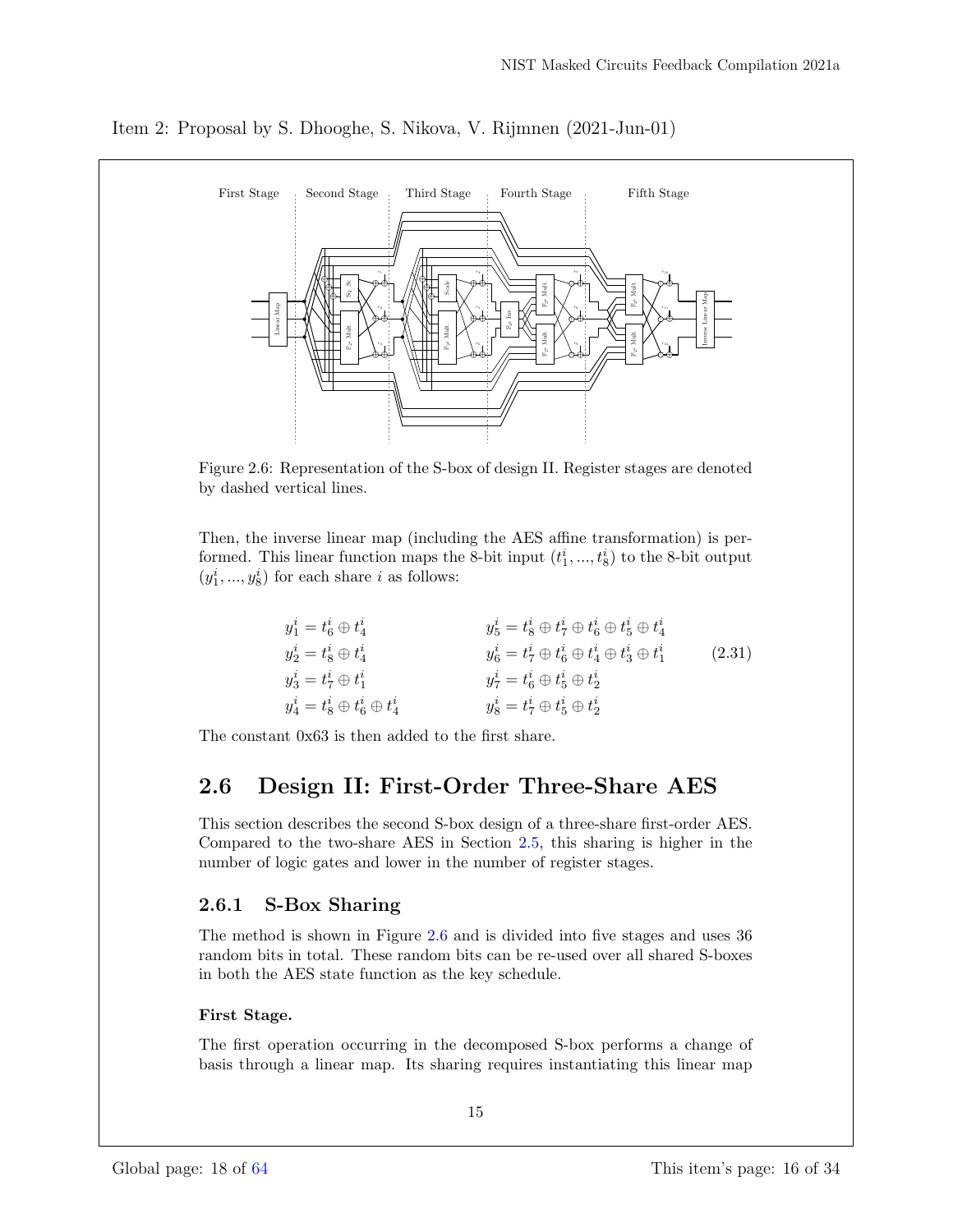Item 2: Proposal by S. Dhooghe, S. Nikova, V. Rijmnen (2021-Jun-01)

Figure 2.6: Representation of the S-box of design II. Register stages are denoted by dashed vertical lines.

Then, the inverse linear map (including the AES affine transformation) is performed. This linear function maps the 8-bit input $(t_1^i, ..., t_8^i)$ to the 8-bit output $(y_1^i, ..., y_8^i)$ for each share $i$ as follows:

$$
\begin{aligned}
y_1^i &= t_6^i \oplus t_4^i & \qquad y_5^i &= t_8^i \oplus t_7^i \oplus t_6^i \oplus t_5^i \oplus t_4^i \\
y_2^i &= t_8^i \oplus t_4^i & \qquad y_6^i &= t_7^i \oplus t_6^i \oplus t_4^i \oplus t_3^i \oplus t_1^i \\
y_3^i &= t_7^i \oplus t_1^i & \qquad y_7^i &= t_6^i \oplus t_5^i \oplus t_2^i \\
y_4^i &= t_8^i \oplus t_6^i \oplus t_4^i & \qquad y_8^i &= t_7^i \oplus t_5^i \oplus t_2^i
\end{aligned}
\tag{2.31}
$$

The constant 0x63 is then added to the first share.

## 2.6 Design II: First-Order Three-Share AES

This section describes the second S-box design of a three-share first-order AES. Compared to the two-share AES in Section 2.5, this sharing is higher in the number of logic gates and lower in the number of register stages.

### 2.6.1 S-Box Sharing

The method is shown in Figure 2.6 and is divided into five stages and uses 36 random bits in total. These random bits can be re-used over all shared S-boxes in both the AES state function as the key schedule.

**First Stage.**

The first operation occurring in the decomposed S-box performs a change of basis through a linear map. Its sharing requires instantiating this linear map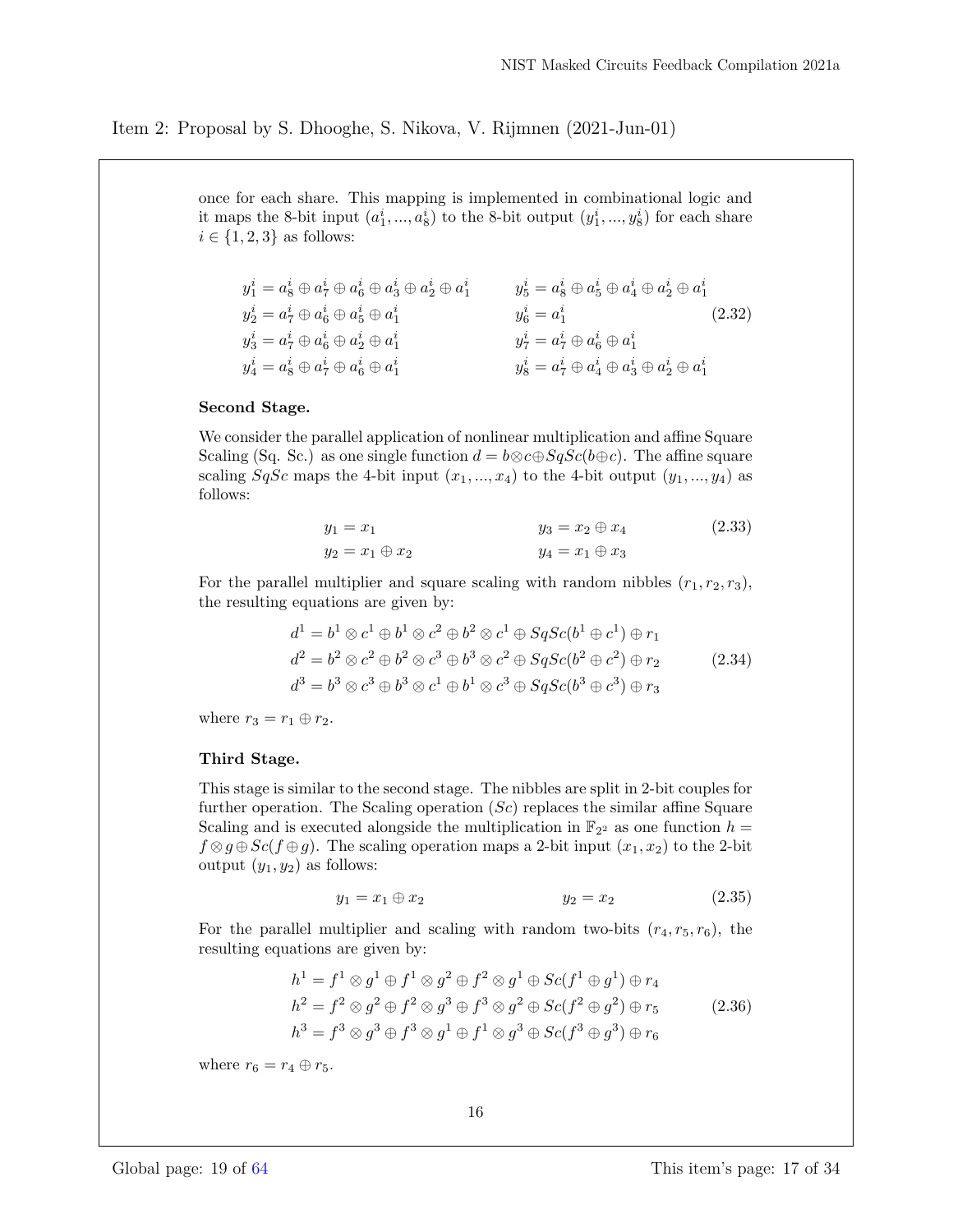Item 2: Proposal by S. Dhooghe, S. Nikova, V. Rijmnen (2021-Jun-01)

once for each share. This mapping is implemented in combinational logic and it maps the 8-bit input $(a_1^i, ..., a_8^i)$ to the 8-bit output $(y_1^i, ..., y_8^i)$ for each share $i \in \{1, 2, 3\}$ as follows:

$$
\begin{aligned}
y_1^i &= a_8^i \oplus a_7^i \oplus a_6^i \oplus a_3^i \oplus a_2^i \oplus a_1^i & \quad y_5^i &= a_8^i \oplus a_5^i \oplus a_4^i \oplus a_2^i \oplus a_1^i \\
y_2^i &= a_7^i \oplus a_6^i \oplus a_5^i \oplus a_1^i & y_6^i &= a_1^i \\
y_3^i &= a_7^i \oplus a_6^i \oplus a_2^i \oplus a_1^i & y_7^i &= a_7^i \oplus a_6^i \oplus a_1^i \\
y_4^i &= a_8^i \oplus a_7^i \oplus a_6^i \oplus a_1^i & y_8^i &= a_7^i \oplus a_4^i \oplus a_3^i \oplus a_2^i \oplus a_1^i
\end{aligned}
\tag{2.32}
$$

**Second Stage.**

We consider the parallel application of nonlinear multiplication and affine Square Scaling (Sq. Sc.) as one single function $d = b \otimes c \oplus SqSc(b \oplus c)$. The affine square scaling $SqSc$ maps the 4-bit input $(x_1, ..., x_4)$ to the 4-bit output $(y_1, ..., y_4)$ as follows:

$$
\begin{aligned}
y_1 &= x_1 & \quad y_3 &= x_2 \oplus x_4 \\
y_2 &= x_1 \oplus x_2 & y_4 &= x_1 \oplus x_3
\end{aligned}
\tag{2.33}
$$

For the parallel multiplier and square scaling with random nibbles $(r_1, r_2, r_3)$, the resulting equations are given by:

$$
\begin{aligned}
d^1 &= b^1 \otimes c^1 \oplus b^1 \otimes c^2 \oplus b^2 \otimes c^1 \oplus SqSc(b^1 \oplus c^1) \oplus r_1 \\
d^2 &= b^2 \otimes c^2 \oplus b^2 \otimes c^3 \oplus b^3 \otimes c^2 \oplus SqSc(b^2 \oplus c^2) \oplus r_2 \\
d^3 &= b^3 \otimes c^3 \oplus b^3 \otimes c^1 \oplus b^1 \otimes c^3 \oplus SqSc(b^3 \oplus c^3) \oplus r_3
\end{aligned}
\tag{2.34}
$$

where $r_3 = r_1 \oplus r_2$.

**Third Stage.**

This stage is similar to the second stage. The nibbles are split in 2-bit couples for further operation. The Scaling operation ($Sc$) replaces the similar affine Square Scaling and is executed alongside the multiplication in $\mathbb{F}_{2^2}$ as one function $h = f \otimes g \oplus Sc(f \oplus g)$. The scaling operation maps a 2-bit input $(x_1, x_2)$ to the 2-bit output $(y_1, y_2)$ as follows:

$$
y_1 = x_1 \oplus x_2 \qquad\qquad y_2 = x_2 \tag{2.35}
$$

For the parallel multiplier and scaling with random two-bits $(r_4, r_5, r_6)$, the resulting equations are given by:

$$
\begin{aligned}
h^1 &= f^1 \otimes g^1 \oplus f^1 \otimes g^2 \oplus f^2 \otimes g^1 \oplus Sc(f^1 \oplus g^1) \oplus r_4 \\
h^2 &= f^2 \otimes g^2 \oplus f^2 \otimes g^3 \oplus f^3 \otimes g^2 \oplus Sc(f^2 \oplus g^2) \oplus r_5 \\
h^3 &= f^3 \otimes g^3 \oplus f^3 \otimes g^1 \oplus f^1 \otimes g^3 \oplus Sc(f^3 \oplus g^3) \oplus r_6
\end{aligned}
\tag{2.36}
$$

where $r_6 = r_4 \oplus r_5$.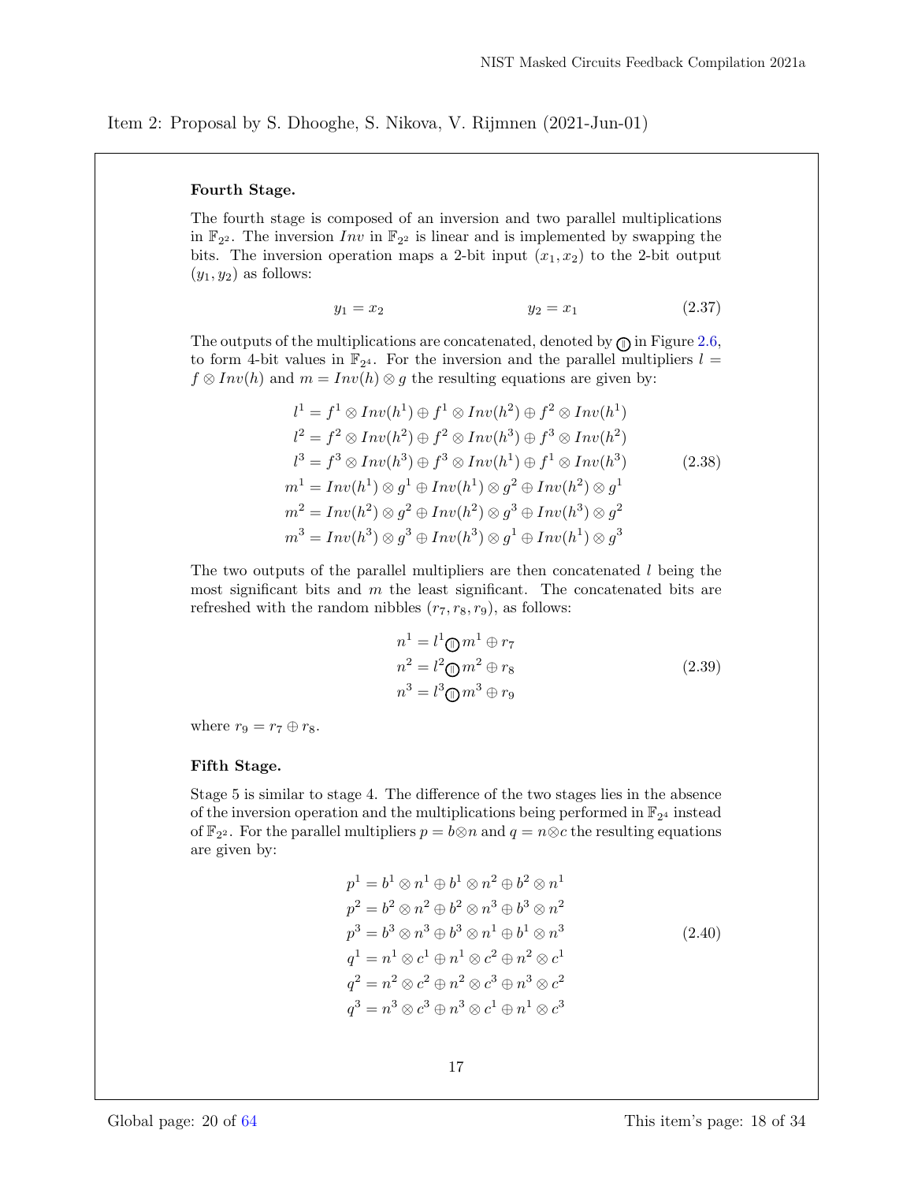Item 2: Proposal by S. Dhooghe, S. Nikova, V. Rijmnen (2021-Jun-01)

**Fourth Stage.**

The fourth stage is composed of an inversion and two parallel multiplications in $\mathbb{F}_{2^2}$. The inversion $Inv$ in $\mathbb{F}_{2^2}$ is linear and is implemented by swapping the bits. The inversion operation maps a 2-bit input $(x_1, x_2)$ to the 2-bit output $(y_1, y_2)$ as follows:

$$y_1 = x_2 \qquad\qquad y_2 = x_1 \tag{2.37}$$

The outputs of the multiplications are concatenated, denoted by $\circledcirc$ in Figure 2.6, to form 4-bit values in $\mathbb{F}_{2^4}$. For the inversion and the parallel multipliers $l = f \otimes Inv(h)$ and $m = Inv(h) \otimes g$ the resulting equations are given by:

$$\begin{aligned}
l^1 &= f^1 \otimes Inv(h^1) \oplus f^1 \otimes Inv(h^2) \oplus f^2 \otimes Inv(h^1)\\
l^2 &= f^2 \otimes Inv(h^2) \oplus f^2 \otimes Inv(h^3) \oplus f^3 \otimes Inv(h^2)\\
l^3 &= f^3 \otimes Inv(h^3) \oplus f^3 \otimes Inv(h^1) \oplus f^1 \otimes Inv(h^3)\\
m^1 &= Inv(h^1) \otimes g^1 \oplus Inv(h^1) \otimes g^2 \oplus Inv(h^2) \otimes g^1\\
m^2 &= Inv(h^2) \otimes g^2 \oplus Inv(h^2) \otimes g^3 \oplus Inv(h^3) \otimes g^2\\
m^3 &= Inv(h^3) \otimes g^3 \oplus Inv(h^3) \otimes g^1 \oplus Inv(h^1) \otimes g^3
\end{aligned} \tag{2.38}$$

The two outputs of the parallel multipliers are then concatenated $l$ being the most significant bits and $m$ the least significant. The concatenated bits are refreshed with the random nibbles $(r_7, r_8, r_9)$, as follows:

$$\begin{aligned}
n^1 &= l^1 \circledcirc m^1 \oplus r_7\\
n^2 &= l^2 \circledcirc m^2 \oplus r_8\\
n^3 &= l^3 \circledcirc m^3 \oplus r_9
\end{aligned} \tag{2.39}$$

where $r_9 = r_7 \oplus r_8$.

**Fifth Stage.**

Stage 5 is similar to stage 4. The difference of the two stages lies in the absence of the inversion operation and the multiplications being performed in $\mathbb{F}_{2^4}$ instead of $\mathbb{F}_{2^2}$. For the parallel multipliers $p = b \otimes n$ and $q = n \otimes c$ the resulting equations are given by:

$$\begin{aligned}
p^1 &= b^1 \otimes n^1 \oplus b^1 \otimes n^2 \oplus b^2 \otimes n^1\\
p^2 &= b^2 \otimes n^2 \oplus b^2 \otimes n^3 \oplus b^3 \otimes n^2\\
p^3 &= b^3 \otimes n^3 \oplus b^3 \otimes n^1 \oplus b^1 \otimes n^3\\
q^1 &= n^1 \otimes c^1 \oplus n^1 \otimes c^2 \oplus n^2 \otimes c^1\\
q^2 &= n^2 \otimes c^2 \oplus n^2 \otimes c^3 \oplus n^3 \otimes c^2\\
q^3 &= n^3 \otimes c^3 \oplus n^3 \otimes c^1 \oplus n^1 \otimes c^3
\end{aligned} \tag{2.40}$$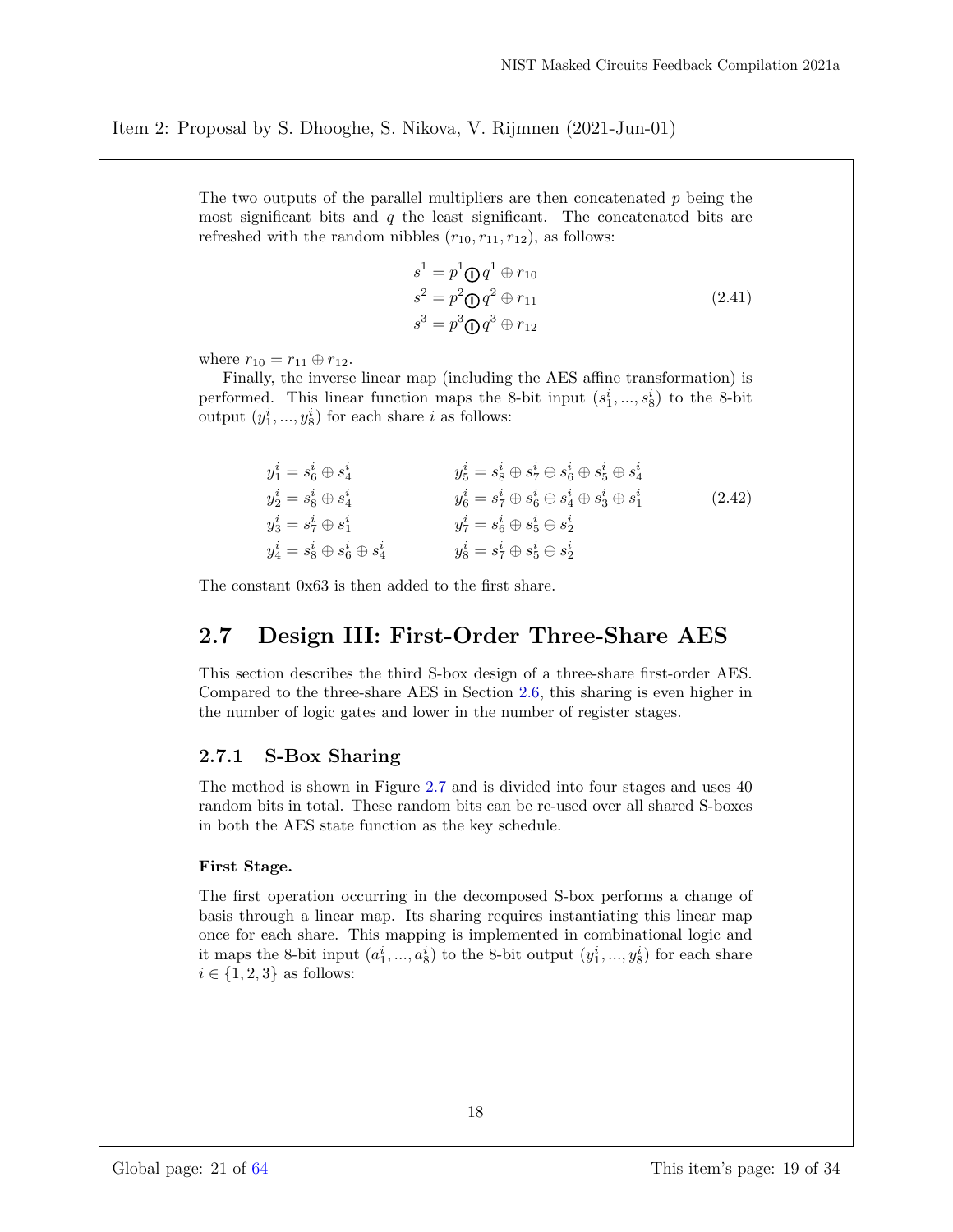Item 2: Proposal by S. Dhooghe, S. Nikova, V. Rijmnen (2021-Jun-01)

The two outputs of the parallel multipliers are then concatenated $p$ being the most significant bits and $q$ the least significant. The concatenated bits are refreshed with the random nibbles $(r_{10}, r_{11}, r_{12})$, as follows:

$$
\begin{aligned}
s^1 &= p^1 \,\textcircled{\scriptsize{||}}\, q^1 \oplus r_{10} \\
s^2 &= p^2 \,\textcircled{\scriptsize{||}}\, q^2 \oplus r_{11} \\
s^3 &= p^3 \,\textcircled{\scriptsize{||}}\, q^3 \oplus r_{12}
\end{aligned}
\tag{2.41}
$$

where $r_{10} = r_{11} \oplus r_{12}$.

Finally, the inverse linear map (including the AES affine transformation) is performed. This linear function maps the 8-bit input $(s_1^i, ..., s_8^i)$ to the 8-bit output $(y_1^i, ..., y_8^i)$ for each share $i$ as follows:

$$
\begin{aligned}
y_1^i &= s_6^i \oplus s_4^i & y_5^i &= s_8^i \oplus s_7^i \oplus s_6^i \oplus s_5^i \oplus s_4^i \\
y_2^i &= s_8^i \oplus s_4^i & y_6^i &= s_7^i \oplus s_6^i \oplus s_4^i \oplus s_3^i \oplus s_1^i \\
y_3^i &= s_7^i \oplus s_1^i & y_7^i &= s_6^i \oplus s_5^i \oplus s_2^i \\
y_4^i &= s_8^i \oplus s_6^i \oplus s_4^i & y_8^i &= s_7^i \oplus s_5^i \oplus s_2^i
\end{aligned}
\tag{2.42}
$$

The constant 0x63 is then added to the first share.

## 2.7 Design III: First-Order Three-Share AES

This section describes the third S-box design of a three-share first-order AES. Compared to the three-share AES in Section 2.6, this sharing is even higher in the number of logic gates and lower in the number of register stages.

### 2.7.1 S-Box Sharing

The method is shown in Figure 2.7 and is divided into four stages and uses 40 random bits in total. These random bits can be re-used over all shared S-boxes in both the AES state function as the key schedule.

#### First Stage.

The first operation occurring in the decomposed S-box performs a change of basis through a linear map. Its sharing requires instantiating this linear map once for each share. This mapping is implemented in combinational logic and it maps the 8-bit input $(a_1^i, ..., a_8^i)$ to the 8-bit output $(y_1^i, ..., y_8^i)$ for each share $i \in \{1, 2, 3\}$ as follows: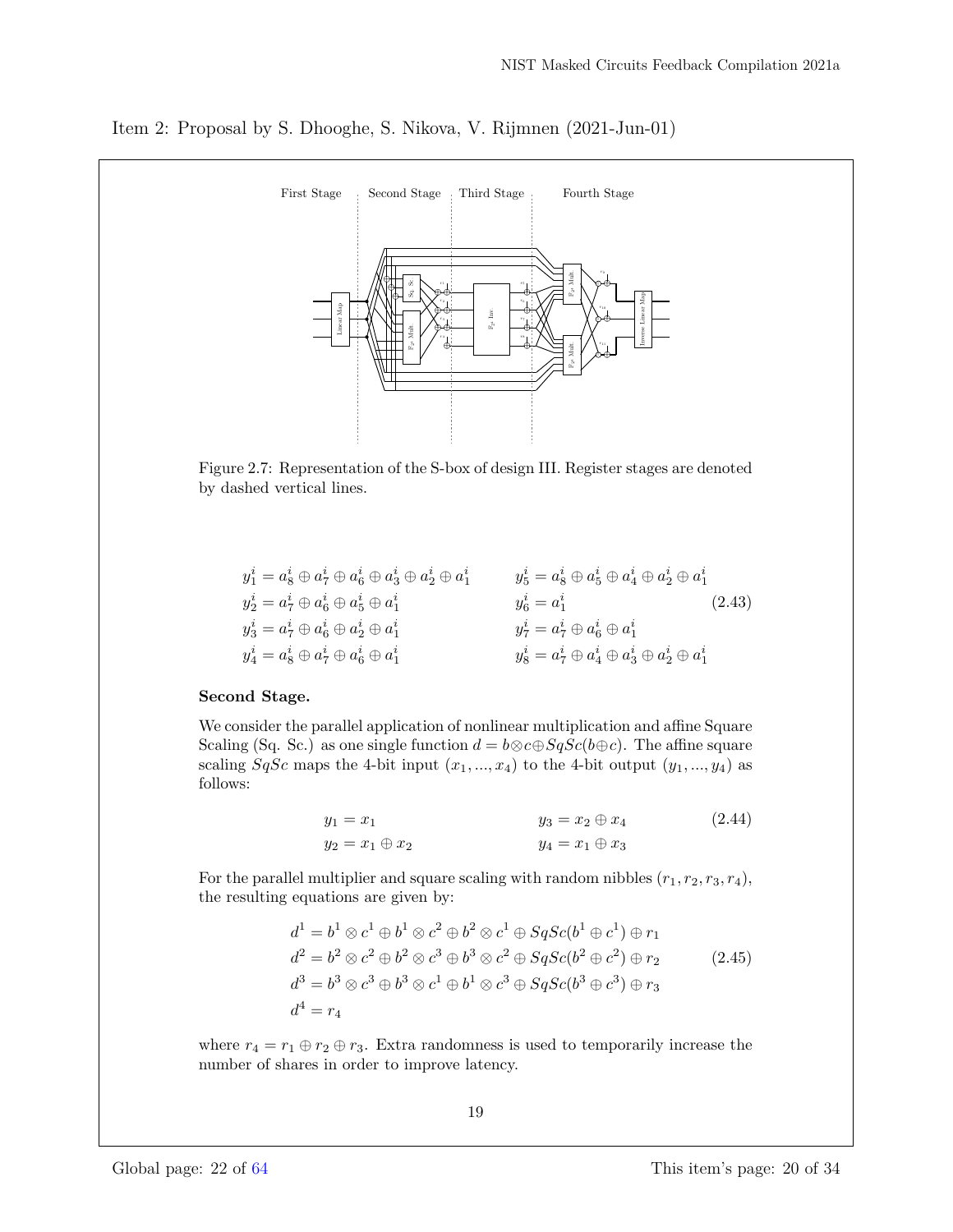Item 2: Proposal by S. Dhooghe, S. Nikova, V. Rijmnen (2021-Jun-01)

Figure 2.7: Representation of the S-box of design III. Register stages are denoted by dashed vertical lines.

$$
\begin{aligned}
y_1^i &= a_8^i \oplus a_7^i \oplus a_6^i \oplus a_3^i \oplus a_2^i \oplus a_1^i & y_5^i &= a_8^i \oplus a_5^i \oplus a_4^i \oplus a_2^i \oplus a_1^i \\
y_2^i &= a_7^i \oplus a_6^i \oplus a_5^i \oplus a_1^i & y_6^i &= a_1^i \\
y_3^i &= a_7^i \oplus a_6^i \oplus a_2^i \oplus a_1^i & y_7^i &= a_7^i \oplus a_6^i \oplus a_1^i \\
y_4^i &= a_8^i \oplus a_7^i \oplus a_6^i \oplus a_1^i & y_8^i &= a_7^i \oplus a_4^i \oplus a_3^i \oplus a_2^i \oplus a_1^i
\end{aligned}
\tag{2.43}
$$

**Second Stage.**

We consider the parallel application of nonlinear multiplication and affine Square Scaling (Sq. Sc.) as one single function $d = b \otimes c \oplus SqSc(b \oplus c)$. The affine square scaling $SqSc$ maps the 4-bit input $(x_1, ..., x_4)$ to the 4-bit output $(y_1, ..., y_4)$ as follows:

$$
\begin{aligned}
y_1 &= x_1 & y_3 &= x_2 \oplus x_4 \\
y_2 &= x_1 \oplus x_2 & y_4 &= x_1 \oplus x_3
\end{aligned}
\tag{2.44}
$$

For the parallel multiplier and square scaling with random nibbles $(r_1, r_2, r_3, r_4)$, the resulting equations are given by:

$$
\begin{aligned}
d^1 &= b^1 \otimes c^1 \oplus b^1 \otimes c^2 \oplus b^2 \otimes c^1 \oplus SqSc(b^1 \oplus c^1) \oplus r_1 \\
d^2 &= b^2 \otimes c^2 \oplus b^2 \otimes c^3 \oplus b^3 \otimes c^2 \oplus SqSc(b^2 \oplus c^2) \oplus r_2 \\
d^3 &= b^3 \otimes c^3 \oplus b^3 \otimes c^1 \oplus b^1 \otimes c^3 \oplus SqSc(b^3 \oplus c^3) \oplus r_3 \\
d^4 &= r_4
\end{aligned}
\tag{2.45}
$$

where $r_4 = r_1 \oplus r_2 \oplus r_3$. Extra randomness is used to temporarily increase the number of shares in order to improve latency.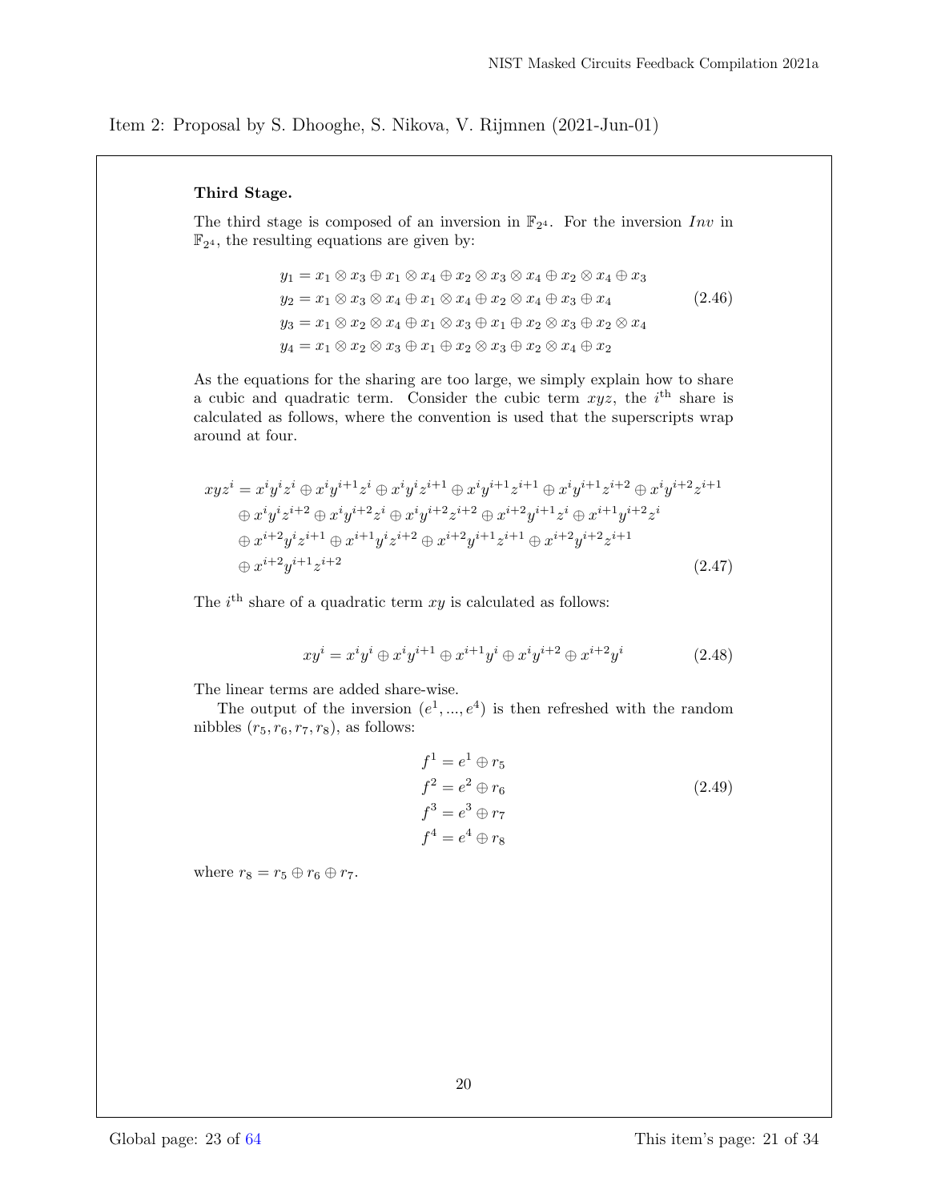Item 2: Proposal by S. Dhooghe, S. Nikova, V. Rijmnen (2021-Jun-01)

**Third Stage.**

The third stage is composed of an inversion in $\mathbb{F}_{2^4}$. For the inversion $Inv$ in $\mathbb{F}_{2^4}$, the resulting equations are given by:

$$
\begin{aligned}
y_1 &= x_1 \otimes x_3 \oplus x_1 \otimes x_4 \oplus x_2 \otimes x_3 \otimes x_4 \oplus x_2 \otimes x_4 \oplus x_3 \\
y_2 &= x_1 \otimes x_3 \otimes x_4 \oplus x_1 \otimes x_4 \oplus x_2 \otimes x_4 \oplus x_3 \oplus x_4 \\
y_3 &= x_1 \otimes x_2 \otimes x_4 \oplus x_1 \otimes x_3 \oplus x_1 \oplus x_2 \otimes x_3 \oplus x_2 \otimes x_4 \\
y_4 &= x_1 \otimes x_2 \otimes x_3 \oplus x_1 \oplus x_2 \otimes x_3 \oplus x_2 \otimes x_4 \oplus x_2
\end{aligned}
\tag{2.46}
$$

As the equations for the sharing are too large, we simply explain how to share a cubic and quadratic term. Consider the cubic term $xyz$, the $i^{\text{th}}$ share is calculated as follows, where the convention is used that the superscripts wrap around at four.

$$
\begin{aligned}
xyz^i = {} & x^i y^i z^i \oplus x^i y^{i+1} z^i \oplus x^i y^i z^{i+1} \oplus x^i y^{i+1} z^{i+1} \oplus x^i y^{i+1} z^{i+2} \oplus x^i y^{i+2} z^{i+1} \\
& \oplus x^i y^i z^{i+2} \oplus x^i y^{i+2} z^i \oplus x^i y^{i+2} z^{i+2} \oplus x^{i+2} y^{i+1} z^i \oplus x^{i+1} y^{i+2} z^i \\
& \oplus x^{i+2} y^i z^{i+1} \oplus x^{i+1} y^i z^{i+2} \oplus x^{i+2} y^{i+1} z^{i+1} \oplus x^{i+2} y^{i+2} z^{i+1} \\
& \oplus x^{i+2} y^{i+1} z^{i+2}
\end{aligned}
\tag{2.47}
$$

The $i^{\text{th}}$ share of a quadratic term $xy$ is calculated as follows:

$$
xy^i = x^i y^i \oplus x^i y^{i+1} \oplus x^{i+1} y^i \oplus x^i y^{i+2} \oplus x^{i+2} y^i \tag{2.48}
$$

The linear terms are added share-wise.

The output of the inversion $(e^1, ..., e^4)$ is then refreshed with the random nibbles $(r_5, r_6, r_7, r_8)$, as follows:

$$
\begin{aligned}
f^1 &= e^1 \oplus r_5 \\
f^2 &= e^2 \oplus r_6 \\
f^3 &= e^3 \oplus r_7 \\
f^4 &= e^4 \oplus r_8
\end{aligned}
\tag{2.49}
$$

where $r_8 = r_5 \oplus r_6 \oplus r_7$.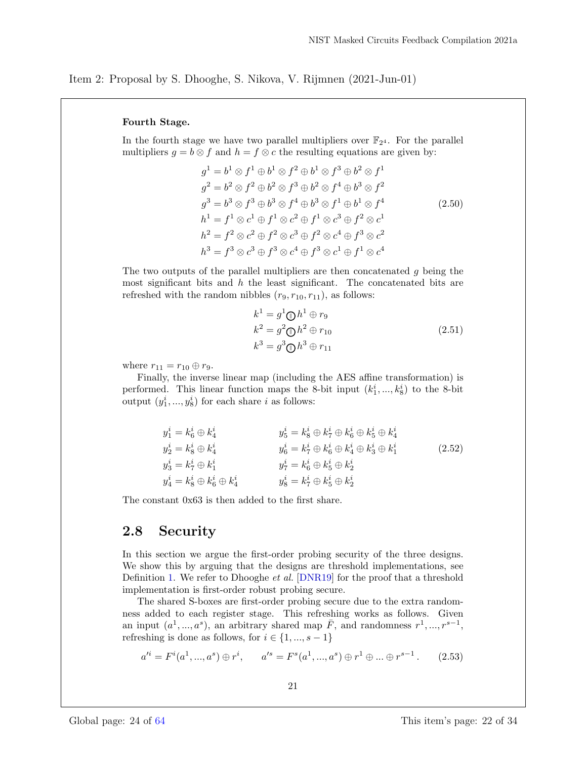Item 2: Proposal by S. Dhooghe, S. Nikova, V. Rijmnen (2021-Jun-01)

**Fourth Stage.**

In the fourth stage we have two parallel multipliers over $\mathbb{F}_{2^4}$. For the parallel multipliers $g = b \otimes f$ and $h = f \otimes c$ the resulting equations are given by:

$$
\begin{aligned}
g^1 &= b^1 \otimes f^1 \oplus b^1 \otimes f^2 \oplus b^1 \otimes f^3 \oplus b^2 \otimes f^1 \\
g^2 &= b^2 \otimes f^2 \oplus b^2 \otimes f^3 \oplus b^2 \otimes f^4 \oplus b^3 \otimes f^2 \\
g^3 &= b^3 \otimes f^3 \oplus b^3 \otimes f^4 \oplus b^3 \otimes f^1 \oplus b^1 \otimes f^4 \\
h^1 &= f^1 \otimes c^1 \oplus f^1 \otimes c^2 \oplus f^1 \otimes c^3 \oplus f^2 \otimes c^1 \\
h^2 &= f^2 \otimes c^2 \oplus f^2 \otimes c^3 \oplus f^2 \otimes c^4 \oplus f^3 \otimes c^2 \\
h^3 &= f^3 \otimes c^3 \oplus f^3 \otimes c^4 \oplus f^3 \otimes c^1 \oplus f^1 \otimes c^4
\end{aligned}
\tag{2.50}
$$

The two outputs of the parallel multipliers are then concatenated $g$ being the most significant bits and $h$ the least significant. The concatenated bits are refreshed with the random nibbles $(r_9, r_{10}, r_{11})$, as follows:

$$
\begin{aligned}
k^1 &= g^1 \,||\, h^1 \oplus r_9 \\
k^2 &= g^2 \,||\, h^2 \oplus r_{10} \\
k^3 &= g^3 \,||\, h^3 \oplus r_{11}
\end{aligned}
\tag{2.51}
$$

where $r_{11} = r_{10} \oplus r_9$.

Finally, the inverse linear map (including the AES affine transformation) is performed. This linear function maps the 8-bit input $(k_1^i, ..., k_8^i)$ to the 8-bit output $(y_1^i, ..., y_8^i)$ for each share $i$ as follows:

$$
\begin{aligned}
y_1^i &= k_6^i \oplus k_4^i & y_5^i &= k_8^i \oplus k_7^i \oplus k_6^i \oplus k_5^i \oplus k_4^i \\
y_2^i &= k_8^i \oplus k_4^i & y_6^i &= k_7^i \oplus k_6^i \oplus k_4^i \oplus k_3^i \oplus k_1^i \\
y_3^i &= k_7^i \oplus k_1^i & y_7^i &= k_6^i \oplus k_5^i \oplus k_2^i \\
y_4^i &= k_8^i \oplus k_6^i \oplus k_4^i & y_8^i &= k_7^i \oplus k_5^i \oplus k_2^i
\end{aligned}
\tag{2.52}
$$

The constant 0x63 is then added to the first share.

## 2.8 Security

In this section we argue the first-order probing security of the three designs. We show this by arguing that the designs are threshold implementations, see Definition 1. We refer to Dhooghe *et al.* [DNR19] for the proof that a threshold implementation is first-order robust probing secure.

The shared S-boxes are first-order probing secure due to the extra randomness added to each register stage. This refreshing works as follows. Given an input $(a^1, ..., a^s)$, an arbitrary shared map $\bar{F}$, and randomness $r^1, ..., r^{s-1}$, refreshing is done as follows, for $i \in \{1, ..., s-1\}$

$$
a'^i = F^i(a^1, ..., a^s) \oplus r^i, \qquad a'^s = F^s(a^1, ..., a^s) \oplus r^1 \oplus ... \oplus r^{s-1} \,. \tag{2.53}
$$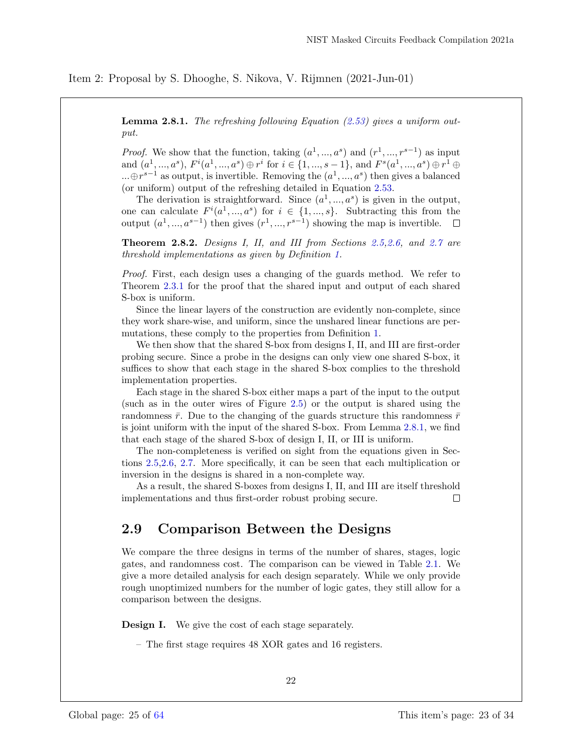Item 2: Proposal by S. Dhooghe, S. Nikova, V. Rijmnen (2021-Jun-01)

**Lemma 2.8.1.** *The refreshing following Equation (2.53) gives a uniform output.*

*Proof.* We show that the function, taking $(a^1, ..., a^s)$ and $(r^1, ..., r^{s-1})$ as input and $(a^1, ..., a^s)$, $F^i(a^1, ..., a^s) \oplus r^i$ for $i \in \{1, ..., s-1\}$, and $F^s(a^1, ..., a^s) \oplus r^1 \oplus ... \oplus r^{s-1}$ as output, is invertible. Removing the $(a^1, ..., a^s)$ then gives a balanced (or uniform) output of the refreshing detailed in Equation 2.53.

The derivation is straightforward. Since $(a^1, ..., a^s)$ is given in the output, one can calculate $F^i(a^1, ..., a^s)$ for $i \in \{1, ..., s\}$. Subtracting this from the output $(a^1, ..., a^{s-1})$ then gives $(r^1, ..., r^{s-1})$ showing the map is invertible. □

**Theorem 2.8.2.** *Designs I, II, and III from Sections 2.5, 2.6, and 2.7 are threshold implementations as given by Definition 1.*

*Proof.* First, each design uses a changing of the guards method. We refer to Theorem 2.3.1 for the proof that the shared input and output of each shared S-box is uniform.

Since the linear layers of the construction are evidently non-complete, since they work share-wise, and uniform, since the unshared linear functions are permutations, these comply to the properties from Definition 1.

We then show that the shared S-box from designs I, II, and III are first-order probing secure. Since a probe in the designs can only view one shared S-box, it suffices to show that each stage in the shared S-box complies to the threshold implementation properties.

Each stage in the shared S-box either maps a part of the input to the output (such as in the outer wires of Figure 2.5) or the output is shared using the randomness $\bar{r}$. Due to the changing of the guards structure this randomness $\bar{r}$ is joint uniform with the input of the shared S-box. From Lemma 2.8.1, we find that each stage of the shared S-box of design I, II, or III is uniform.

The non-completeness is verified on sight from the equations given in Sections 2.5, 2.6, 2.7. More specifically, it can be seen that each multiplication or inversion in the designs is shared in a non-complete way.

As a result, the shared S-boxes from designs I, II, and III are itself threshold implementations and thus first-order robust probing secure. □

## 2.9 Comparison Between the Designs

We compare the three designs in terms of the number of shares, stages, logic gates, and randomness cost. The comparison can be viewed in Table 2.1. We give a more detailed analysis for each design separately. While we only provide rough unoptimized numbers for the number of logic gates, they still allow for a comparison between the designs.

**Design I.** We give the cost of each stage separately.

– The first stage requires 48 XOR gates and 16 registers.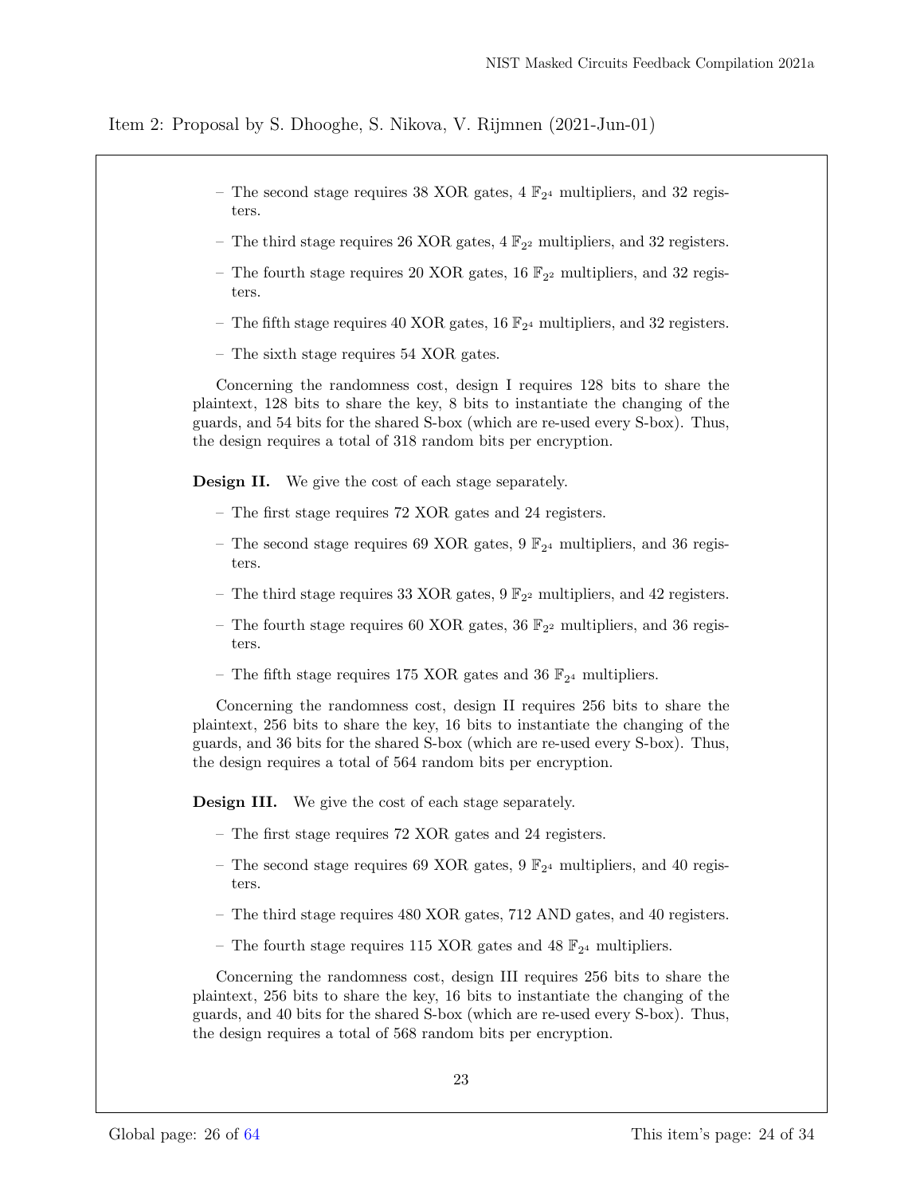Item 2: Proposal by S. Dhooghe, S. Nikova, V. Rijmnen (2021-Jun-01)

- The second stage requires 38 XOR gates, 4 $\mathbb{F}_{2^4}$ multipliers, and 32 registers.
- The third stage requires 26 XOR gates, 4 $\mathbb{F}_{2^2}$ multipliers, and 32 registers.
- The fourth stage requires 20 XOR gates, 16 $\mathbb{F}_{2^2}$ multipliers, and 32 registers.
- The fifth stage requires 40 XOR gates, 16 $\mathbb{F}_{2^4}$ multipliers, and 32 registers.
- The sixth stage requires 54 XOR gates.

Concerning the randomness cost, design I requires 128 bits to share the plaintext, 128 bits to share the key, 8 bits to instantiate the changing of the guards, and 54 bits for the shared S-box (which are re-used every S-box). Thus, the design requires a total of 318 random bits per encryption.

**Design II.** We give the cost of each stage separately.

- The first stage requires 72 XOR gates and 24 registers.
- The second stage requires 69 XOR gates, 9 $\mathbb{F}_{2^4}$ multipliers, and 36 registers.
- The third stage requires 33 XOR gates, 9 $\mathbb{F}_{2^2}$ multipliers, and 42 registers.
- The fourth stage requires 60 XOR gates, 36 $\mathbb{F}_{2^2}$ multipliers, and 36 registers.
- The fifth stage requires 175 XOR gates and 36 $\mathbb{F}_{2^4}$ multipliers.

Concerning the randomness cost, design II requires 256 bits to share the plaintext, 256 bits to share the key, 16 bits to instantiate the changing of the guards, and 36 bits for the shared S-box (which are re-used every S-box). Thus, the design requires a total of 564 random bits per encryption.

**Design III.** We give the cost of each stage separately.

- The first stage requires 72 XOR gates and 24 registers.
- The second stage requires 69 XOR gates, 9 $\mathbb{F}_{2^4}$ multipliers, and 40 registers.
- The third stage requires 480 XOR gates, 712 AND gates, and 40 registers.
- The fourth stage requires 115 XOR gates and 48 $\mathbb{F}_{2^4}$ multipliers.

Concerning the randomness cost, design III requires 256 bits to share the plaintext, 256 bits to share the key, 16 bits to instantiate the changing of the guards, and 40 bits for the shared S-box (which are re-used every S-box). Thus, the design requires a total of 568 random bits per encryption.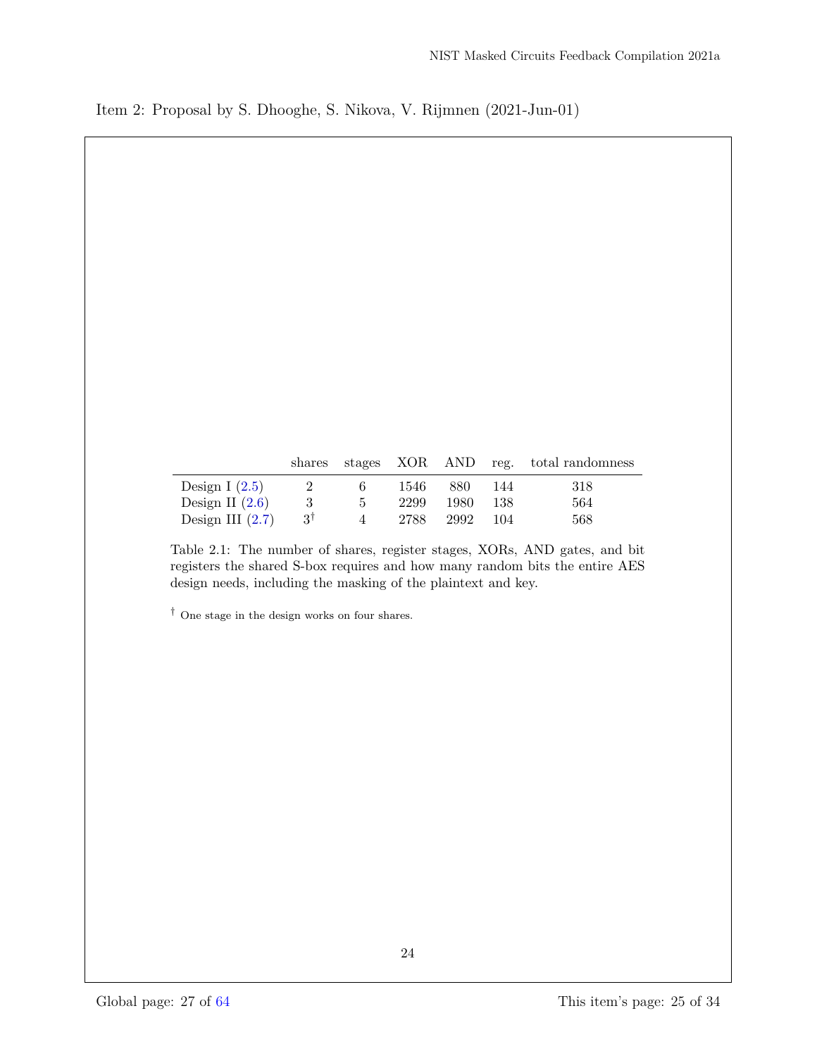|  | shares | stages | XOR | AND | reg. | total randomness |
|---|---|---|---|---|---|---|
| Design I (2.5) | 2 | 6 | 1546 | 880 | 144 | 318 |
| Design II (2.6) | 3 | 5 | 2299 | 1980 | 138 | 564 |
| Design III (2.7) | 3[†] | 4 | 2788 | 2992 | 104 | 568 |

Table 2.1: The number of shares, register stages, XORs, AND gates, and bit registers the shared S-box requires and how many random bits the entire AES design needs, including the masking of the plaintext and key.

[†] One stage in the design works on four shares.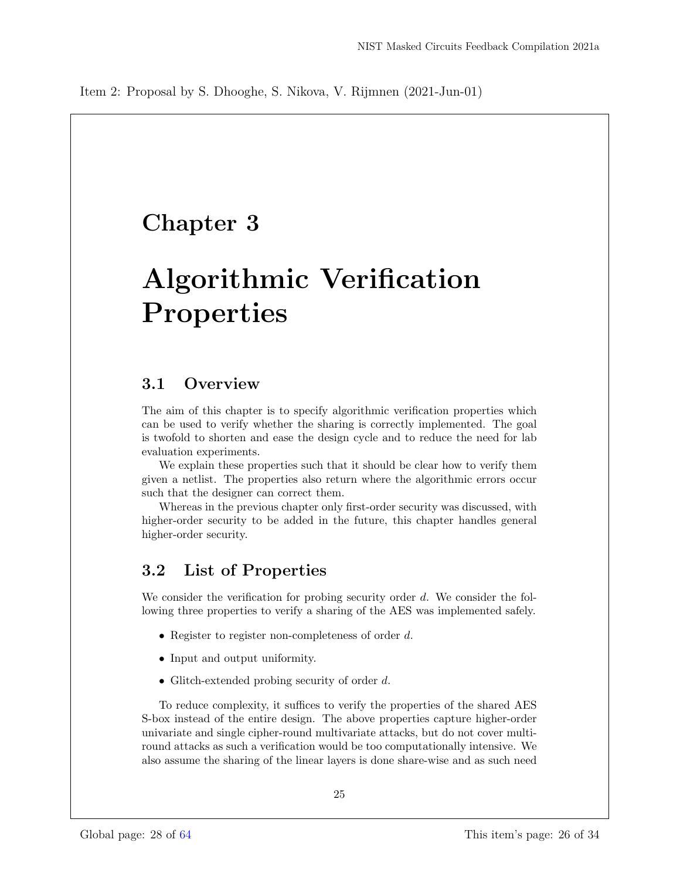Item 2: Proposal by S. Dhooghe, S. Nikova, V. Rijmnen (2021-Jun-01)

# Chapter 3

# Algorithmic Verification Properties

## 3.1 Overview

The aim of this chapter is to specify algorithmic verification properties which can be used to verify whether the sharing is correctly implemented. The goal is twofold to shorten and ease the design cycle and to reduce the need for lab evaluation experiments.

We explain these properties such that it should be clear how to verify them given a netlist. The properties also return where the algorithmic errors occur such that the designer can correct them.

Whereas in the previous chapter only first-order security was discussed, with higher-order security to be added in the future, this chapter handles general higher-order security.

## 3.2 List of Properties

We consider the verification for probing security order $d$. We consider the following three properties to verify a sharing of the AES was implemented safely.

- Register to register non-completeness of order $d$.
- Input and output uniformity.
- Glitch-extended probing security of order $d$.

To reduce complexity, it suffices to verify the properties of the shared AES S-box instead of the entire design. The above properties capture higher-order univariate and single cipher-round multivariate attacks, but do not cover multi-round attacks as such a verification would be too computationally intensive. We also assume the sharing of the linear layers is done share-wise and as such need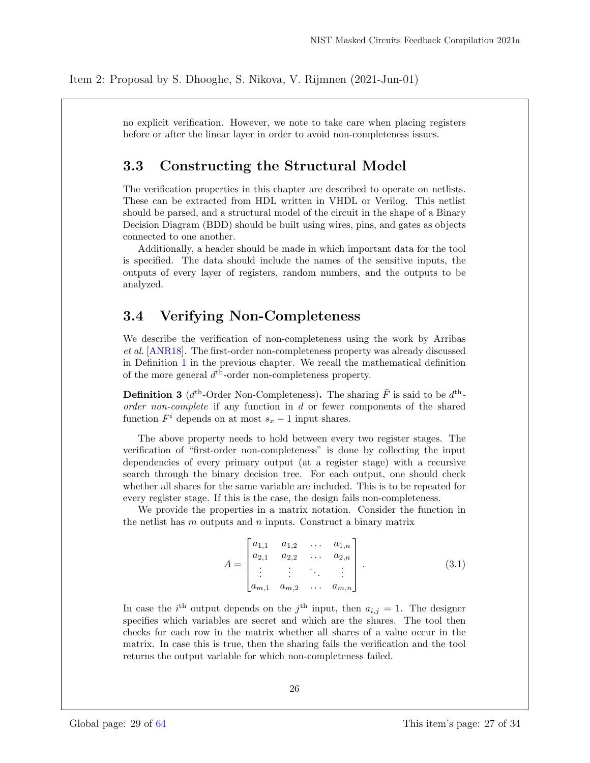Item 2: Proposal by S. Dhooghe, S. Nikova, V. Rijmnen (2021-Jun-01)

no explicit verification. However, we note to take care when placing registers before or after the linear layer in order to avoid non-completeness issues.

## 3.3 Constructing the Structural Model

The verification properties in this chapter are described to operate on netlists. These can be extracted from HDL written in VHDL or Verilog. This netlist should be parsed, and a structural model of the circuit in the shape of a Binary Decision Diagram (BDD) should be built using wires, pins, and gates as objects connected to one another.

Additionally, a header should be made in which important data for the tool is specified. The data should include the names of the sensitive inputs, the outputs of every layer of registers, random numbers, and the outputs to be analyzed.

## 3.4 Verifying Non-Completeness

We describe the verification of non-completeness using the work by Arribas *et al.* [ANR18]. The first-order non-completeness property was already discussed in Definition 1 in the previous chapter. We recall the mathematical definition of the more general $d^{\text{th}}$-order non-completeness property.

**Definition 3** ($d^{\text{th}}$-Order Non-Completeness)**.** The sharing $\bar{F}$ is said to be $d^{\text{th}}$-*order non-complete* if any function in $d$ or fewer components of the shared function $F^i$ depends on at most $s_x - 1$ input shares.

The above property needs to hold between every two register stages. The verification of "first-order non-completeness" is done by collecting the input dependencies of every primary output (at a register stage) with a recursive search through the binary decision tree. For each output, one should check whether all shares for the same variable are included. This is to be repeated for every register stage. If this is the case, the design fails non-completeness.

We provide the properties in a matrix notation. Consider the function in the netlist has $m$ outputs and $n$ inputs. Construct a binary matrix

$$A = \begin{bmatrix} a_{1,1} & a_{1,2} & \dots & a_{1,n} \\ a_{2,1} & a_{2,2} & \dots & a_{2,n} \\ \vdots & \vdots & \ddots & \vdots \\ a_{m,1} & a_{m,2} & \dots & a_{m,n} \end{bmatrix}. \tag{3.1}$$

In case the $i^{\text{th}}$ output depends on the $j^{\text{th}}$ input, then $a_{i,j} = 1$. The designer specifies which variables are secret and which are the shares. The tool then checks for each row in the matrix whether all shares of a value occur in the matrix. In case this is true, then the sharing fails the verification and the tool returns the output variable for which non-completeness failed.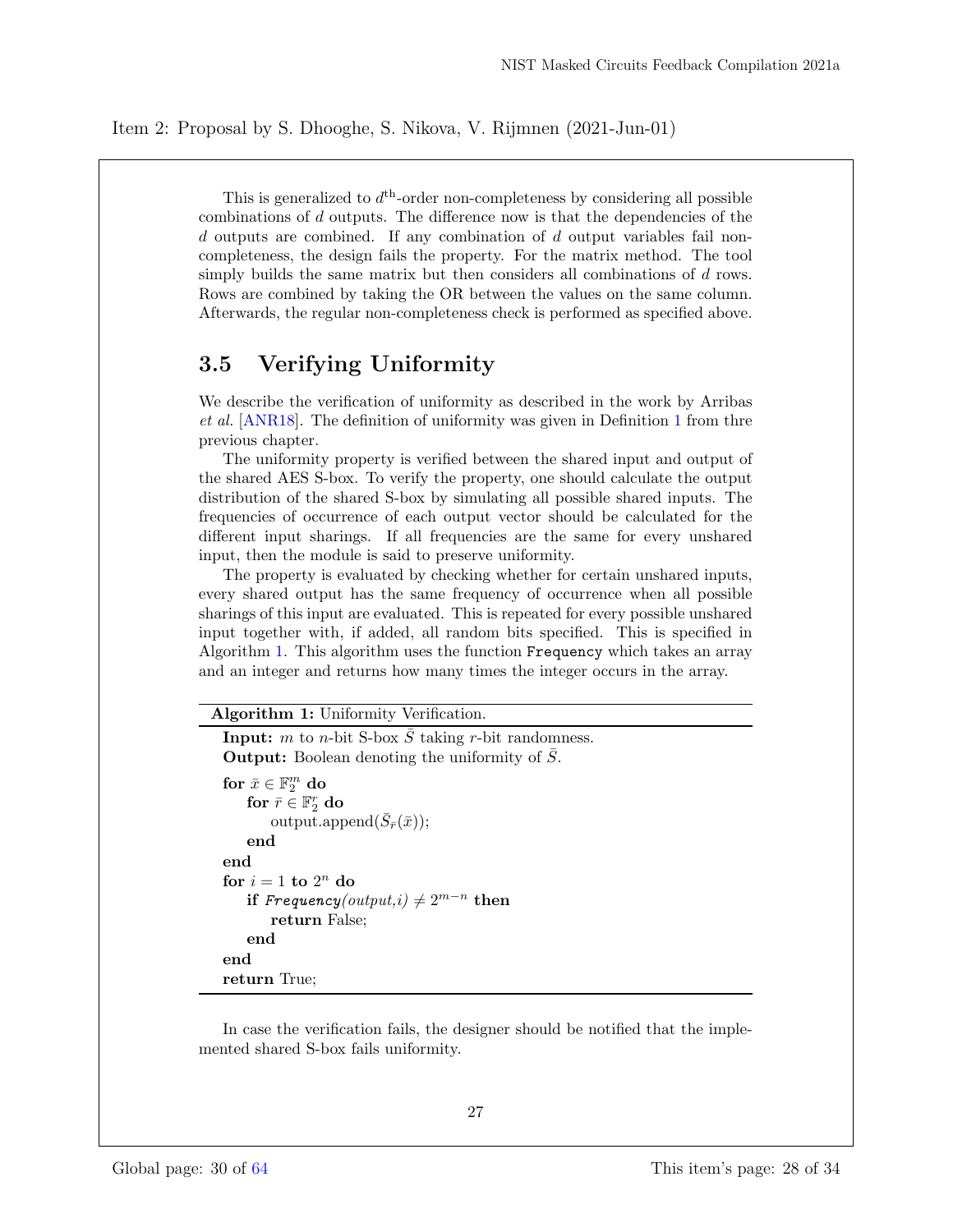Item 2: Proposal by S. Dhooghe, S. Nikova, V. Rijmnen (2021-Jun-01)

This is generalized to $d^{\text{th}}$-order non-completeness by considering all possible combinations of $d$ outputs. The difference now is that the dependencies of the $d$ outputs are combined. If any combination of $d$ output variables fail non-completeness, the design fails the property. For the matrix method. The tool simply builds the same matrix but then considers all combinations of $d$ rows. Rows are combined by taking the OR between the values on the same column. Afterwards, the regular non-completeness check is performed as specified above.

## 3.5 Verifying Uniformity

We describe the verification of uniformity as described in the work by Arribas *et al.* [ANR18]. The definition of uniformity was given in Definition 1 from thre previous chapter.

The uniformity property is verified between the shared input and output of the shared AES S-box. To verify the property, one should calculate the output distribution of the shared S-box by simulating all possible shared inputs. The frequencies of occurrence of each output vector should be calculated for the different input sharings. If all frequencies are the same for every unshared input, then the module is said to preserve uniformity.

The property is evaluated by checking whether for certain unshared inputs, every shared output has the same frequency of occurrence when all possible sharings of this input are evaluated. This is repeated for every possible unshared input together with, if added, all random bits specified. This is specified in Algorithm 1. This algorithm uses the function `Frequency` which takes an array and an integer and returns how many times the integer occurs in the array.

**Algorithm 1:** Uniformity Verification.

**Input:** $m$ to $n$-bit S-box $\bar{S}$ taking $r$-bit randomness.
**Output:** Boolean denoting the uniformity of $\bar{S}$.

**for** $\bar{x} \in \mathbb{F}_2^m$ **do**
  **for** $\bar{r} \in \mathbb{F}_2^r$ **do**
    output.append($\bar{S}_{\bar{r}}(\bar{x})$);
  **end**
**end**
**for** $i = 1$ **to** $2^n$ **do**
  **if** *Frequency(output,i)* $\neq 2^{m-n}$ **then**
    **return** False;
  **end**
**end**
**return** True;

In case the verification fails, the designer should be notified that the implemented shared S-box fails uniformity.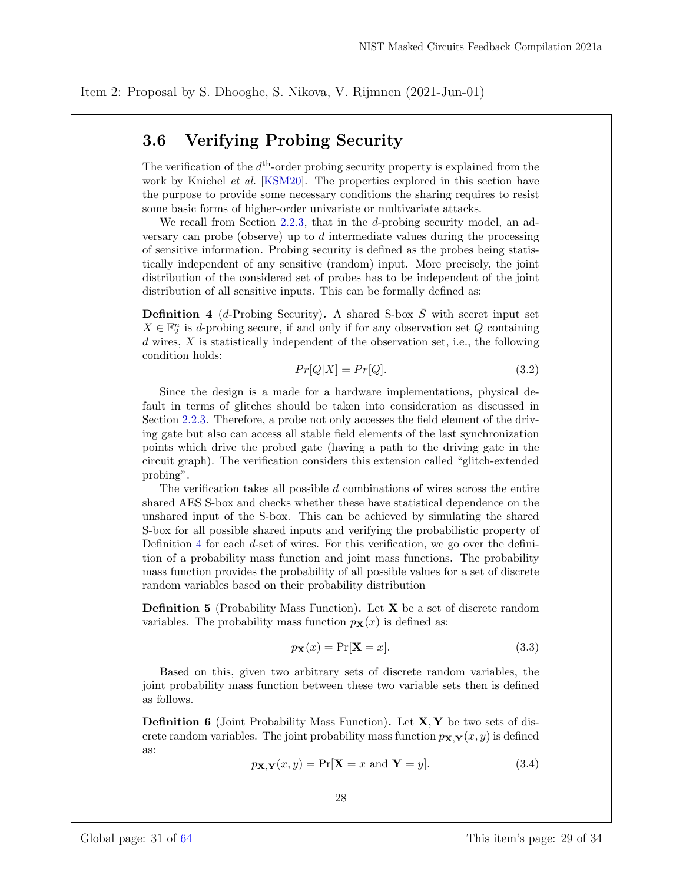Item 2: Proposal by S. Dhooghe, S. Nikova, V. Rijmnen (2021-Jun-01)

## 3.6 Verifying Probing Security

The verification of the $d^{\text{th}}$-order probing security property is explained from the work by Knichel *et al.* [KSM20]. The properties explored in this section have the purpose to provide some necessary conditions the sharing requires to resist some basic forms of higher-order univariate or multivariate attacks.

We recall from Section 2.2.3, that in the $d$-probing security model, an adversary can probe (observe) up to $d$ intermediate values during the processing of sensitive information. Probing security is defined as the probes being statistically independent of any sensitive (random) input. More precisely, the joint distribution of the considered set of probes has to be independent of the joint distribution of all sensitive inputs. This can be formally defined as:

**Definition 4** ($d$-Probing Security)**.** A shared S-box $\bar{S}$ with secret input set $X \in \mathbb{F}_2^n$ is $d$-probing secure, if and only if for any observation set $Q$ containing $d$ wires, $X$ is statistically independent of the observation set, i.e., the following condition holds:

$$Pr[Q|X] = Pr[Q]. \tag{3.2}$$

Since the design is a made for a hardware implementations, physical default in terms of glitches should be taken into consideration as discussed in Section 2.2.3. Therefore, a probe not only accesses the field element of the driving gate but also can access all stable field elements of the last synchronization points which drive the probed gate (having a path to the driving gate in the circuit graph). The verification considers this extension called "glitch-extended probing".

The verification takes all possible $d$ combinations of wires across the entire shared AES S-box and checks whether these have statistical dependence on the unshared input of the S-box. This can be achieved by simulating the shared S-box for all possible shared inputs and verifying the probabilistic property of Definition 4 for each $d$-set of wires. For this verification, we go over the definition of a probability mass function and joint mass functions. The probability mass function provides the probability of all possible values for a set of discrete random variables based on their probability distribution

**Definition 5** (Probability Mass Function)**.** Let $\mathbf{X}$ be a set of discrete random variables. The probability mass function $p_{\mathbf{X}}(x)$ is defined as:

$$p_{\mathbf{X}}(x) = \Pr[\mathbf{X} = x]. \tag{3.3}$$

Based on this, given two arbitrary sets of discrete random variables, the joint probability mass function between these two variable sets then is defined as follows.

**Definition 6** (Joint Probability Mass Function)**.** Let $\mathbf{X}, \mathbf{Y}$ be two sets of discrete random variables. The joint probability mass function $p_{\mathbf{X},\mathbf{Y}}(x, y)$ is defined as:

$$p_{\mathbf{X},\mathbf{Y}}(x, y) = \Pr[\mathbf{X} = x \text{ and } \mathbf{Y} = y]. \tag{3.4}$$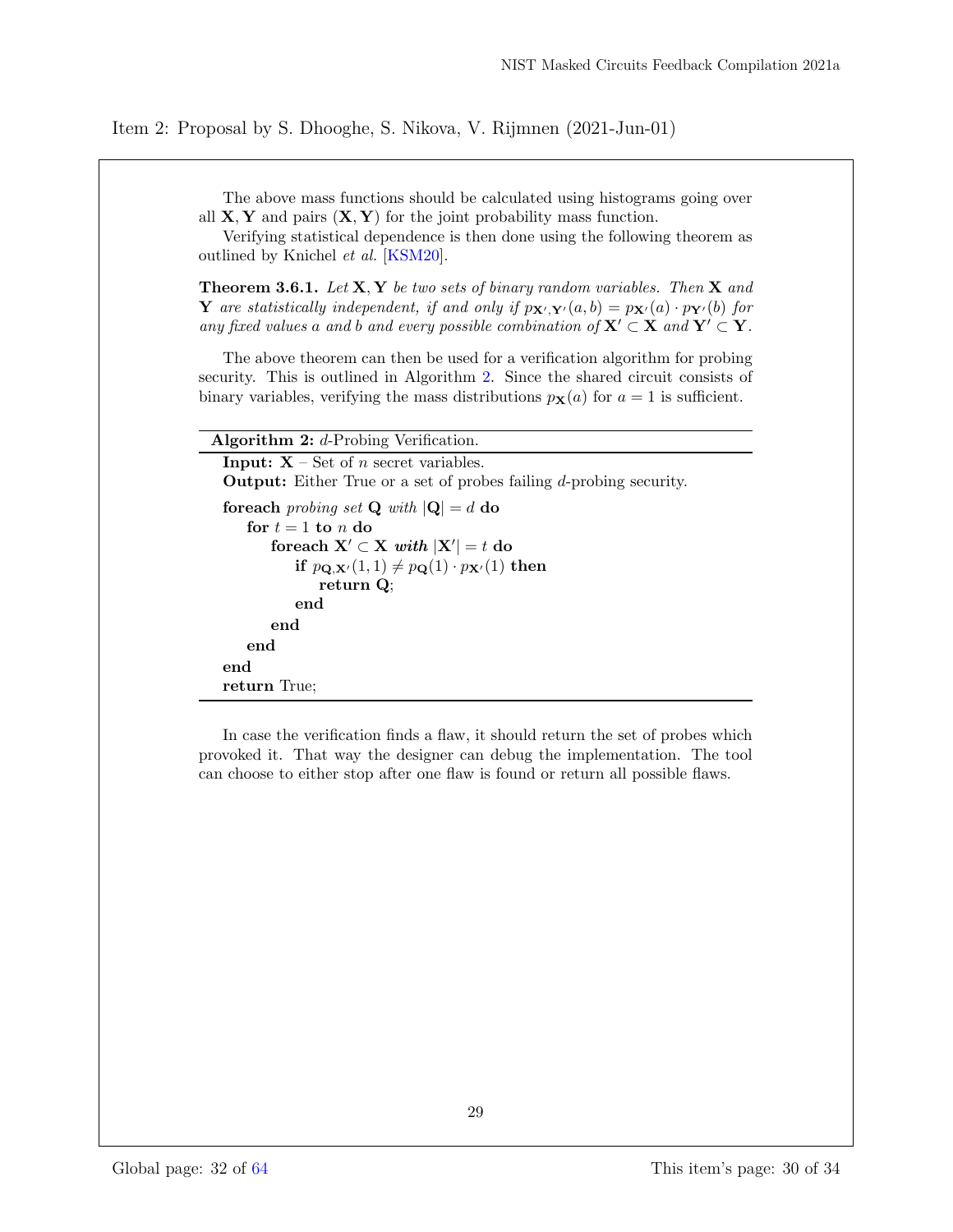Item 2: Proposal by S. Dhooghe, S. Nikova, V. Rijmnen (2021-Jun-01)

The above mass functions should be calculated using histograms going over all $\mathbf{X}, \mathbf{Y}$ and pairs $(\mathbf{X}, \mathbf{Y})$ for the joint probability mass function.

Verifying statistical dependence is then done using the following theorem as outlined by Knichel *et al.* [KSM20].

**Theorem 3.6.1.** *Let* $\mathbf{X}, \mathbf{Y}$ *be two sets of binary random variables. Then* $\mathbf{X}$ *and* $\mathbf{Y}$ *are statistically independent, if and only if* $p_{\mathbf{X}',\mathbf{Y}'}(a,b) = p_{\mathbf{X}'}(a) \cdot p_{\mathbf{Y}'}(b)$ *for any fixed values* $a$ *and* $b$ *and every possible combination of* $\mathbf{X}' \subset \mathbf{X}$ *and* $\mathbf{Y}' \subset \mathbf{Y}$.

The above theorem can then be used for a verification algorithm for probing security. This is outlined in Algorithm 2. Since the shared circuit consists of binary variables, verifying the mass distributions $p_{\mathbf{X}}(a)$ for $a = 1$ is sufficient.

**Algorithm 2:** *d*-Probing Verification.

**Input:** $\mathbf{X}$ – Set of $n$ secret variables.
**Output:** Either True or a set of probes failing $d$-probing security.

```
foreach probing set Q with |Q| = d do
    for t = 1 to n do
        foreach X' ⊂ X with |X'| = t do
            if p_{Q,X'}(1,1) ≠ p_Q(1) · p_{X'}(1) then
                return Q;
            end
        end
    end
end
return True;
```

In case the verification finds a flaw, it should return the set of probes which provoked it. That way the designer can debug the implementation. The tool can choose to either stop after one flaw is found or return all possible flaws.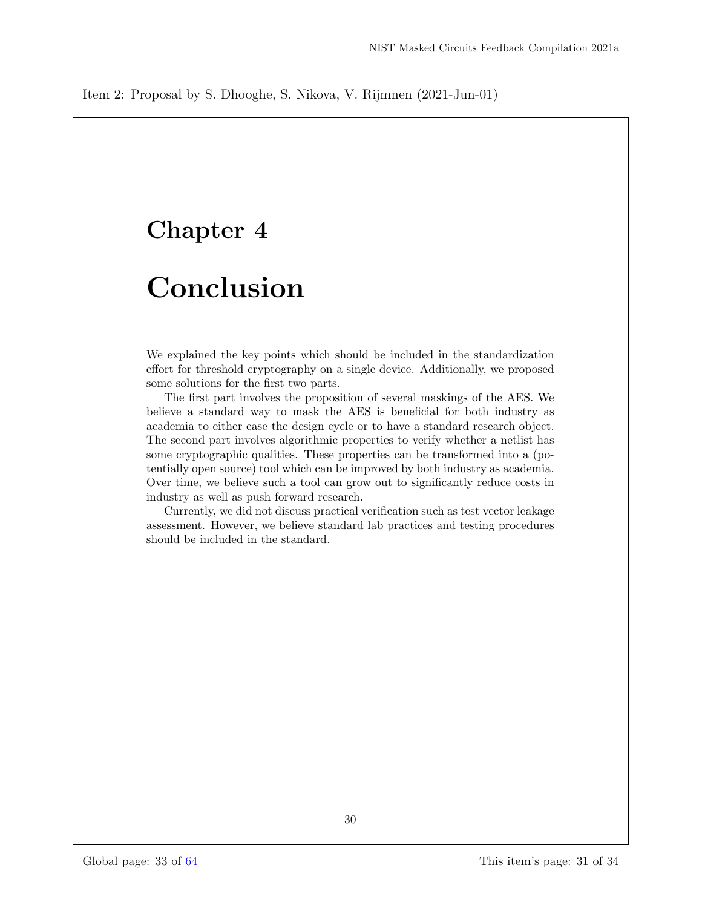Item 2: Proposal by S. Dhooghe, S. Nikova, V. Rijmnen (2021-Jun-01)

# Chapter 4

# Conclusion

We explained the key points which should be included in the standardization effort for threshold cryptography on a single device. Additionally, we proposed some solutions for the first two parts.

The first part involves the proposition of several maskings of the AES. We believe a standard way to mask the AES is beneficial for both industry as academia to either ease the design cycle or to have a standard research object. The second part involves algorithmic properties to verify whether a netlist has some cryptographic qualities. These properties can be transformed into a (potentially open source) tool which can be improved by both industry as academia. Over time, we believe such a tool can grow out to significantly reduce costs in industry as well as push forward research.

Currently, we did not discuss practical verification such as test vector leakage assessment. However, we believe standard lab practices and testing procedures should be included in the standard.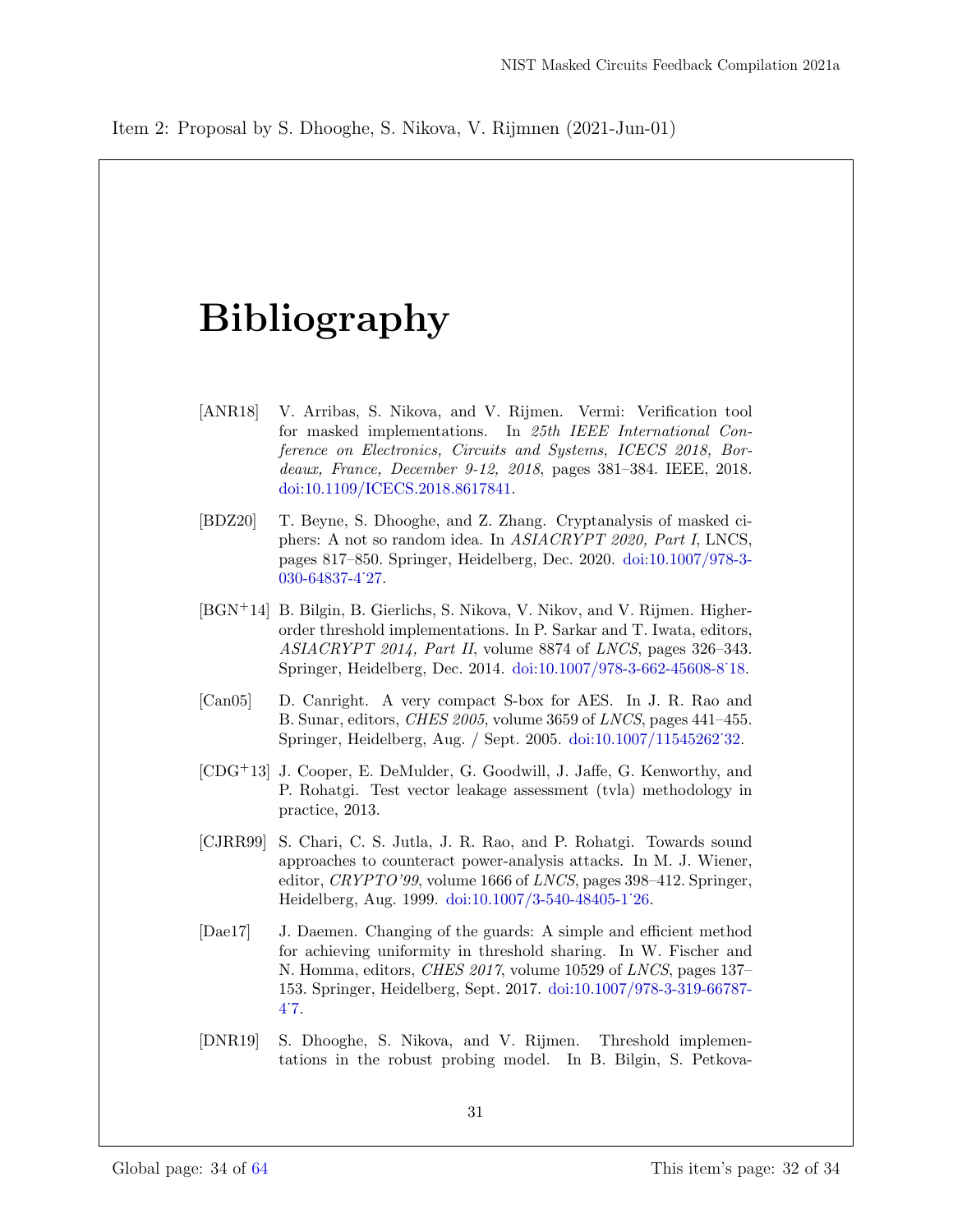Item 2: Proposal by S. Dhooghe, S. Nikova, V. Rijmnen (2021-Jun-01)

# Bibliography

[ANR18] V. Arribas, S. Nikova, and V. Rijmen. Vermi: Verification tool for masked implementations. In *25th IEEE International Conference on Electronics, Circuits and Systems, ICECS 2018, Bordeaux, France, December 9-12, 2018*, pages 381–384. IEEE, 2018. doi:10.1109/ICECS.2018.8617841.

[BDZ20] T. Beyne, S. Dhooghe, and Z. Zhang. Cryptanalysis of masked ciphers: A not so random idea. In *ASIACRYPT 2020, Part I*, LNCS, pages 817–850. Springer, Heidelberg, Dec. 2020. doi:10.1007/978-3-030-64837-4˙27.

[BGN+14] B. Bilgin, B. Gierlichs, S. Nikova, V. Nikov, and V. Rijmen. Higher-order threshold implementations. In P. Sarkar and T. Iwata, editors, *ASIACRYPT 2014, Part II*, volume 8874 of *LNCS*, pages 326–343. Springer, Heidelberg, Dec. 2014. doi:10.1007/978-3-662-45608-8˙18.

[Can05] D. Canright. A very compact S-box for AES. In J. R. Rao and B. Sunar, editors, *CHES 2005*, volume 3659 of *LNCS*, pages 441–455. Springer, Heidelberg, Aug. / Sept. 2005. doi:10.1007/11545262˙32.

[CDG+13] J. Cooper, E. DeMulder, G. Goodwill, J. Jaffe, G. Kenworthy, and P. Rohatgi. Test vector leakage assessment (tvla) methodology in practice, 2013.

[CJRR99] S. Chari, C. S. Jutla, J. R. Rao, and P. Rohatgi. Towards sound approaches to counteract power-analysis attacks. In M. J. Wiener, editor, *CRYPTO'99*, volume 1666 of *LNCS*, pages 398–412. Springer, Heidelberg, Aug. 1999. doi:10.1007/3-540-48405-1˙26.

[Dae17] J. Daemen. Changing of the guards: A simple and efficient method for achieving uniformity in threshold sharing. In W. Fischer and N. Homma, editors, *CHES 2017*, volume 10529 of *LNCS*, pages 137–153. Springer, Heidelberg, Sept. 2017. doi:10.1007/978-3-319-66787-4˙7.

[DNR19] S. Dhooghe, S. Nikova, and V. Rijmen. Threshold implementations in the robust probing model. In B. Bilgin, S. Petkova-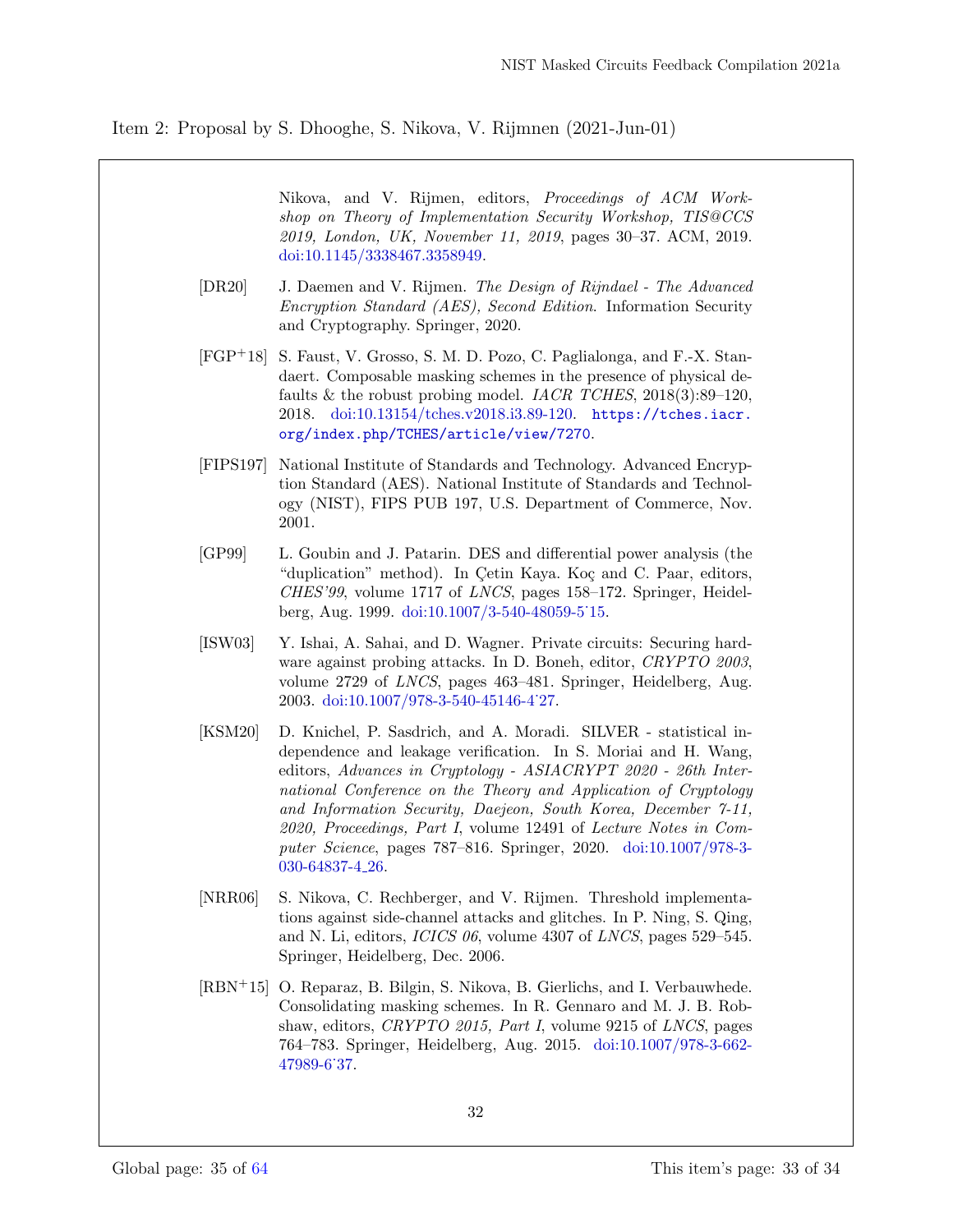Item 2: Proposal by S. Dhooghe, S. Nikova, V. Rijmnen (2021-Jun-01)

Nikova, and V. Rijmen, editors, *Proceedings of ACM Workshop on Theory of Implementation Security Workshop, TIS@CCS 2019, London, UK, November 11, 2019*, pages 30–37. ACM, 2019. doi:10.1145/3338467.3358949.

[DR20] J. Daemen and V. Rijmen. *The Design of Rijndael - The Advanced Encryption Standard (AES), Second Edition*. Information Security and Cryptography. Springer, 2020.

[FGP+18] S. Faust, V. Grosso, S. M. D. Pozo, C. Paglialonga, and F.-X. Standaert. Composable masking schemes in the presence of physical defaults & the robust probing model. *IACR TCHES*, 2018(3):89–120, 2018. doi:10.13154/tches.v2018.i3.89-120. `https://tches.iacr.org/index.php/TCHES/article/view/7270`.

[FIPS197] National Institute of Standards and Technology. Advanced Encryption Standard (AES). National Institute of Standards and Technology (NIST), FIPS PUB 197, U.S. Department of Commerce, Nov. 2001.

[GP99] L. Goubin and J. Patarin. DES and differential power analysis (the "duplication" method). In Çetin Kaya. Koç and C. Paar, editors, *CHES'99*, volume 1717 of *LNCS*, pages 158–172. Springer, Heidelberg, Aug. 1999. doi:10.1007/3-540-48059-5˙15.

[ISW03] Y. Ishai, A. Sahai, and D. Wagner. Private circuits: Securing hardware against probing attacks. In D. Boneh, editor, *CRYPTO 2003*, volume 2729 of *LNCS*, pages 463–481. Springer, Heidelberg, Aug. 2003. doi:10.1007/978-3-540-45146-4˙27.

[KSM20] D. Knichel, P. Sasdrich, and A. Moradi. SILVER - statistical independence and leakage verification. In S. Moriai and H. Wang, editors, *Advances in Cryptology - ASIACRYPT 2020 - 26th International Conference on the Theory and Application of Cryptology and Information Security, Daejeon, South Korea, December 7-11, 2020, Proceedings, Part I*, volume 12491 of *Lecture Notes in Computer Science*, pages 787–816. Springer, 2020. doi:10.1007/978-3-030-64837-4_26.

[NRR06] S. Nikova, C. Rechberger, and V. Rijmen. Threshold implementations against side-channel attacks and glitches. In P. Ning, S. Qing, and N. Li, editors, *ICICS 06*, volume 4307 of *LNCS*, pages 529–545. Springer, Heidelberg, Dec. 2006.

[RBN+15] O. Reparaz, B. Bilgin, S. Nikova, B. Gierlichs, and I. Verbauwhede. Consolidating masking schemes. In R. Gennaro and M. J. B. Robshaw, editors, *CRYPTO 2015, Part I*, volume 9215 of *LNCS*, pages 764–783. Springer, Heidelberg, Aug. 2015. doi:10.1007/978-3-662-47989-6˙37.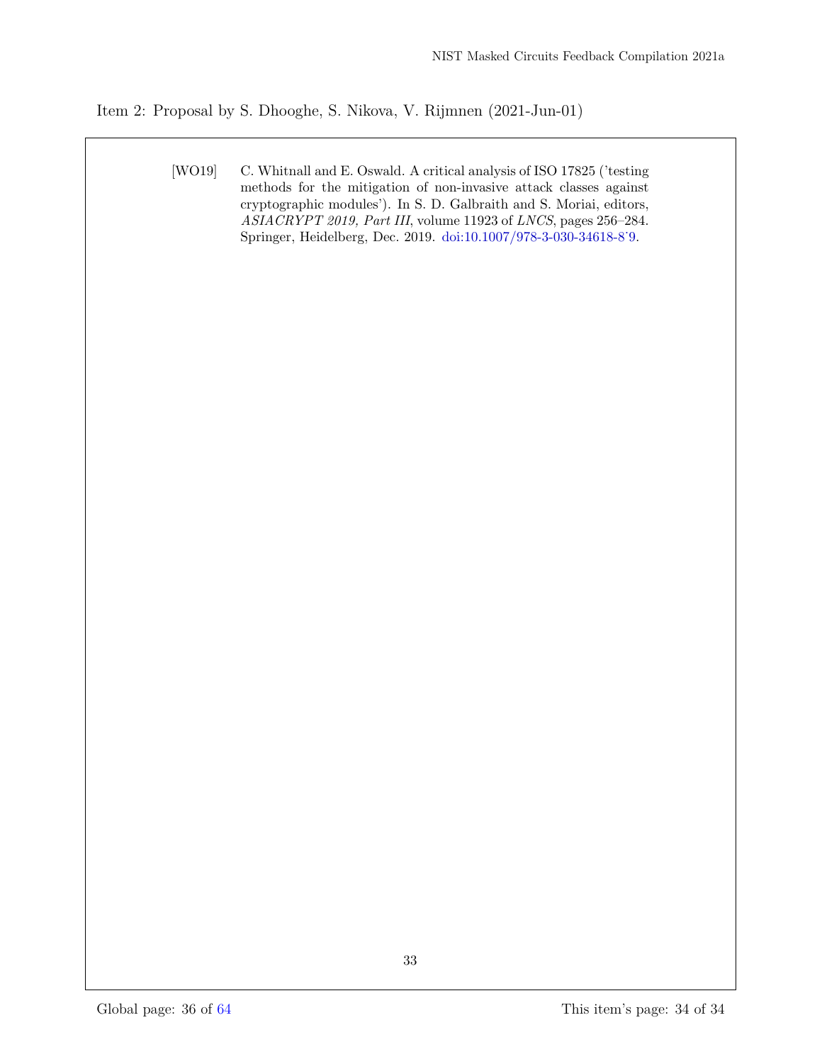Item 2: Proposal by S. Dhooghe, S. Nikova, V. Rijmnen (2021-Jun-01)

[WO19] C. Whitnall and E. Oswald. A critical analysis of ISO 17825 ('testing methods for the mitigation of non-invasive attack classes against cryptographic modules'). In S. D. Galbraith and S. Moriai, editors, *ASIACRYPT 2019, Part III*, volume 11923 of *LNCS*, pages 256–284. Springer, Heidelberg, Dec. 2019. doi:10.1007/978-3-030-34618-8˙9.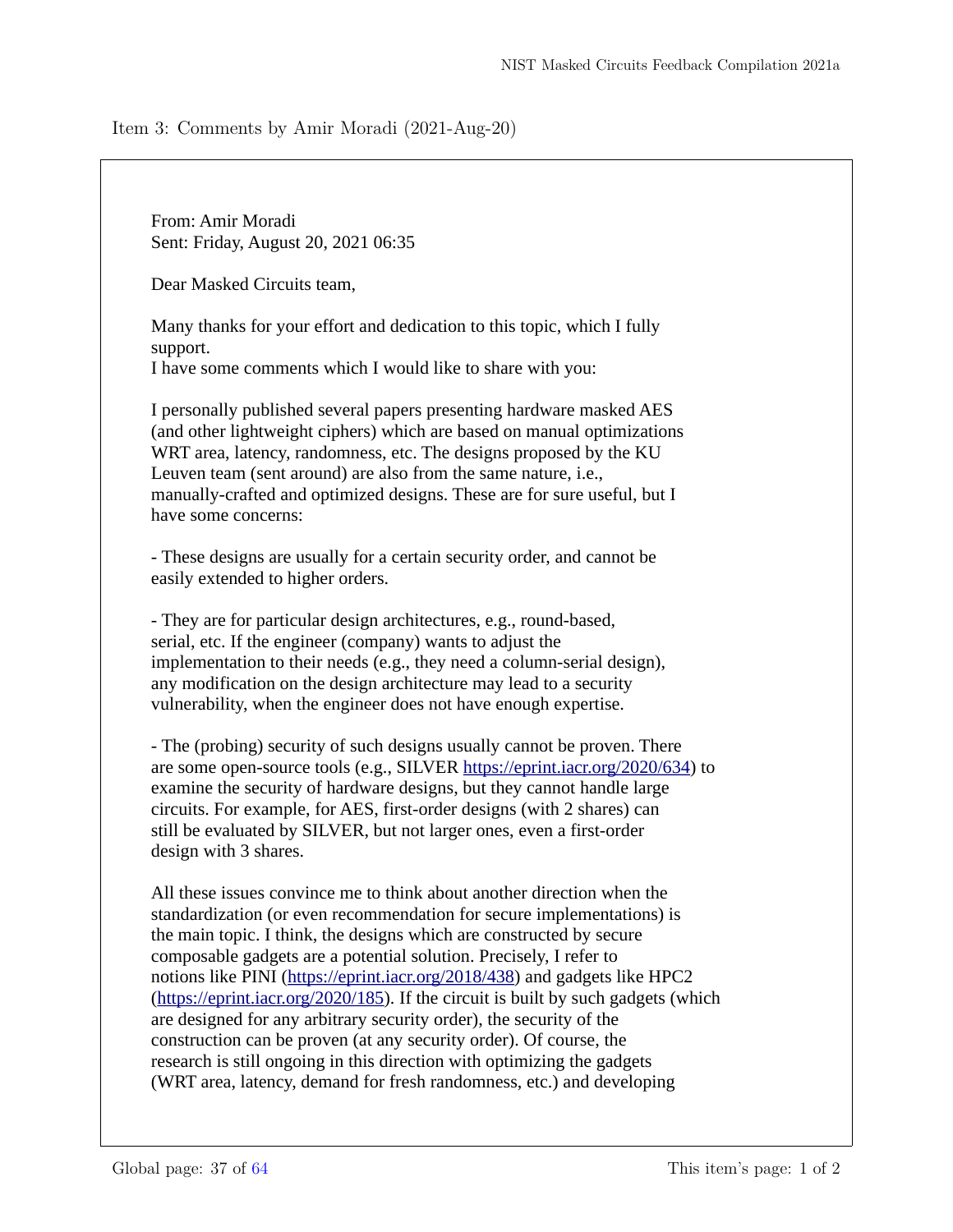Item 3: Comments by Amir Moradi (2021-Aug-20)

From: Amir Moradi
Sent: Friday, August 20, 2021 06:35

Dear Masked Circuits team,

Many thanks for your effort and dedication to this topic, which I fully support.
I have some comments which I would like to share with you:

I personally published several papers presenting hardware masked AES (and other lightweight ciphers) which are based on manual optimizations WRT area, latency, randomness, etc. The designs proposed by the KU Leuven team (sent around) are also from the same nature, i.e., manually-crafted and optimized designs. These are for sure useful, but I have some concerns:

- These designs are usually for a certain security order, and cannot be easily extended to higher orders.

- They are for particular design architectures, e.g., round-based, serial, etc. If the engineer (company) wants to adjust the implementation to their needs (e.g., they need a column-serial design), any modification on the design architecture may lead to a security vulnerability, when the engineer does not have enough expertise.

- The (probing) security of such designs usually cannot be proven. There are some open-source tools (e.g., SILVER https://eprint.iacr.org/2020/634) to examine the security of hardware designs, but they cannot handle large circuits. For example, for AES, first-order designs (with 2 shares) can still be evaluated by SILVER, but not larger ones, even a first-order design with 3 shares.

All these issues convince me to think about another direction when the standardization (or even recommendation for secure implementations) is the main topic. I think, the designs which are constructed by secure composable gadgets are a potential solution. Precisely, I refer to notions like PINI (https://eprint.iacr.org/2018/438) and gadgets like HPC2 (https://eprint.iacr.org/2020/185). If the circuit is built by such gadgets (which are designed for any arbitrary security order), the security of the construction can be proven (at any security order). Of course, the research is still ongoing in this direction with optimizing the gadgets (WRT area, latency, demand for fresh randomness, etc.) and developing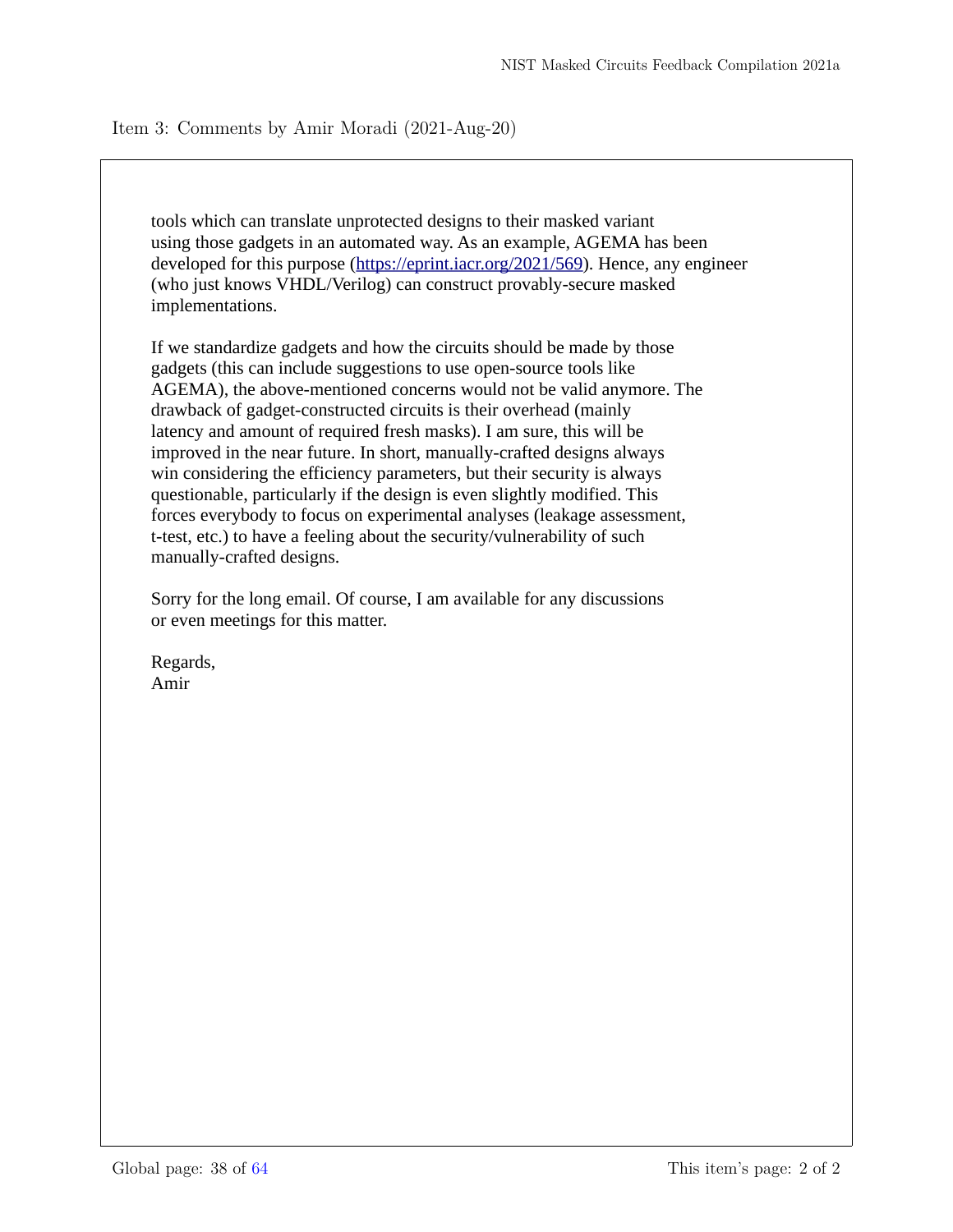Item 3: Comments by Amir Moradi (2021-Aug-20)

tools which can translate unprotected designs to their masked variant using those gadgets in an automated way. As an example, AGEMA has been developed for this purpose (https://eprint.iacr.org/2021/569). Hence, any engineer (who just knows VHDL/Verilog) can construct provably-secure masked implementations.

If we standardize gadgets and how the circuits should be made by those gadgets (this can include suggestions to use open-source tools like AGEMA), the above-mentioned concerns would not be valid anymore. The drawback of gadget-constructed circuits is their overhead (mainly latency and amount of required fresh masks). I am sure, this will be improved in the near future. In short, manually-crafted designs always win considering the efficiency parameters, but their security is always questionable, particularly if the design is even slightly modified. This forces everybody to focus on experimental analyses (leakage assessment, t-test, etc.) to have a feeling about the security/vulnerability of such manually-crafted designs.

Sorry for the long email. Of course, I am available for any discussions or even meetings for this matter.

Regards,
Amir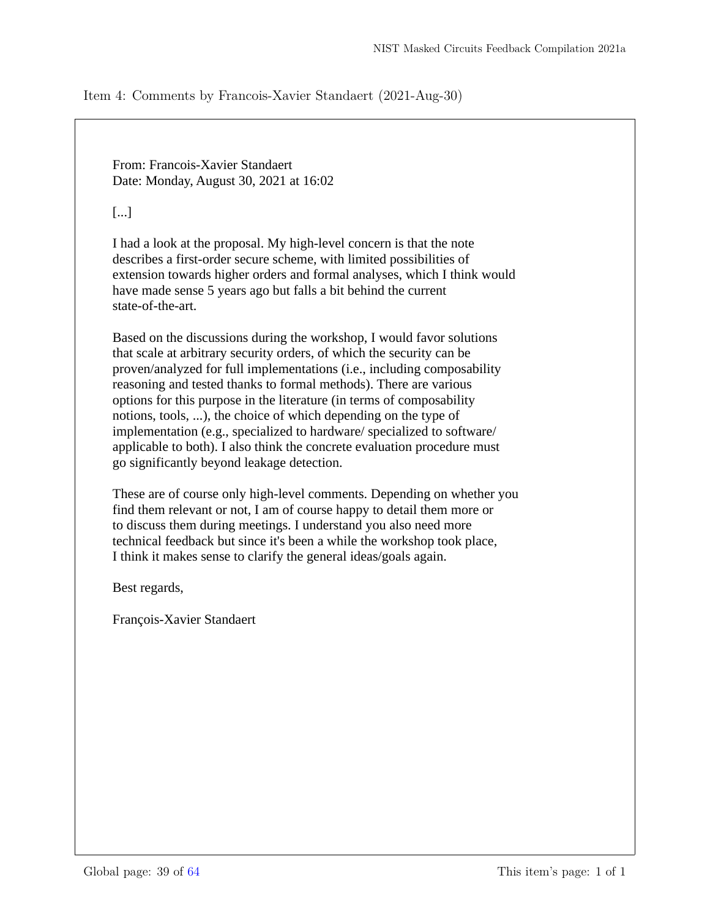Item 4: Comments by Francois-Xavier Standaert (2021-Aug-30)

From: Francois-Xavier Standaert
Date: Monday, August 30, 2021 at 16:02

[...]

I had a look at the proposal. My high-level concern is that the note describes a first-order secure scheme, with limited possibilities of extension towards higher orders and formal analyses, which I think would have made sense 5 years ago but falls a bit behind the current state-of-the-art.

Based on the discussions during the workshop, I would favor solutions that scale at arbitrary security orders, of which the security can be proven/analyzed for full implementations (i.e., including composability reasoning and tested thanks to formal methods). There are various options for this purpose in the literature (in terms of composability notions, tools, ...), the choice of which depending on the type of implementation (e.g., specialized to hardware/ specialized to software/ applicable to both). I also think the concrete evaluation procedure must go significantly beyond leakage detection.

These are of course only high-level comments. Depending on whether you find them relevant or not, I am of course happy to detail them more or to discuss them during meetings. I understand you also need more technical feedback but since it's been a while the workshop took place, I think it makes sense to clarify the general ideas/goals again.

Best regards,

François-Xavier Standaert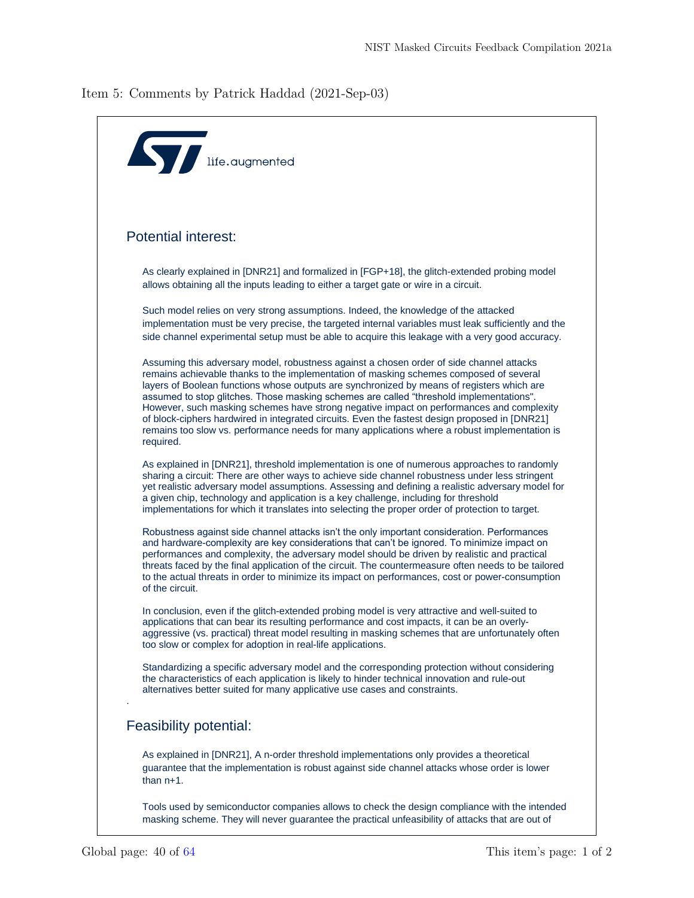Item 5: Comments by Patrick Haddad (2021-Sep-03)

life.augmented

## Potential interest:

As clearly explained in [DNR21] and formalized in [FGP+18], the glitch-extended probing model allows obtaining all the inputs leading to either a target gate or wire in a circuit.

Such model relies on very strong assumptions. Indeed, the knowledge of the attacked implementation must be very precise, the targeted internal variables must leak sufficiently and the side channel experimental setup must be able to acquire this leakage with a very good accuracy.

Assuming this adversary model, robustness against a chosen order of side channel attacks remains achievable thanks to the implementation of masking schemes composed of several layers of Boolean functions whose outputs are synchronized by means of registers which are assumed to stop glitches. Those masking schemes are called "threshold implementations". However, such masking schemes have strong negative impact on performances and complexity of block-ciphers hardwired in integrated circuits. Even the fastest design proposed in [DNR21] remains too slow vs. performance needs for many applications where a robust implementation is required.

As explained in [DNR21], threshold implementation is one of numerous approaches to randomly sharing a circuit: There are other ways to achieve side channel robustness under less stringent yet realistic adversary model assumptions. Assessing and defining a realistic adversary model for a given chip, technology and application is a key challenge, including for threshold implementations for which it translates into selecting the proper order of protection to target.

Robustness against side channel attacks isn't the only important consideration. Performances and hardware-complexity are key considerations that can't be ignored. To minimize impact on performances and complexity, the adversary model should be driven by realistic and practical threats faced by the final application of the circuit. The countermeasure often needs to be tailored to the actual threats in order to minimize its impact on performances, cost or power-consumption of the circuit.

In conclusion, even if the glitch-extended probing model is very attractive and well-suited to applications that can bear its resulting performance and cost impacts, it can be an overly-aggressive (vs. practical) threat model resulting in masking schemes that are unfortunately often too slow or complex for adoption in real-life applications.

Standardizing a specific adversary model and the corresponding protection without considering the characteristics of each application is likely to hinder technical innovation and rule-out alternatives better suited for many applicative use cases and constraints.

.

## Feasibility potential:

As explained in [DNR21], A n-order threshold implementations only provides a theoretical guarantee that the implementation is robust against side channel attacks whose order is lower than n+1.

Tools used by semiconductor companies allows to check the design compliance with the intended masking scheme. They will never guarantee the practical unfeasibility of attacks that are out of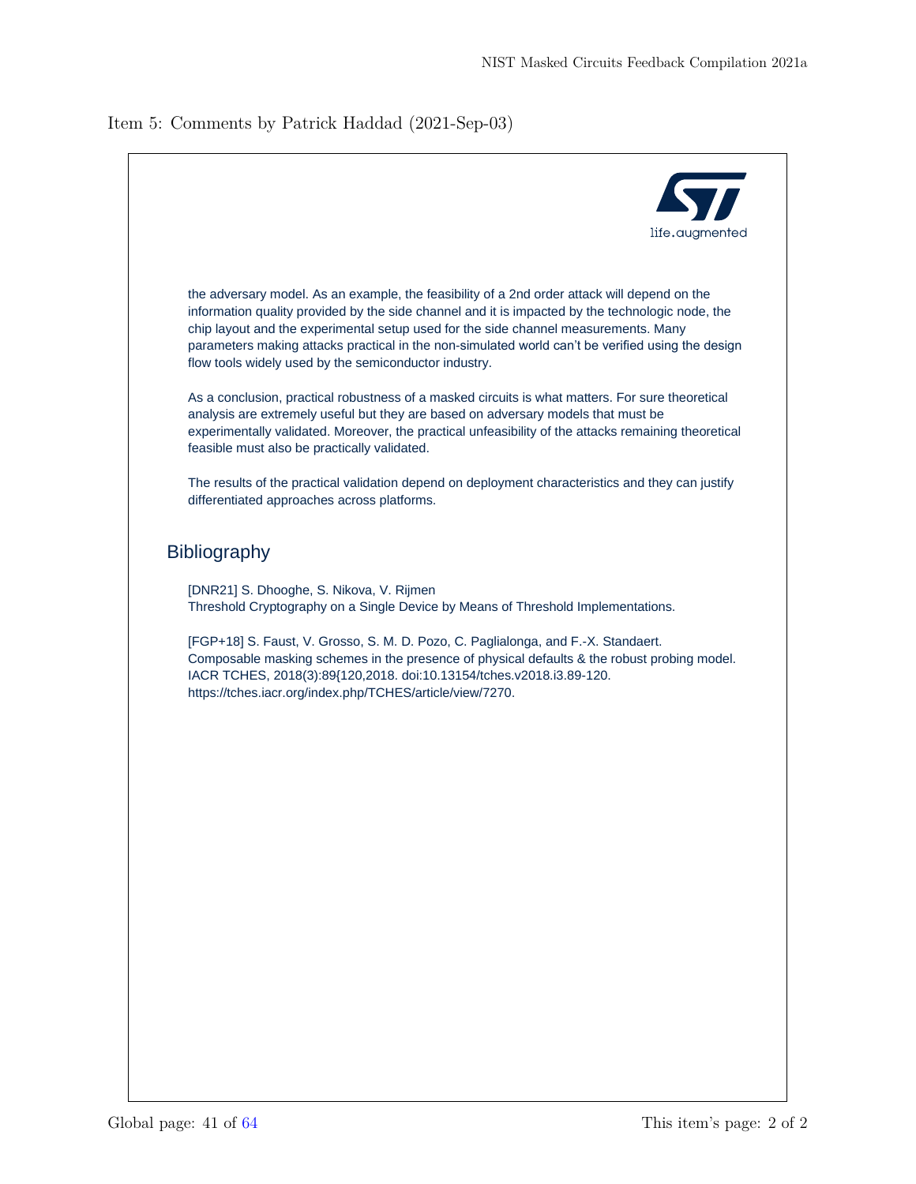Item 5: Comments by Patrick Haddad (2021-Sep-03)

life.augmented

the adversary model. As an example, the feasibility of a 2nd order attack will depend on the information quality provided by the side channel and it is impacted by the technologic node, the chip layout and the experimental setup used for the side channel measurements. Many parameters making attacks practical in the non-simulated world can't be verified using the design flow tools widely used by the semiconductor industry.

As a conclusion, practical robustness of a masked circuits is what matters. For sure theoretical analysis are extremely useful but they are based on adversary models that must be experimentally validated. Moreover, the practical unfeasibility of the attacks remaining theoretical feasible must also be practically validated.

The results of the practical validation depend on deployment characteristics and they can justify differentiated approaches across platforms.

## Bibliography

[DNR21] S. Dhooghe, S. Nikova, V. Rijmen
Threshold Cryptography on a Single Device by Means of Threshold Implementations.

[FGP+18] S. Faust, V. Grosso, S. M. D. Pozo, C. Paglialonga, and F.-X. Standaert.
Composable masking schemes in the presence of physical defaults & the robust probing model. IACR TCHES, 2018(3):89{120,2018. doi:10.13154/tches.v2018.i3.89-120.
https://tches.iacr.org/index.php/TCHES/article/view/7270.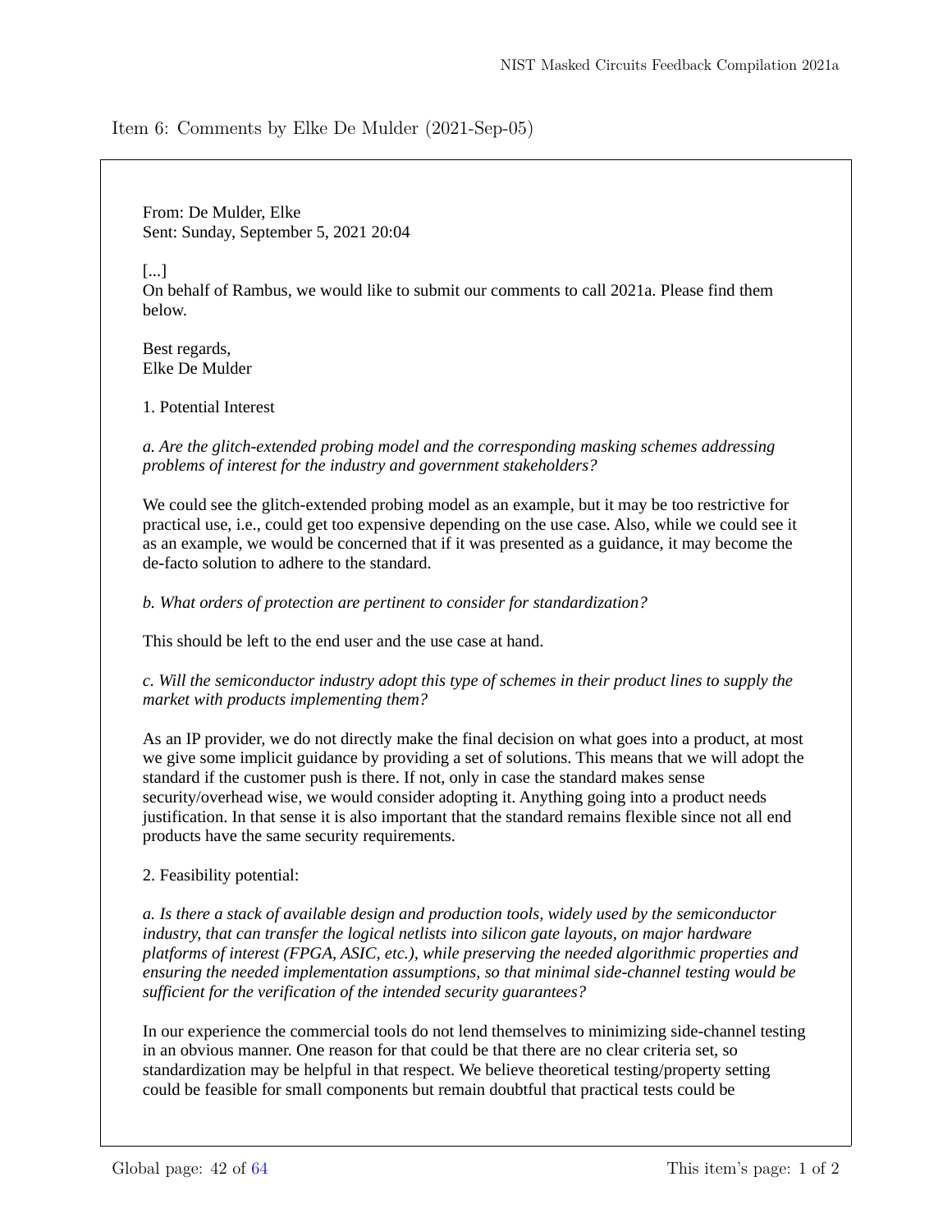Item 6: Comments by Elke De Mulder (2021-Sep-05)

From: De Mulder, Elke
Sent: Sunday, September 5, 2021 20:04

[...]
On behalf of Rambus, we would like to submit our comments to call 2021a. Please find them below.

Best regards,
Elke De Mulder

1. Potential Interest

*a. Are the glitch-extended probing model and the corresponding masking schemes addressing problems of interest for the industry and government stakeholders?*

We could see the glitch-extended probing model as an example, but it may be too restrictive for practical use, i.e., could get too expensive depending on the use case. Also, while we could see it as an example, we would be concerned that if it was presented as a guidance, it may become the de-facto solution to adhere to the standard.

*b. What orders of protection are pertinent to consider for standardization?*

This should be left to the end user and the use case at hand.

*c. Will the semiconductor industry adopt this type of schemes in their product lines to supply the market with products implementing them?*

As an IP provider, we do not directly make the final decision on what goes into a product, at most we give some implicit guidance by providing a set of solutions. This means that we will adopt the standard if the customer push is there. If not, only in case the standard makes sense security/overhead wise, we would consider adopting it. Anything going into a product needs justification. In that sense it is also important that the standard remains flexible since not all end products have the same security requirements.

2. Feasibility potential:

*a. Is there a stack of available design and production tools, widely used by the semiconductor industry, that can transfer the logical netlists into silicon gate layouts, on major hardware platforms of interest (FPGA, ASIC, etc.), while preserving the needed algorithmic properties and ensuring the needed implementation assumptions, so that minimal side-channel testing would be sufficient for the verification of the intended security guarantees?*

In our experience the commercial tools do not lend themselves to minimizing side-channel testing in an obvious manner. One reason for that could be that there are no clear criteria set, so standardization may be helpful in that respect. We believe theoretical testing/property setting could be feasible for small components but remain doubtful that practical tests could be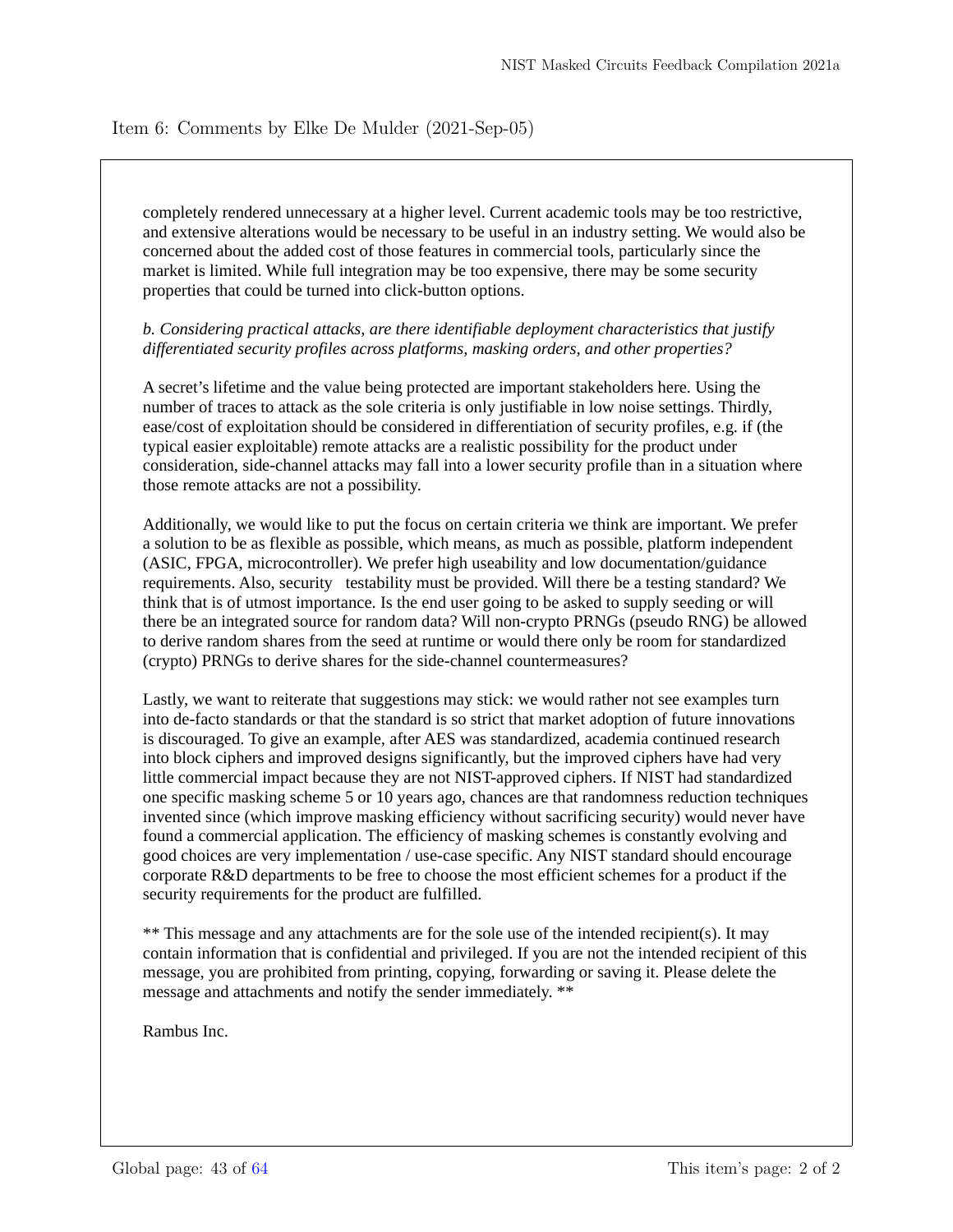Item 6: Comments by Elke De Mulder (2021-Sep-05)

completely rendered unnecessary at a higher level. Current academic tools may be too restrictive, and extensive alterations would be necessary to be useful in an industry setting. We would also be concerned about the added cost of those features in commercial tools, particularly since the market is limited. While full integration may be too expensive, there may be some security properties that could be turned into click-button options.

*b. Considering practical attacks, are there identifiable deployment characteristics that justify differentiated security profiles across platforms, masking orders, and other properties?*

A secret's lifetime and the value being protected are important stakeholders here. Using the number of traces to attack as the sole criteria is only justifiable in low noise settings. Thirdly, ease/cost of exploitation should be considered in differentiation of security profiles, e.g. if (the typical easier exploitable) remote attacks are a realistic possibility for the product under consideration, side-channel attacks may fall into a lower security profile than in a situation where those remote attacks are not a possibility.

Additionally, we would like to put the focus on certain criteria we think are important. We prefer a solution to be as flexible as possible, which means, as much as possible, platform independent (ASIC, FPGA, microcontroller). We prefer high useability and low documentation/guidance requirements. Also, security testability must be provided. Will there be a testing standard? We think that is of utmost importance. Is the end user going to be asked to supply seeding or will there be an integrated source for random data? Will non-crypto PRNGs (pseudo RNG) be allowed to derive random shares from the seed at runtime or would there only be room for standardized (crypto) PRNGs to derive shares for the side-channel countermeasures?

Lastly, we want to reiterate that suggestions may stick: we would rather not see examples turn into de-facto standards or that the standard is so strict that market adoption of future innovations is discouraged. To give an example, after AES was standardized, academia continued research into block ciphers and improved designs significantly, but the improved ciphers have had very little commercial impact because they are not NIST-approved ciphers. If NIST had standardized one specific masking scheme 5 or 10 years ago, chances are that randomness reduction techniques invented since (which improve masking efficiency without sacrificing security) would never have found a commercial application. The efficiency of masking schemes is constantly evolving and good choices are very implementation / use-case specific. Any NIST standard should encourage corporate R&D departments to be free to choose the most efficient schemes for a product if the security requirements for the product are fulfilled.

** This message and any attachments are for the sole use of the intended recipient(s). It may contain information that is confidential and privileged. If you are not the intended recipient of this message, you are prohibited from printing, copying, forwarding or saving it. Please delete the message and attachments and notify the sender immediately. **

Rambus Inc.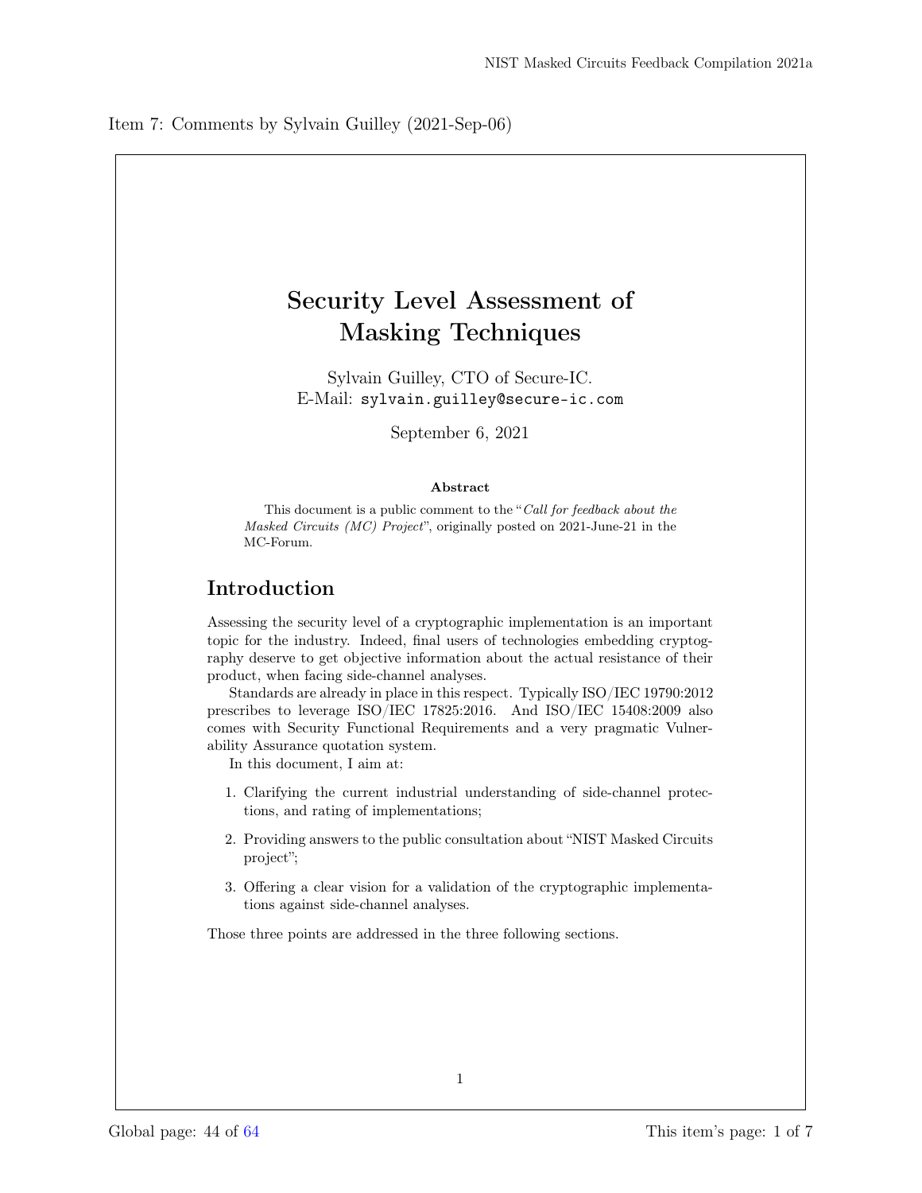Item 7: Comments by Sylvain Guilley (2021-Sep-06)

# Security Level Assessment of Masking Techniques

Sylvain Guilley, CTO of Secure-IC.
E-Mail: sylvain.guilley@secure-ic.com

September 6, 2021

**Abstract**

This document is a public comment to the "*Call for feedback about the Masked Circuits (MC) Project*", originally posted on 2021-June-21 in the MC-Forum.

## Introduction

Assessing the security level of a cryptographic implementation is an important topic for the industry. Indeed, final users of technologies embedding cryptography deserve to get objective information about the actual resistance of their product, when facing side-channel analyses.

Standards are already in place in this respect. Typically ISO/IEC 19790:2012 prescribes to leverage ISO/IEC 17825:2016. And ISO/IEC 15408:2009 also comes with Security Functional Requirements and a very pragmatic Vulnerability Assurance quotation system.

In this document, I aim at:

1. Clarifying the current industrial understanding of side-channel protections, and rating of implementations;
2. Providing answers to the public consultation about "NIST Masked Circuits project";
3. Offering a clear vision for a validation of the cryptographic implementations against side-channel analyses.

Those three points are addressed in the three following sections.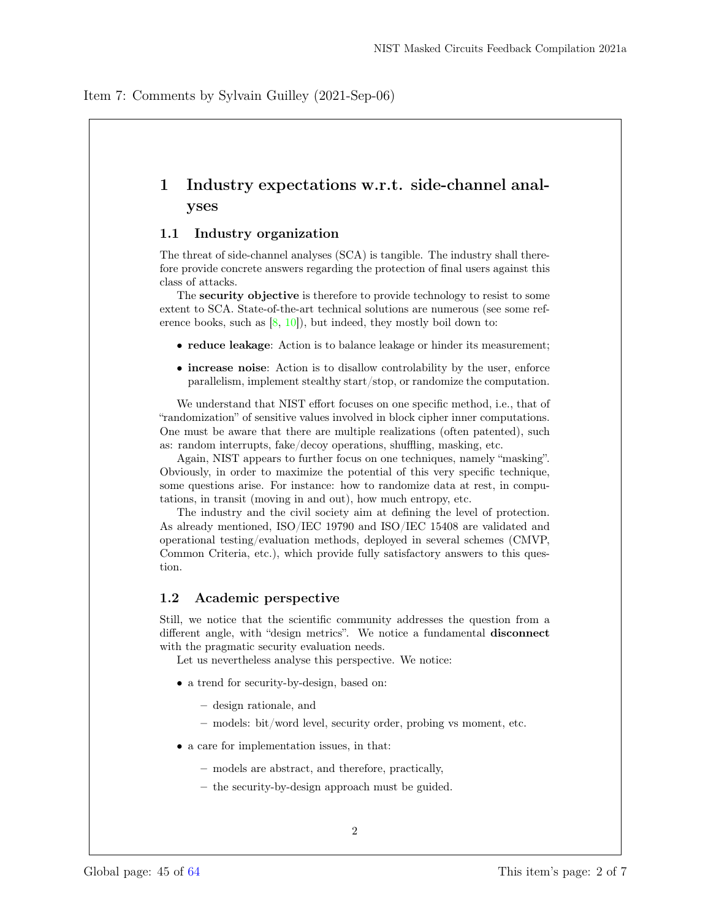Item 7: Comments by Sylvain Guilley (2021-Sep-06)

# 1 Industry expectations w.r.t. side-channel analyses

## 1.1 Industry organization

The threat of side-channel analyses (SCA) is tangible. The industry shall therefore provide concrete answers regarding the protection of final users against this class of attacks.

The **security objective** is therefore to provide technology to resist to some extent to SCA. State-of-the-art technical solutions are numerous (see some reference books, such as [8, 10]), but indeed, they mostly boil down to:

- **reduce leakage**: Action is to balance leakage or hinder its measurement;
- **increase noise**: Action is to disallow controlability by the user, enforce parallelism, implement stealthy start/stop, or randomize the computation.

We understand that NIST effort focuses on one specific method, i.e., that of "randomization" of sensitive values involved in block cipher inner computations. One must be aware that there are multiple realizations (often patented), such as: random interrupts, fake/decoy operations, shuffling, masking, etc.

Again, NIST appears to further focus on one techniques, namely "masking". Obviously, in order to maximize the potential of this very specific technique, some questions arise. For instance: how to randomize data at rest, in computations, in transit (moving in and out), how much entropy, etc.

The industry and the civil society aim at defining the level of protection. As already mentioned, ISO/IEC 19790 and ISO/IEC 15408 are validated and operational testing/evaluation methods, deployed in several schemes (CMVP, Common Criteria, etc.), which provide fully satisfactory answers to this question.

## 1.2 Academic perspective

Still, we notice that the scientific community addresses the question from a different angle, with "design metrics". We notice a fundamental **disconnect** with the pragmatic security evaluation needs.

Let us nevertheless analyse this perspective. We notice:

- a trend for security-by-design, based on:
  - design rationale, and
  - models: bit/word level, security order, probing vs moment, etc.
- a care for implementation issues, in that:
  - models are abstract, and therefore, practically,
  - the security-by-design approach must be guided.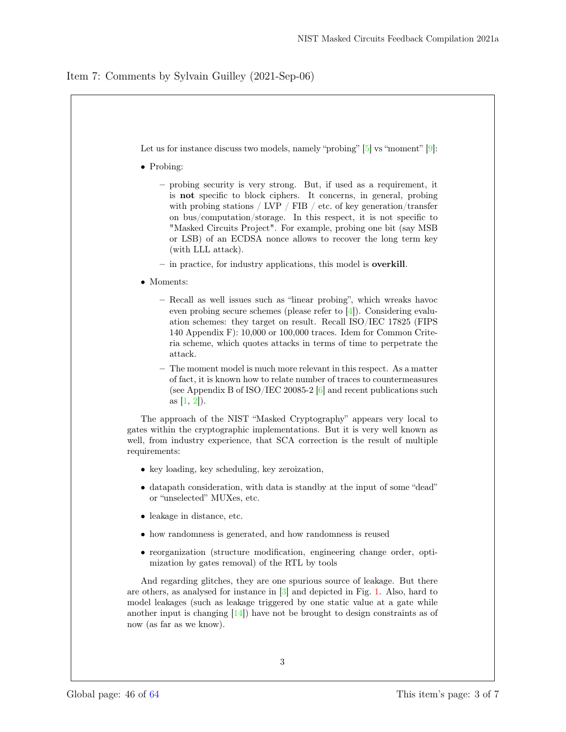Item 7: Comments by Sylvain Guilley (2021-Sep-06)

Let us for instance discuss two models, namely "probing" [5] vs "moment" [9]:

- Probing:
  - probing security is very strong. But, if used as a requirement, it is **not** specific to block ciphers. It concerns, in general, probing with probing stations / LVP / FIB / etc. of key generation/transfer on bus/computation/storage. In this respect, it is not specific to "Masked Circuits Project". For example, probing one bit (say MSB or LSB) of an ECDSA nonce allows to recover the long term key (with LLL attack).
  - in practice, for industry applications, this model is **overkill**.
- Moments:
  - Recall as well issues such as "linear probing", which wreaks havoc even probing secure schemes (please refer to [4]). Considering evaluation schemes: they target on result. Recall ISO/IEC 17825 (FIPS 140 Appendix F): 10,000 or 100,000 traces. Idem for Common Criteria scheme, which quotes attacks in terms of time to perpetrate the attack.
  - The moment model is much more relevant in this respect. As a matter of fact, it is known how to relate number of traces to countermeasures (see Appendix B of ISO/IEC 20085-2 [6] and recent publications such as [1, 2]).

The approach of the NIST "Masked Cryptography" appears very local to gates within the cryptographic implementations. But it is very well known as well, from industry experience, that SCA correction is the result of multiple requirements:

- key loading, key scheduling, key zeroization,
- datapath consideration, with data is standby at the input of some "dead" or "unselected" MUXes, etc.
- leakage in distance, etc.
- how randomness is generated, and how randomness is reused
- reorganization (structure modification, engineering change order, optimization by gates removal) of the RTL by tools

And regarding glitches, they are one spurious source of leakage. But there are others, as analysed for instance in [3] and depicted in Fig. 1. Also, hard to model leakages (such as leakage triggered by one static value at a gate while another input is changing [14]) have not be brought to design constraints as of now (as far as we know).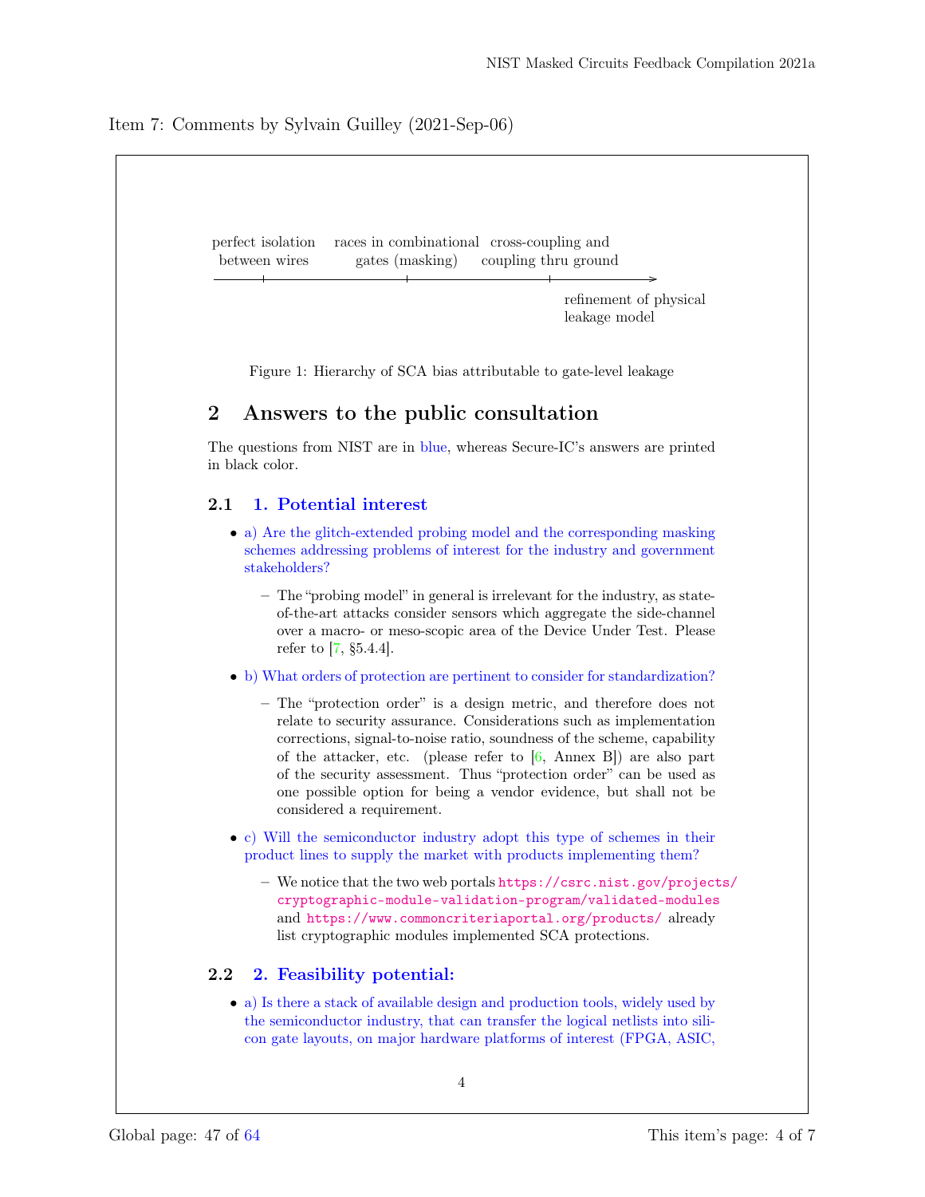Item 7: Comments by Sylvain Guilley (2021-Sep-06)

perfect isolation between wires — races in combinational gates (masking) — cross-coupling and coupling thru ground → refinement of physical leakage model

Figure 1: Hierarchy of SCA bias attributable to gate-level leakage

## 2 Answers to the public consultation

The questions from NIST are in blue, whereas Secure-IC's answers are printed in black color.

### 2.1 1. Potential interest

- a) Are the glitch-extended probing model and the corresponding masking schemes addressing problems of interest for the industry and government stakeholders?
  - The "probing model" in general is irrelevant for the industry, as state-of-the-art attacks consider sensors which aggregate the side-channel over a macro- or meso-scopic area of the Device Under Test. Please refer to [7, §5.4.4].
- b) What orders of protection are pertinent to consider for standardization?
  - The "protection order" is a design metric, and therefore does not relate to security assurance. Considerations such as implementation corrections, signal-to-noise ratio, soundness of the scheme, capability of the attacker, etc. (please refer to [6, Annex B]) are also part of the security assessment. Thus "protection order" can be used as one possible option for being a vendor evidence, but shall not be considered a requirement.
- c) Will the semiconductor industry adopt this type of schemes in their product lines to supply the market with products implementing them?
  - We notice that the two web portals `https://csrc.nist.gov/projects/cryptographic-module-validation-program/validated-modules` and `https://www.commoncriteriaportal.org/products/` already list cryptographic modules implemented SCA protections.

### 2.2 2. Feasibility potential:

- a) Is there a stack of available design and production tools, widely used by the semiconductor industry, that can transfer the logical netlists into silicon gate layouts, on major hardware platforms of interest (FPGA, ASIC,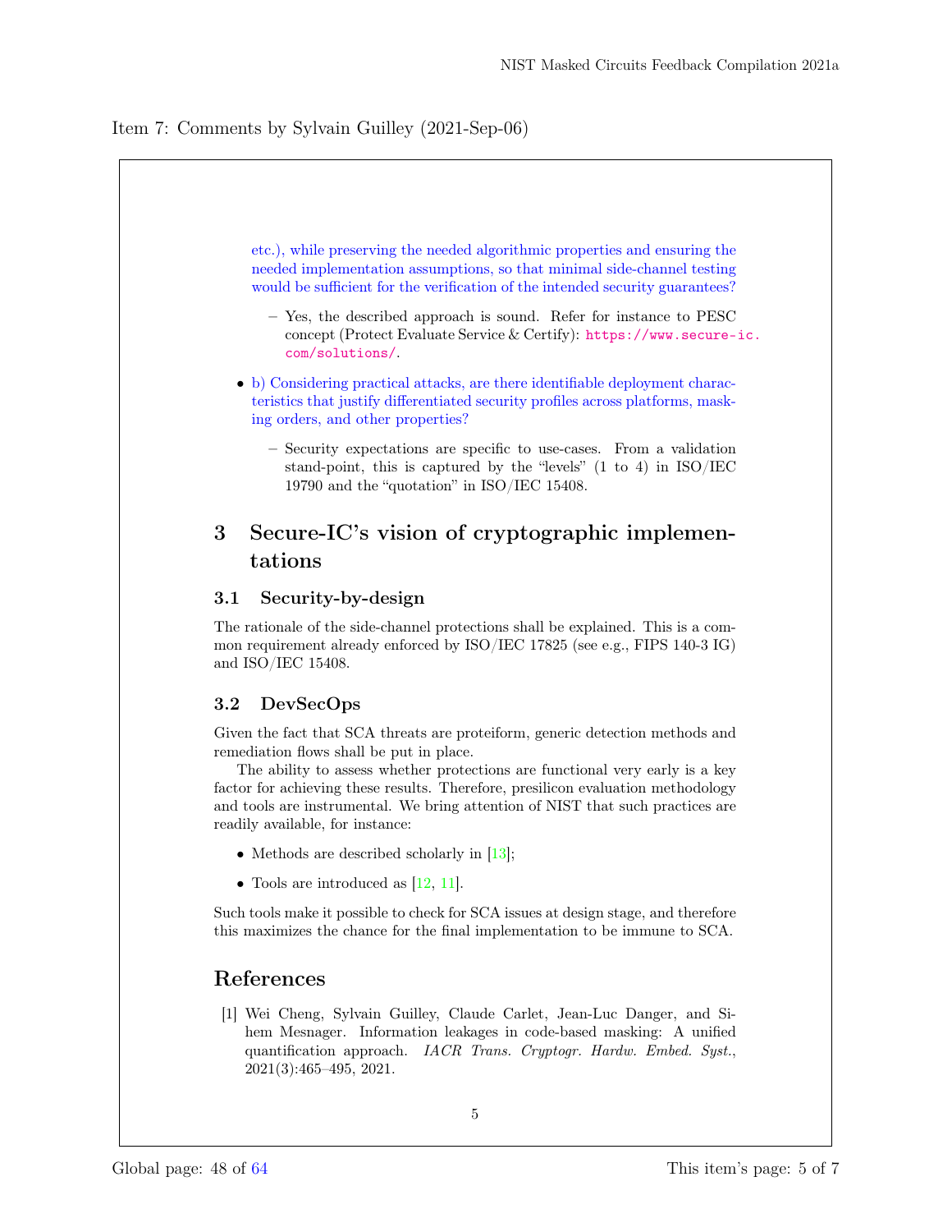Item 7: Comments by Sylvain Guilley (2021-Sep-06)

etc.), while preserving the needed algorithmic properties and ensuring the needed implementation assumptions, so that minimal side-channel testing would be sufficient for the verification of the intended security guarantees?

  - Yes, the described approach is sound. Refer for instance to PESC concept (Protect Evaluate Service & Certify): https://www.secure-ic.com/solutions/.

- b) Considering practical attacks, are there identifiable deployment characteristics that justify differentiated security profiles across platforms, masking orders, and other properties?

  - Security expectations are specific to use-cases. From a validation stand-point, this is captured by the "levels" (1 to 4) in ISO/IEC 19790 and the "quotation" in ISO/IEC 15408.

## 3 Secure-IC's vision of cryptographic implementations

### 3.1 Security-by-design

The rationale of the side-channel protections shall be explained. This is a common requirement already enforced by ISO/IEC 17825 (see e.g., FIPS 140-3 IG) and ISO/IEC 15408.

### 3.2 DevSecOps

Given the fact that SCA threats are proteiform, generic detection methods and remediation flows shall be put in place.

The ability to assess whether protections are functional very early is a key factor for achieving these results. Therefore, presilicon evaluation methodology and tools are instrumental. We bring attention of NIST that such practices are readily available, for instance:

- Methods are described scholarly in [13];
- Tools are introduced as [12, 11].

Such tools make it possible to check for SCA issues at design stage, and therefore this maximizes the chance for the final implementation to be immune to SCA.

## References

[1] Wei Cheng, Sylvain Guilley, Claude Carlet, Jean-Luc Danger, and Sihem Mesnager. Information leakages in code-based masking: A unified quantification approach. *IACR Trans. Cryptogr. Hardw. Embed. Syst.*, 2021(3):465–495, 2021.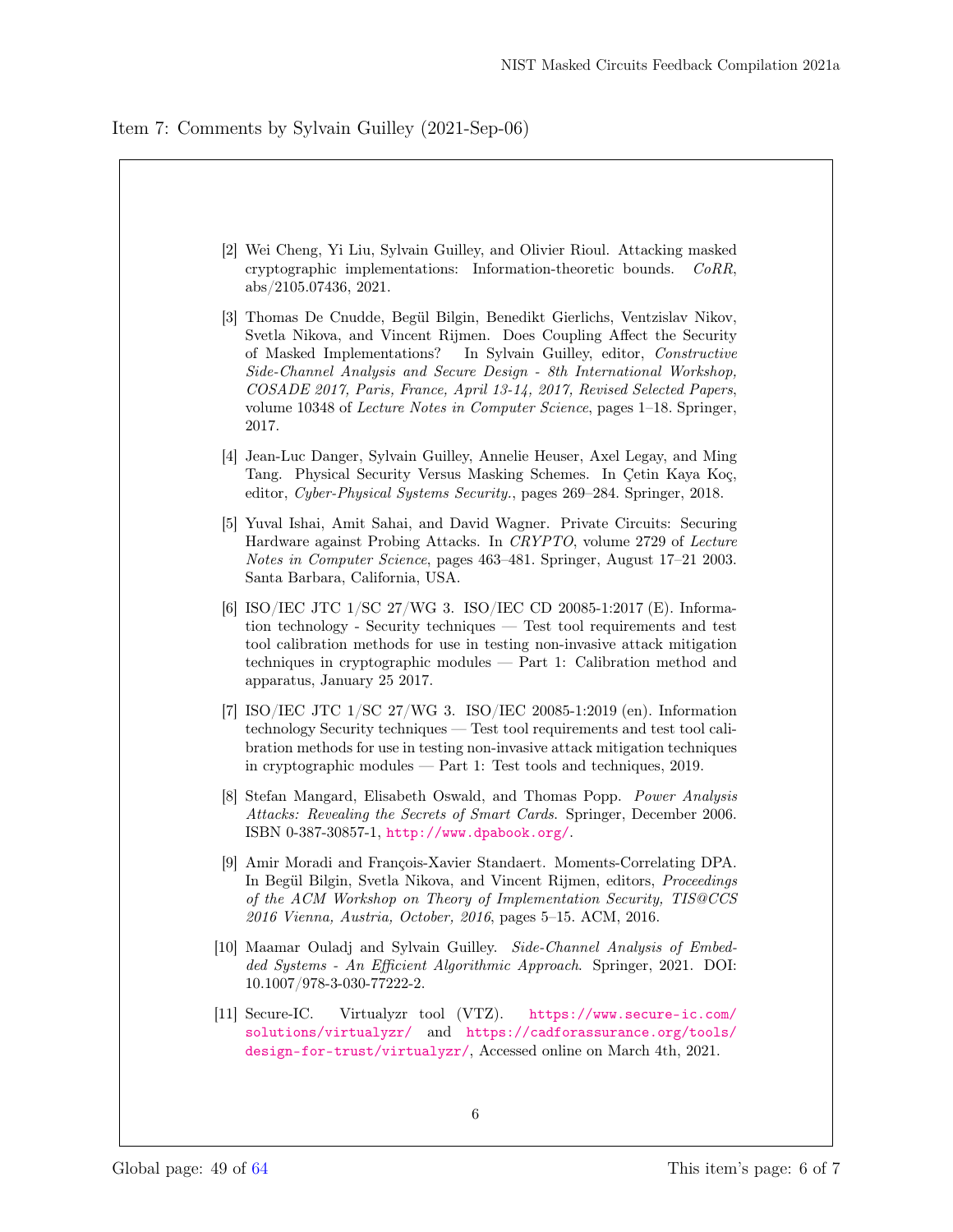Item 7: Comments by Sylvain Guilley (2021-Sep-06)

[2] Wei Cheng, Yi Liu, Sylvain Guilley, and Olivier Rioul. Attacking masked cryptographic implementations: Information-theoretic bounds. *CoRR*, abs/2105.07436, 2021.

[3] Thomas De Cnudde, Begül Bilgin, Benedikt Gierlichs, Ventzislav Nikov, Svetla Nikova, and Vincent Rijmen. Does Coupling Affect the Security of Masked Implementations? In Sylvain Guilley, editor, *Constructive Side-Channel Analysis and Secure Design - 8th International Workshop, COSADE 2017, Paris, France, April 13-14, 2017, Revised Selected Papers*, volume 10348 of *Lecture Notes in Computer Science*, pages 1–18. Springer, 2017.

[4] Jean-Luc Danger, Sylvain Guilley, Annelie Heuser, Axel Legay, and Ming Tang. Physical Security Versus Masking Schemes. In Çetin Kaya Koç, editor, *Cyber-Physical Systems Security.*, pages 269–284. Springer, 2018.

[5] Yuval Ishai, Amit Sahai, and David Wagner. Private Circuits: Securing Hardware against Probing Attacks. In *CRYPTO*, volume 2729 of *Lecture Notes in Computer Science*, pages 463–481. Springer, August 17–21 2003. Santa Barbara, California, USA.

[6] ISO/IEC JTC 1/SC 27/WG 3. ISO/IEC CD 20085-1:2017 (E). Information technology - Security techniques — Test tool requirements and test tool calibration methods for use in testing non-invasive attack mitigation techniques in cryptographic modules — Part 1: Calibration method and apparatus, January 25 2017.

[7] ISO/IEC JTC 1/SC 27/WG 3. ISO/IEC 20085-1:2019 (en). Information technology Security techniques — Test tool requirements and test tool calibration methods for use in testing non-invasive attack mitigation techniques in cryptographic modules — Part 1: Test tools and techniques, 2019.

[8] Stefan Mangard, Elisabeth Oswald, and Thomas Popp. *Power Analysis Attacks: Revealing the Secrets of Smart Cards*. Springer, December 2006. ISBN 0-387-30857-1, http://www.dpabook.org/.

[9] Amir Moradi and François-Xavier Standaert. Moments-Correlating DPA. In Begül Bilgin, Svetla Nikova, and Vincent Rijmen, editors, *Proceedings of the ACM Workshop on Theory of Implementation Security, TIS@CCS 2016 Vienna, Austria, October, 2016*, pages 5–15. ACM, 2016.

[10] Maamar Ouladj and Sylvain Guilley. *Side-Channel Analysis of Embedded Systems - An Efficient Algorithmic Approach*. Springer, 2021. DOI: 10.1007/978-3-030-77222-2.

[11] Secure-IC. Virtualyzr tool (VTZ). https://www.secure-ic.com/solutions/virtualyzr/ and https://cadforassurance.org/tools/design-for-trust/virtualyzr/, Accessed online on March 4th, 2021.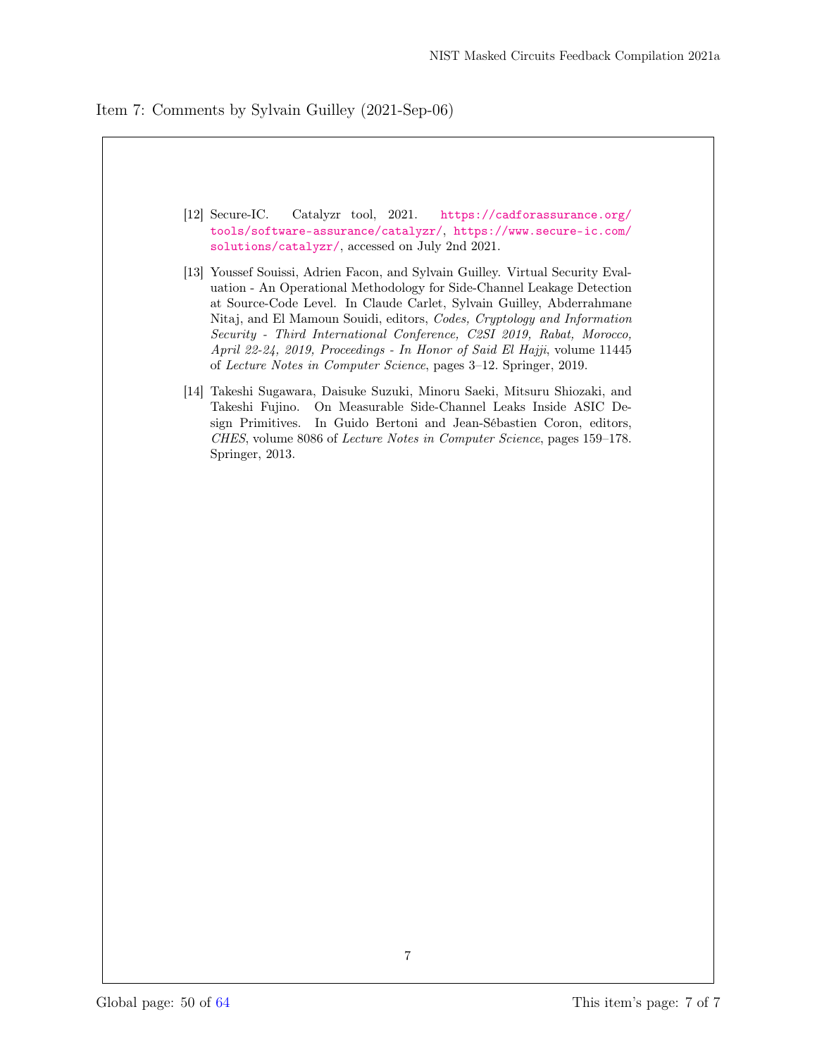Item 7: Comments by Sylvain Guilley (2021-Sep-06)

[12] Secure-IC. Catalyzr tool, 2021. https://cadforassurance.org/tools/software-assurance/catalyzr/, https://www.secure-ic.com/solutions/catalyzr/, accessed on July 2nd 2021.

[13] Youssef Souissi, Adrien Facon, and Sylvain Guilley. Virtual Security Evaluation - An Operational Methodology for Side-Channel Leakage Detection at Source-Code Level. In Claude Carlet, Sylvain Guilley, Abderrahmane Nitaj, and El Mamoun Souidi, editors, *Codes, Cryptology and Information Security - Third International Conference, C2SI 2019, Rabat, Morocco, April 22-24, 2019, Proceedings - In Honor of Said El Hajji*, volume 11445 of *Lecture Notes in Computer Science*, pages 3–12. Springer, 2019.

[14] Takeshi Sugawara, Daisuke Suzuki, Minoru Saeki, Mitsuru Shiozaki, and Takeshi Fujino. On Measurable Side-Channel Leaks Inside ASIC Design Primitives. In Guido Bertoni and Jean-Sébastien Coron, editors, *CHES*, volume 8086 of *Lecture Notes in Computer Science*, pages 159–178. Springer, 2013.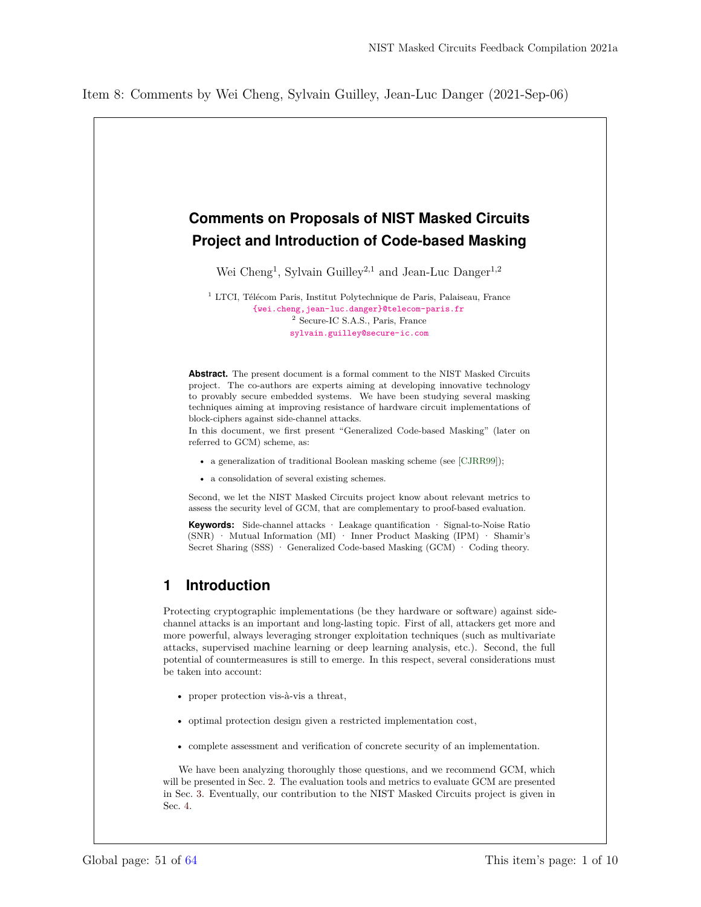Item 8: Comments by Wei Cheng, Sylvain Guilley, Jean-Luc Danger (2021-Sep-06)

# Comments on Proposals of NIST Masked Circuits Project and Introduction of Code-based Masking

Wei Cheng[1], Sylvain Guilley[2,1] and Jean-Luc Danger[1,2]

[1] LTCI, Télécom Paris, Institut Polytechnique de Paris, Palaiseau, France
{wei.cheng,jean-luc.danger}@telecom-paris.fr
[2] Secure-IC S.A.S., Paris, France
sylvain.guilley@secure-ic.com

**Abstract.** The present document is a formal comment to the NIST Masked Circuits project. The co-authors are experts aiming at developing innovative technology to provably secure embedded systems. We have been studying several masking techniques aiming at improving resistance of hardware circuit implementations of block-ciphers against side-channel attacks.
In this document, we first present "Generalized Code-based Masking" (later on referred to GCM) scheme, as:

- a generalization of traditional Boolean masking scheme (see [CJRR99]);
- a consolidation of several existing schemes.

Second, we let the NIST Masked Circuits project know about relevant metrics to assess the security level of GCM, that are complementary to proof-based evaluation.

**Keywords:** Side-channel attacks · Leakage quantification · Signal-to-Noise Ratio (SNR) · Mutual Information (MI) · Inner Product Masking (IPM) · Shamir's Secret Sharing (SSS) · Generalized Code-based Masking (GCM) · Coding theory.

## 1 Introduction

Protecting cryptographic implementations (be they hardware or software) against side-channel attacks is an important and long-lasting topic. First of all, attackers get more and more powerful, always leveraging stronger exploitation techniques (such as multivariate attacks, supervised machine learning or deep learning analysis, etc.). Second, the full potential of countermeasures is still to emerge. In this respect, several considerations must be taken into account:

- proper protection vis-à-vis a threat,
- optimal protection design given a restricted implementation cost,
- complete assessment and verification of concrete security of an implementation.

We have been analyzing thoroughly those questions, and we recommend GCM, which will be presented in Sec. 2. The evaluation tools and metrics to evaluate GCM are presented in Sec. 3. Eventually, our contribution to the NIST Masked Circuits project is given in Sec. 4.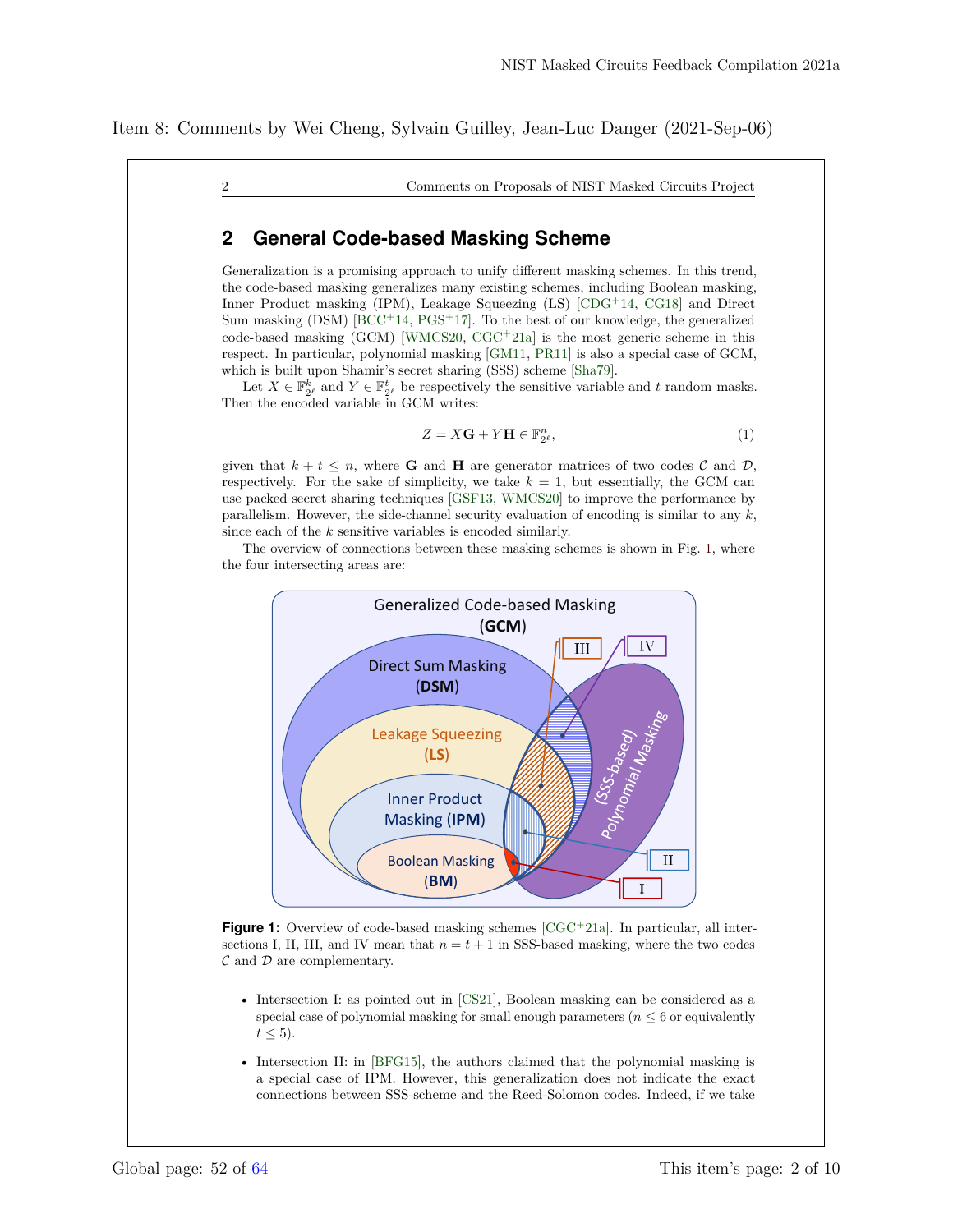Item 8: Comments by Wei Cheng, Sylvain Guilley, Jean-Luc Danger (2021-Sep-06)

## 2 General Code-based Masking Scheme

Generalization is a promising approach to unify different masking schemes. In this trend, the code-based masking generalizes many existing schemes, including Boolean masking, Inner Product masking (IPM), Leakage Squeezing (LS) [CDG+14, CG18] and Direct Sum masking (DSM) [BCC+14, PGS+17]. To the best of our knowledge, the generalized code-based masking (GCM) [WMCS20, CGC+21a] is the most generic scheme in this respect. In particular, polynomial masking [GM11, PR11] is also a special case of GCM, which is built upon Shamir's secret sharing (SSS) scheme [Sha79].

Let $X \in \mathbb{F}_{2^\ell}^k$ and $Y \in \mathbb{F}_{2^\ell}^t$ be respectively the sensitive variable and $t$ random masks. Then the encoded variable in GCM writes:

$$Z = X\mathbf{G} + Y\mathbf{H} \in \mathbb{F}_{2^\ell}^n, \tag{1}$$

given that $k + t \leq n$, where $\mathbf{G}$ and $\mathbf{H}$ are generator matrices of two codes $\mathcal{C}$ and $\mathcal{D}$, respectively. For the sake of simplicity, we take $k = 1$, but essentially, the GCM can use packed secret sharing techniques [GSF13, WMCS20] to improve the performance by parallelism. However, the side-channel security evaluation of encoding is similar to any $k$, since each of the $k$ sensitive variables is encoded similarly.

The overview of connections between these masking schemes is shown in Fig. 1, where the four intersecting areas are:

**Figure 1:** Overview of code-based masking schemes [CGC+21a]. In particular, all intersections I, II, III, and IV mean that $n = t + 1$ in SSS-based masking, where the two codes $\mathcal{C}$ and $\mathcal{D}$ are complementary.

- Intersection I: as pointed out in [CS21], Boolean masking can be considered as a special case of polynomial masking for small enough parameters ($n \leq 6$ or equivalently $t \leq 5$).
- Intersection II: in [BFG15], the authors claimed that the polynomial masking is a special case of IPM. However, this generalization does not indicate the exact connections between SSS-scheme and the Reed-Solomon codes. Indeed, if we take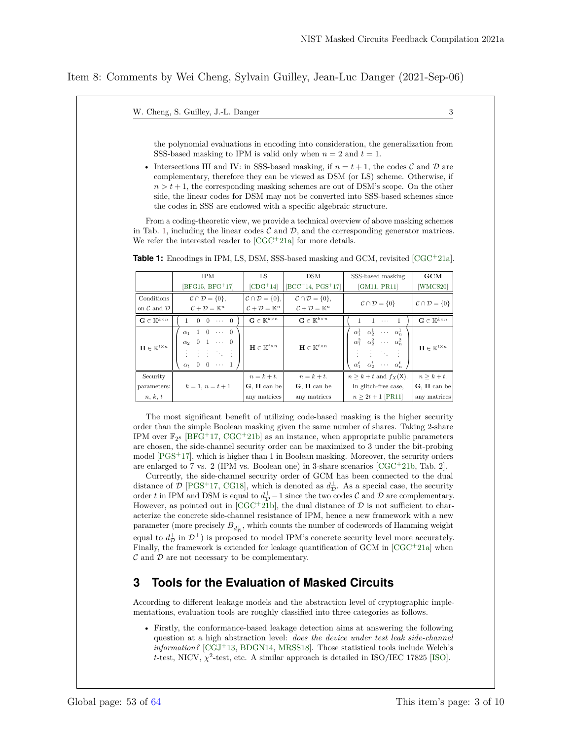Item 8: Comments by Wei Cheng, Sylvain Guilley, Jean-Luc Danger (2021-Sep-06)

the polynomial evaluations in encoding into consideration, the generalization from SSS-based masking to IPM is valid only when $n = 2$ and $t = 1$.

- Intersections III and IV: in SSS-based masking, if $n = t + 1$, the codes $\mathcal{C}$ and $\mathcal{D}$ are complementary, therefore they can be viewed as DSM (or LS) scheme. Otherwise, if $n > t + 1$, the corresponding masking schemes are out of DSM's scope. On the other side, the linear codes for DSM may not be converted into SSS-based schemes since the codes in SSS are endowed with a specific algebraic structure.

From a coding-theoretic view, we provide a technical overview of above masking schemes in Tab. 1, including the linear codes $\mathcal{C}$ and $\mathcal{D}$, and the corresponding generator matrices. We refer the interested reader to [CGC+21a] for more details.

**Table 1:** Encodings in IPM, LS, DSM, SSS-based masking and GCM, revisited [CGC+21a].

| | IPM [BFG15, BFG+17] | LS [CDG+14] | DSM [BCC+14, PGS+17] | SSS-based masking [GM11, PR11] | **GCM** [WMCS20] |
|---|---|---|---|---|---|
| Conditions on $\mathcal{C}$ and $\mathcal{D}$ | $\mathcal{C} \cap \mathcal{D} = \{0\}$, $\mathcal{C} + \mathcal{D} = \mathbb{K}^n$ | $\mathcal{C} \cap \mathcal{D} = \{0\}$, $\mathcal{C} + \mathcal{D} = \mathbb{K}^n$ | $\mathcal{C} \cap \mathcal{D} = \{0\}$, $\mathcal{C} + \mathcal{D} = \mathbb{K}^n$ | $\mathcal{C} \cap \mathcal{D} = \{0\}$ | $\mathcal{C} \cap \mathcal{D} = \{0\}$ |
| $\mathbf{G} \in \mathbb{K}^{k \times n}$ | $\begin{pmatrix} 1 & 0 & 0 & \cdots & 0 \end{pmatrix}$ | $\mathbf{G} \in \mathbb{K}^{k \times n}$ | $\mathbf{G} \in \mathbb{K}^{k \times n}$ | $\begin{pmatrix} 1 & 1 & \cdots & 1 \end{pmatrix}$ | $\mathbf{G} \in \mathbb{K}^{k \times n}$ |
| $\mathbf{H} \in \mathbb{K}^{t \times n}$ | $\begin{pmatrix} \alpha_1 & 1 & 0 & \cdots & 0 \\ \alpha_2 & 0 & 1 & \cdots & 0 \\ \vdots & \vdots & \vdots & \ddots & \vdots \\ \alpha_t & 0 & 0 & \cdots & 1 \end{pmatrix}$ | $\mathbf{H} \in \mathbb{K}^{t \times n}$ | $\mathbf{H} \in \mathbb{K}^{t \times n}$ | $\begin{pmatrix} \alpha_1^1 & \alpha_2^1 & \cdots & \alpha_n^1 \\ \alpha_1^2 & \alpha_2^2 & \cdots & \alpha_n^2 \\ \vdots & \vdots & \ddots & \vdots \\ \alpha_1^t & \alpha_2^t & \cdots & \alpha_n^t \end{pmatrix}$ | $\mathbf{H} \in \mathbb{K}^{t \times n}$ |
| Security parameters: $n$, $k$, $t$ | $k = 1, n = t + 1$ | $n = k + t$. $\mathbf{G}$, $\mathbf{H}$ can be any matrices | $n = k + t$. $\mathbf{G}$, $\mathbf{H}$ can be any matrices | $n \geq k + t$ and $f_X(\mathsf{X})$. In glitch-free case, $n \geq 2t + 1$ [PR11] | $n \geq k + t$. $\mathbf{G}$, $\mathbf{H}$ can be any matrices |

The most significant benefit of utilizing code-based masking is the higher security order than the simple Boolean masking given the same number of shares. Taking 2-share IPM over $\mathbb{F}_{2^8}$ [BFG+17, CGC+21b] as an instance, when appropriate public parameters are chosen, the side-channel security order can be maximized to 3 under the bit-probing model [PGS+17], which is higher than 1 in Boolean masking. Moreover, the security orders are enlarged to 7 vs. 2 (IPM vs. Boolean one) in 3-share scenarios [CGC+21b, Tab. 2].

Currently, the side-channel security order of GCM has been connected to the dual distance of $\mathcal{D}$ [PGS+17, CG18], which is denoted as $d_{\mathcal{D}}^{\perp}$. As a special case, the security order $t$ in IPM and DSM is equal to $d_{\mathcal{D}}^{\perp} - 1$ since the two codes $\mathcal{C}$ and $\mathcal{D}$ are complementary. However, as pointed out in [CGC+21b], the dual distance of $\mathcal{D}$ is not sufficient to characterize the concrete side-channel resistance of IPM, hence a new framework with a new parameter (more precisely $B_{d_{\mathcal{D}}^{\perp}}$, which counts the number of codewords of Hamming weight equal to $d_{\mathcal{D}}^{\perp}$ in $\mathcal{D}^{\perp}$) is proposed to model IPM's concrete security level more accurately. Finally, the framework is extended for leakage quantification of GCM in [CGC+21a] when $\mathcal{C}$ and $\mathcal{D}$ are not necessary to be complementary.

## 3 Tools for the Evaluation of Masked Circuits

According to different leakage models and the abstraction level of cryptographic implementations, evaluation tools are roughly classified into three categories as follows.

- Firstly, the conformance-based leakage detection aims at answering the following question at a high abstraction level: *does the device under test leak side-channel information?* [CGJ+13, BDGN14, MRSS18]. Those statistical tools include Welch's $t$-test, NICV, $\chi^2$-test, etc. A similar approach is detailed in ISO/IEC 17825 [ISO].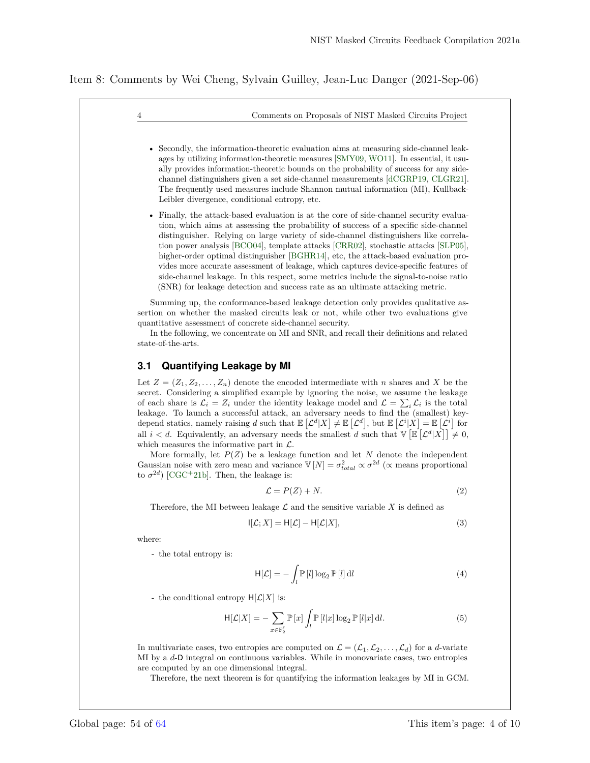Item 8: Comments by Wei Cheng, Sylvain Guilley, Jean-Luc Danger (2021-Sep-06)

- Secondly, the information-theoretic evaluation aims at measuring side-channel leakages by utilizing information-theoretic measures [SMY09, WO11]. In essential, it usually provides information-theoretic bounds on the probability of success for any side-channel distinguishers given a set side-channel measurements [dCGRP19, CLGR21]. The frequently used measures include Shannon mutual information (MI), Kullback-Leibler divergence, conditional entropy, etc.
- Finally, the attack-based evaluation is at the core of side-channel security evaluation, which aims at assessing the probability of success of a specific side-channel distinguisher. Relying on large variety of side-channel distinguishers like correlation power analysis [BCO04], template attacks [CRR02], stochastic attacks [SLP05], higher-order optimal distinguisher [BGHR14], etc, the attack-based evaluation provides more accurate assessment of leakage, which captures device-specific features of side-channel leakage. In this respect, some metrics include the signal-to-noise ratio (SNR) for leakage detection and success rate as an ultimate attacking metric.

Summing up, the conformance-based leakage detection only provides qualitative assertion on whether the masked circuits leak or not, while other two evaluations give quantitative assessment of concrete side-channel security.

In the following, we concentrate on MI and SNR, and recall their definitions and related state-of-the-arts.

## 3.1 Quantifying Leakage by MI

Let $Z = (Z_1, Z_2, \dots, Z_n)$ denote the encoded intermediate with $n$ shares and $X$ be the secret. Considering a simplified example by ignoring the noise, we assume the leakage of each share is $\mathcal{L}_i = Z_i$ under the identity leakage model and $\mathcal{L} = \sum_i \mathcal{L}_i$ is the total leakage. To launch a successful attack, an adversary needs to find the (smallest) key-depend statics, namely raising $d$ such that $\mathbb{E}\left[\mathcal{L}^d | X\right] \neq \mathbb{E}\left[\mathcal{L}^d\right]$, but $\mathbb{E}\left[\mathcal{L}^i | X\right] = \mathbb{E}\left[\mathcal{L}^i\right]$ for all $i < d$. Equivalently, an adversary needs the smallest $d$ such that $\mathbb{V}\left[\mathbb{E}\left[\mathcal{L}^d | X\right]\right] \neq 0$, which measures the informative part in $\mathcal{L}$.

More formally, let $P(Z)$ be a leakage function and let $N$ denote the independent Gaussian noise with zero mean and variance $\mathbb{V}[N] = \sigma^2_{total} \propto \sigma^{2d}$ ($\propto$ means proportional to $\sigma^{2d}$) [CGC+21b]. Then, the leakage is:

$$\mathcal{L} = P(Z) + N. \tag{2}$$

Therefore, the MI between leakage $\mathcal{L}$ and the sensitive variable $X$ is defined as

$$\mathsf{I}[\mathcal{L}; X] = \mathsf{H}[\mathcal{L}] - \mathsf{H}[\mathcal{L}|X], \tag{3}$$

where:

- the total entropy is:

$$\mathsf{H}[\mathcal{L}] = -\int_l \mathbb{P}[l] \log_2 \mathbb{P}[l] \, \mathrm{d}l \tag{4}$$

- the conditional entropy $\mathsf{H}[\mathcal{L}|X]$ is:

$$\mathsf{H}[\mathcal{L}|X] = -\sum_{x \in \mathbb{F}_2^\ell} \mathbb{P}[x] \int_l \mathbb{P}[l|x] \log_2 \mathbb{P}[l|x] \, \mathrm{d}l. \tag{5}$$

In multivariate cases, two entropies are computed on $\mathcal{L} = (\mathcal{L}_1, \mathcal{L}_2, \dots, \mathcal{L}_d)$ for a $d$-variate MI by a $d$-D integral on continuous variables. While in monovariate cases, two entropies are computed by an one dimensional integral.

Therefore, the next theorem is for quantifying the information leakages by MI in GCM.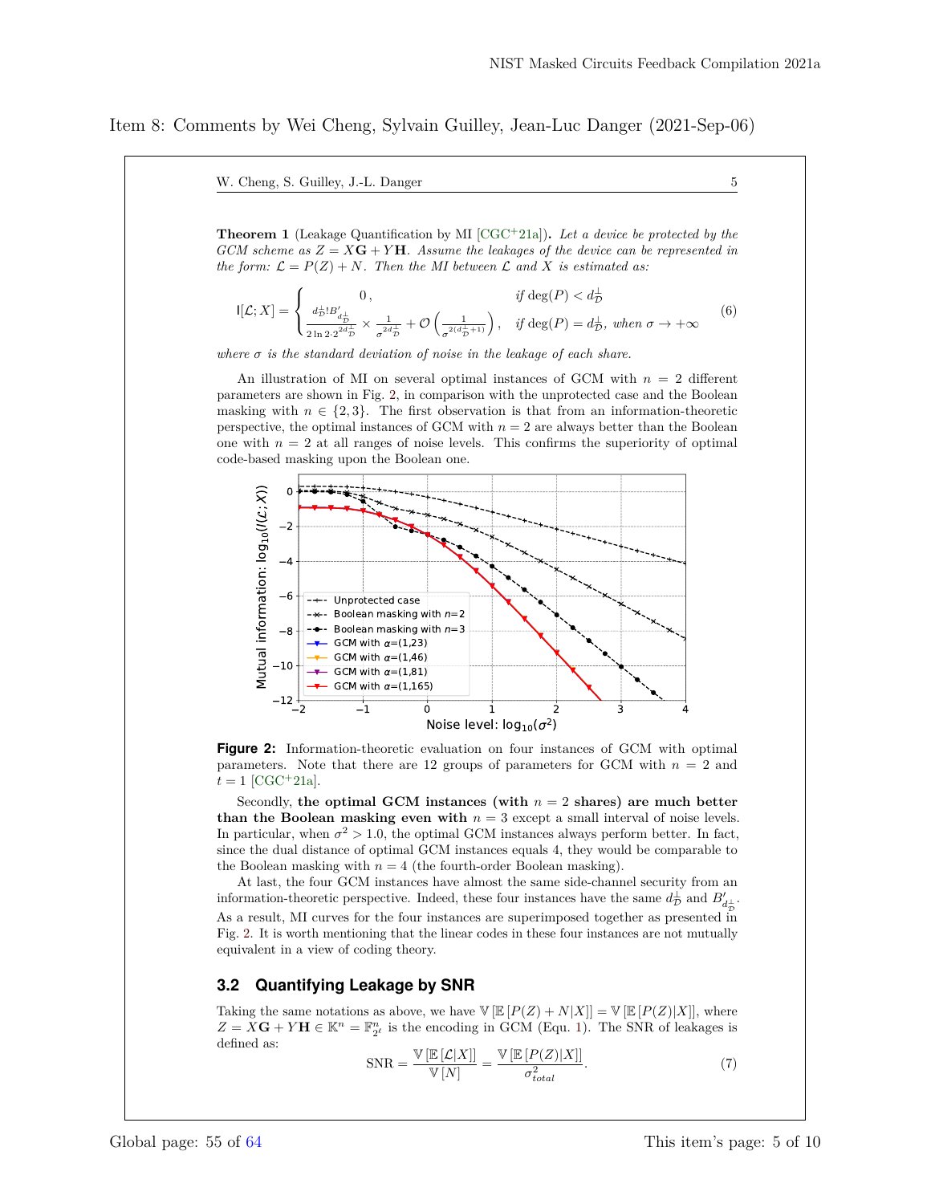Item 8: Comments by Wei Cheng, Sylvain Guilley, Jean-Luc Danger (2021-Sep-06)

**Theorem 1** (Leakage Quantification by MI [CGC+21a]). *Let a device be protected by the GCM scheme as $Z = X\mathbf{G} + Y\mathbf{H}$. Assume the leakages of the device can be represented in the form: $\mathcal{L} = P(Z) + N$. Then the MI between $\mathcal{L}$ and $X$ is estimated as:*

$$\mathsf{I}[\mathcal{L}; X] = \begin{cases} 0\,, & \text{if } \deg(P) < d_{\mathcal{D}}^{\perp} \\ \frac{d_{\mathcal{D}}^{\perp}! B'_{d_{\mathcal{D}}^{\perp}}}{2 \ln 2 \cdot 2^{2d_{\mathcal{D}}^{\perp}}} \times \frac{1}{\sigma^{2d_{\mathcal{D}}^{\perp}}} + \mathcal{O}\left(\frac{1}{\sigma^{2(d_{\mathcal{D}}^{\perp}+1)}}\right), & \text{if } \deg(P) = d_{\mathcal{D}}^{\perp},\ \text{when } \sigma \to +\infty \end{cases} \tag{6}$$

*where $\sigma$ is the standard deviation of noise in the leakage of each share.*

An illustration of MI on several optimal instances of GCM with $n = 2$ different parameters are shown in Fig. 2, in comparison with the unprotected case and the Boolean masking with $n \in \{2, 3\}$. The first observation is that from an information-theoretic perspective, the optimal instances of GCM with $n = 2$ are always better than the Boolean one with $n = 2$ at all ranges of noise levels. This confirms the superiority of optimal code-based masking upon the Boolean one.

**Figure 2:** Information-theoretic evaluation on four instances of GCM with optimal parameters. Note that there are 12 groups of parameters for GCM with $n = 2$ and $t = 1$ [CGC+21a].

Secondly, **the optimal GCM instances (with $n = 2$ shares) are much better than the Boolean masking even with $n = 3$** except a small interval of noise levels. In particular, when $\sigma^2 > 1.0$, the optimal GCM instances always perform better. In fact, since the dual distance of optimal GCM instances equals 4, they would be comparable to the Boolean masking with $n = 4$ (the fourth-order Boolean masking).

At last, the four GCM instances have almost the same side-channel security from an information-theoretic perspective. Indeed, these four instances have the same $d_{\mathcal{D}}^{\perp}$ and $B'_{d_{\mathcal{D}}^{\perp}}$. As a result, MI curves for the four instances are superimposed together as presented in Fig. 2. It is worth mentioning that the linear codes in these four instances are not mutually equivalent in a view of coding theory.

## 3.2 Quantifying Leakage by SNR

Taking the same notations as above, we have $\mathbb{V}[\mathbb{E}[P(Z) + N|X]] = \mathbb{V}[\mathbb{E}[P(Z)|X]]$, where $Z = X\mathbf{G} + Y\mathbf{H} \in \mathbb{K}^n = \mathbb{F}_{2^\ell}^n$ is the encoding in GCM (Equ. 1). The SNR of leakages is defined as:

$$\text{SNR} = \frac{\mathbb{V}[\mathbb{E}[\mathcal{L}|X]]}{\mathbb{V}[N]} = \frac{\mathbb{V}[\mathbb{E}[P(Z)|X]]}{\sigma^2_{total}}. \tag{7}$$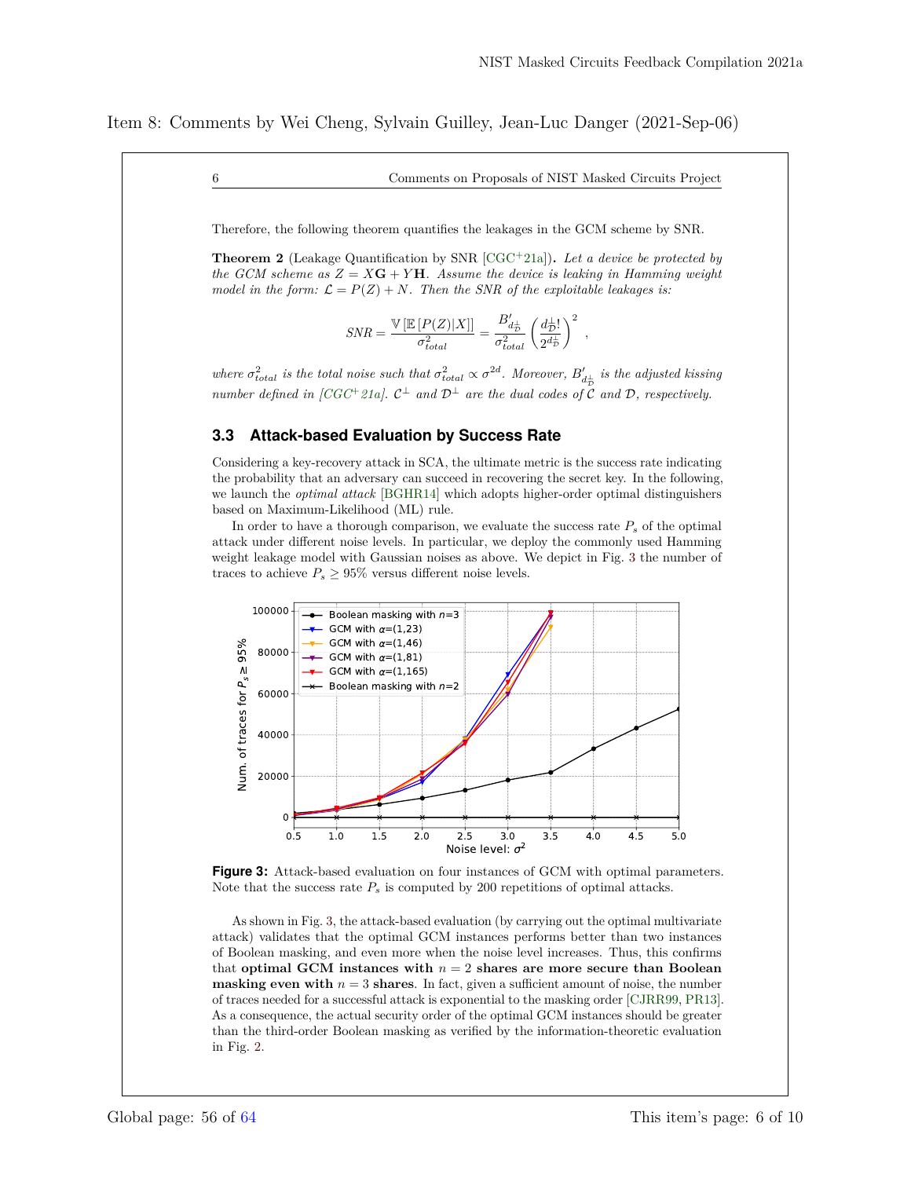Item 8: Comments by Wei Cheng, Sylvain Guilley, Jean-Luc Danger (2021-Sep-06)

Therefore, the following theorem quantifies the leakages in the GCM scheme by SNR.

**Theorem 2** (Leakage Quantification by SNR [CGC+21a])**.** *Let a device be protected by the GCM scheme as $Z = X\mathbf{G} + Y\mathbf{H}$. Assume the device is leaking in Hamming weight model in the form: $\mathcal{L} = P(Z) + N$. Then the SNR of the exploitable leakages is:*

$$SNR = \frac{\mathbb{V}\left[\mathbb{E}\left[P(Z)|X\right]\right]}{\sigma^2_{total}} = \frac{B'_{d^{\perp}_{\mathcal{D}}}}{\sigma^2_{total}} \left(\frac{d^{\perp}_{\mathcal{D}}!}{2^{d^{\perp}_{\mathcal{D}}}}\right)^2 ,$$

*where $\sigma^2_{total}$ is the total noise such that $\sigma^2_{total} \propto \sigma^{2d}$. Moreover, $B'_{d^{\perp}_{\mathcal{D}}}$ is the adjusted kissing number defined in [CGC+21a]. $\mathcal{C}^{\perp}$ and $\mathcal{D}^{\perp}$ are the dual codes of $\mathcal{C}$ and $\mathcal{D}$, respectively.*

### 3.3 Attack-based Evaluation by Success Rate

Considering a key-recovery attack in SCA, the ultimate metric is the success rate indicating the probability that an adversary can succeed in recovering the secret key. In the following, we launch the *optimal attack* [BGHR14] which adopts higher-order optimal distinguishers based on Maximum-Likelihood (ML) rule.

In order to have a thorough comparison, we evaluate the success rate $P_s$ of the optimal attack under different noise levels. In particular, we deploy the commonly used Hamming weight leakage model with Gaussian noises as above. We depict in Fig. 3 the number of traces to achieve $P_s \geq 95\%$ versus different noise levels.

**Figure 3:** Attack-based evaluation on four instances of GCM with optimal parameters. Note that the success rate $P_s$ is computed by 200 repetitions of optimal attacks.

As shown in Fig. 3, the attack-based evaluation (by carrying out the optimal multivariate attack) validates that the optimal GCM instances performs better than two instances of Boolean masking, and even more when the noise level increases. Thus, this confirms that **optimal GCM instances with $n = 2$ shares are more secure than Boolean masking even with $n = 3$ shares**. In fact, given a sufficient amount of noise, the number of traces needed for a successful attack is exponential to the masking order [CJRR99, PR13]. As a consequence, the actual security order of the optimal GCM instances should be greater than the third-order Boolean masking as verified by the information-theoretic evaluation in Fig. 2.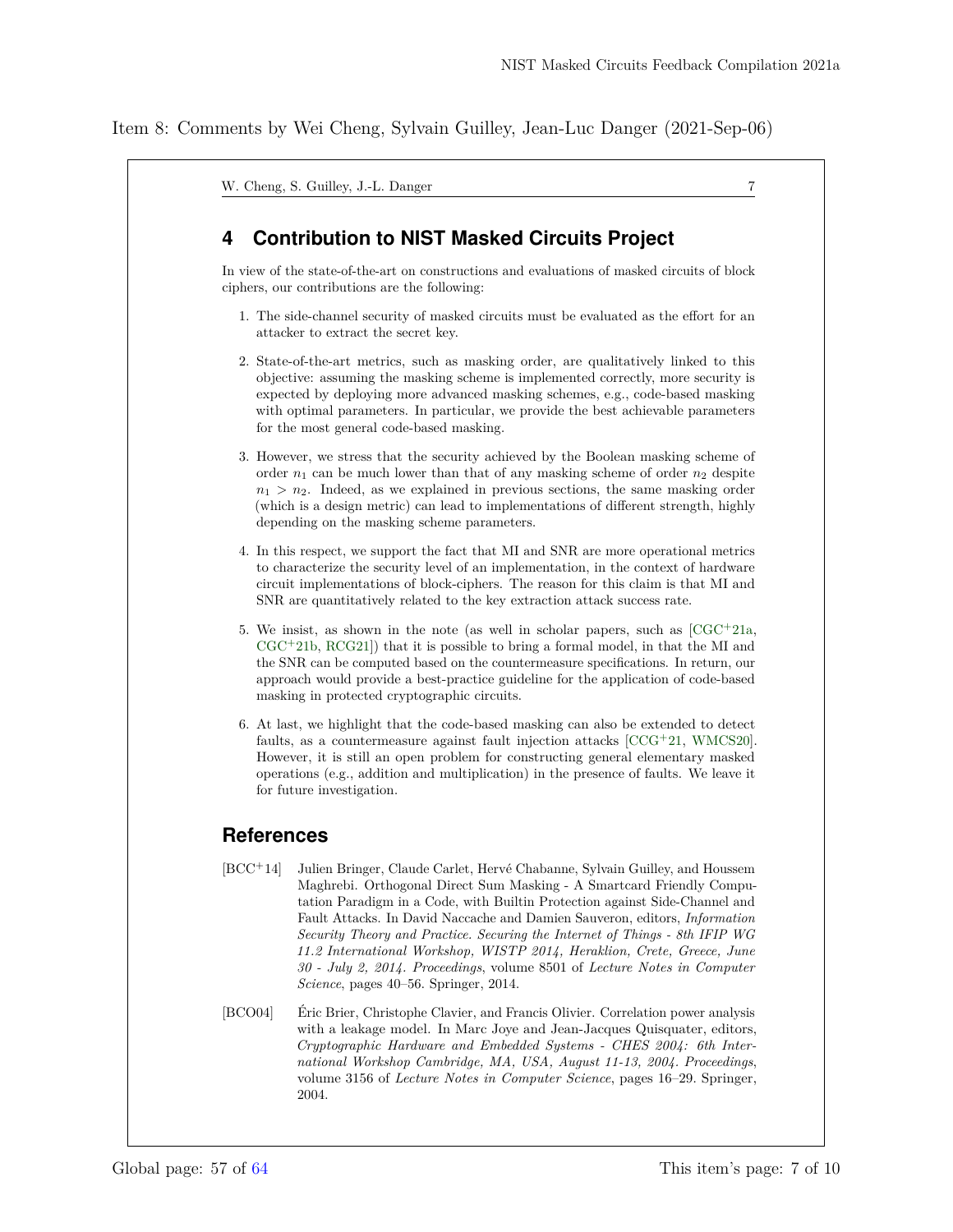Item 8: Comments by Wei Cheng, Sylvain Guilley, Jean-Luc Danger (2021-Sep-06)

## 4 Contribution to NIST Masked Circuits Project

In view of the state-of-the-art on constructions and evaluations of masked circuits of block ciphers, our contributions are the following:

1. The side-channel security of masked circuits must be evaluated as the effort for an attacker to extract the secret key.
2. State-of-the-art metrics, such as masking order, are qualitatively linked to this objective: assuming the masking scheme is implemented correctly, more security is expected by deploying more advanced masking schemes, e.g., code-based masking with optimal parameters. In particular, we provide the best achievable parameters for the most general code-based masking.
3. However, we stress that the security achieved by the Boolean masking scheme of order $n_1$ can be much lower than that of any masking scheme of order $n_2$ despite $n_1 > n_2$. Indeed, as we explained in previous sections, the same masking order (which is a design metric) can lead to implementations of different strength, highly depending on the masking scheme parameters.
4. In this respect, we support the fact that MI and SNR are more operational metrics to characterize the security level of an implementation, in the context of hardware circuit implementations of block-ciphers. The reason for this claim is that MI and SNR are quantitatively related to the key extraction attack success rate.
5. We insist, as shown in the note (as well in scholar papers, such as [CGC+21a, CGC+21b, RCG21]) that it is possible to bring a formal model, in that the MI and the SNR can be computed based on the countermeasure specifications. In return, our approach would provide a best-practice guideline for the application of code-based masking in protected cryptographic circuits.
6. At last, we highlight that the code-based masking can also be extended to detect faults, as a countermeasure against fault injection attacks [CCG+21, WMCS20]. However, it is still an open problem for constructing general elementary masked operations (e.g., addition and multiplication) in the presence of faults. We leave it for future investigation.

## References

[BCC+14] Julien Bringer, Claude Carlet, Hervé Chabanne, Sylvain Guilley, and Houssem Maghrebi. Orthogonal Direct Sum Masking - A Smartcard Friendly Computation Paradigm in a Code, with Builtin Protection against Side-Channel and Fault Attacks. In David Naccache and Damien Sauveron, editors, *Information Security Theory and Practice. Securing the Internet of Things - 8th IFIP WG 11.2 International Workshop, WISTP 2014, Heraklion, Crete, Greece, June 30 - July 2, 2014. Proceedings*, volume 8501 of *Lecture Notes in Computer Science*, pages 40–56. Springer, 2014.

[BCO04] Éric Brier, Christophe Clavier, and Francis Olivier. Correlation power analysis with a leakage model. In Marc Joye and Jean-Jacques Quisquater, editors, *Cryptographic Hardware and Embedded Systems - CHES 2004: 6th International Workshop Cambridge, MA, USA, August 11-13, 2004. Proceedings*, volume 3156 of *Lecture Notes in Computer Science*, pages 16–29. Springer, 2004.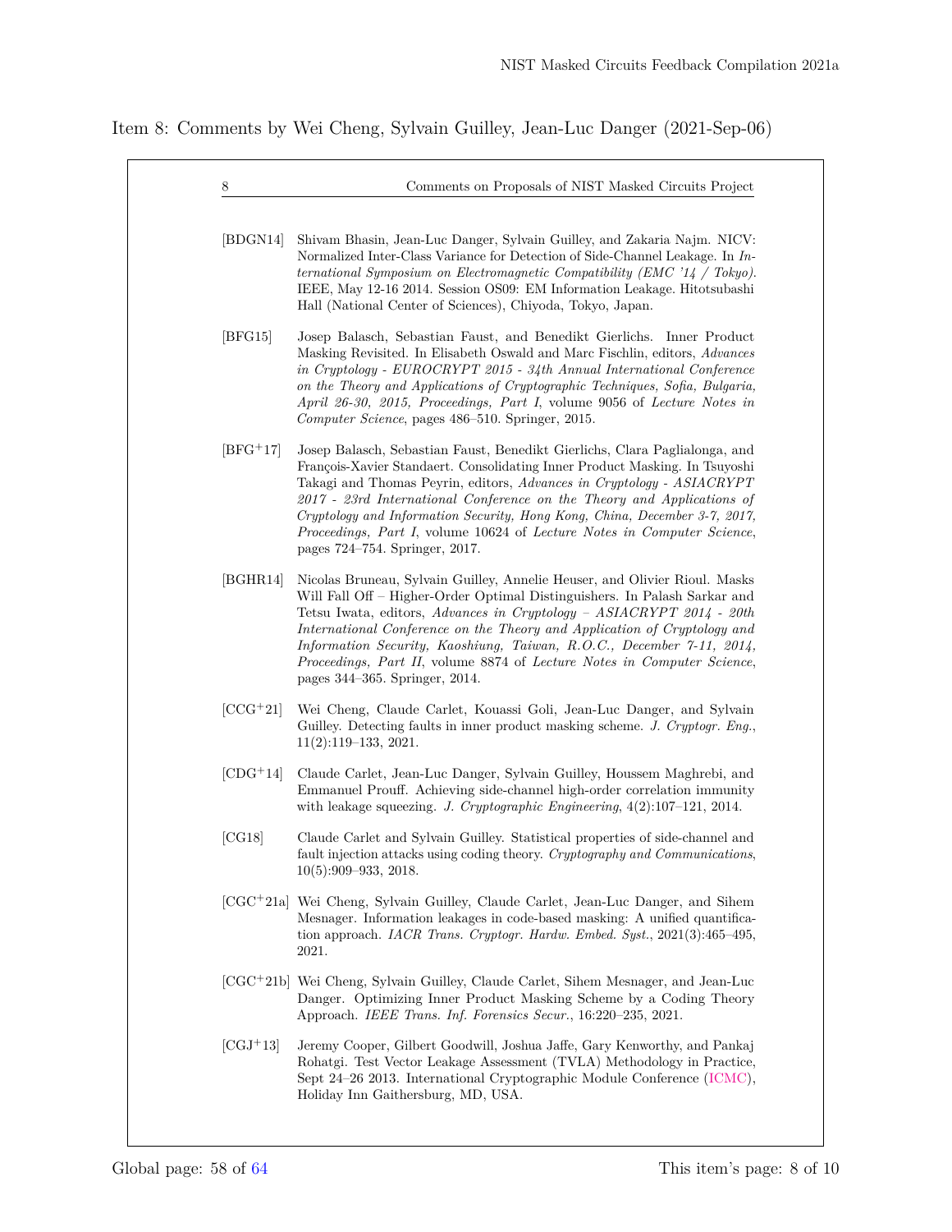Item 8: Comments by Wei Cheng, Sylvain Guilley, Jean-Luc Danger (2021-Sep-06)

[BDGN14] Shivam Bhasin, Jean-Luc Danger, Sylvain Guilley, and Zakaria Najm. NICV: Normalized Inter-Class Variance for Detection of Side-Channel Leakage. In *International Symposium on Electromagnetic Compatibility (EMC '14 / Tokyo)*. IEEE, May 12-16 2014. Session OS09: EM Information Leakage. Hitotsubashi Hall (National Center of Sciences), Chiyoda, Tokyo, Japan.

[BFG15] Josep Balasch, Sebastian Faust, and Benedikt Gierlichs. Inner Product Masking Revisited. In Elisabeth Oswald and Marc Fischlin, editors, *Advances in Cryptology - EUROCRYPT 2015 - 34th Annual International Conference on the Theory and Applications of Cryptographic Techniques, Sofia, Bulgaria, April 26-30, 2015, Proceedings, Part I*, volume 9056 of *Lecture Notes in Computer Science*, pages 486–510. Springer, 2015.

[BFG+17] Josep Balasch, Sebastian Faust, Benedikt Gierlichs, Clara Paglialonga, and François-Xavier Standaert. Consolidating Inner Product Masking. In Tsuyoshi Takagi and Thomas Peyrin, editors, *Advances in Cryptology - ASIACRYPT 2017 - 23rd International Conference on the Theory and Applications of Cryptology and Information Security, Hong Kong, China, December 3-7, 2017, Proceedings, Part I*, volume 10624 of *Lecture Notes in Computer Science*, pages 724–754. Springer, 2017.

[BGHR14] Nicolas Bruneau, Sylvain Guilley, Annelie Heuser, and Olivier Rioul. Masks Will Fall Off – Higher-Order Optimal Distinguishers. In Palash Sarkar and Tetsu Iwata, editors, *Advances in Cryptology – ASIACRYPT 2014 - 20th International Conference on the Theory and Application of Cryptology and Information Security, Kaoshiung, Taiwan, R.O.C., December 7-11, 2014, Proceedings, Part II*, volume 8874 of *Lecture Notes in Computer Science*, pages 344–365. Springer, 2014.

[CCG+21] Wei Cheng, Claude Carlet, Kouassi Goli, Jean-Luc Danger, and Sylvain Guilley. Detecting faults in inner product masking scheme. *J. Cryptogr. Eng.*, 11(2):119–133, 2021.

[CDG+14] Claude Carlet, Jean-Luc Danger, Sylvain Guilley, Houssem Maghrebi, and Emmanuel Prouff. Achieving side-channel high-order correlation immunity with leakage squeezing. *J. Cryptographic Engineering*, 4(2):107–121, 2014.

[CG18] Claude Carlet and Sylvain Guilley. Statistical properties of side-channel and fault injection attacks using coding theory. *Cryptography and Communications*, 10(5):909–933, 2018.

[CGC+21a] Wei Cheng, Sylvain Guilley, Claude Carlet, Jean-Luc Danger, and Sihem Mesnager. Information leakages in code-based masking: A unified quantification approach. *IACR Trans. Cryptogr. Hardw. Embed. Syst.*, 2021(3):465–495, 2021.

[CGC+21b] Wei Cheng, Sylvain Guilley, Claude Carlet, Sihem Mesnager, and Jean-Luc Danger. Optimizing Inner Product Masking Scheme by a Coding Theory Approach. *IEEE Trans. Inf. Forensics Secur.*, 16:220–235, 2021.

[CGJ+13] Jeremy Cooper, Gilbert Goodwill, Joshua Jaffe, Gary Kenworthy, and Pankaj Rohatgi. Test Vector Leakage Assessment (TVLA) Methodology in Practice, Sept 24–26 2013. International Cryptographic Module Conference (ICMC), Holiday Inn Gaithersburg, MD, USA.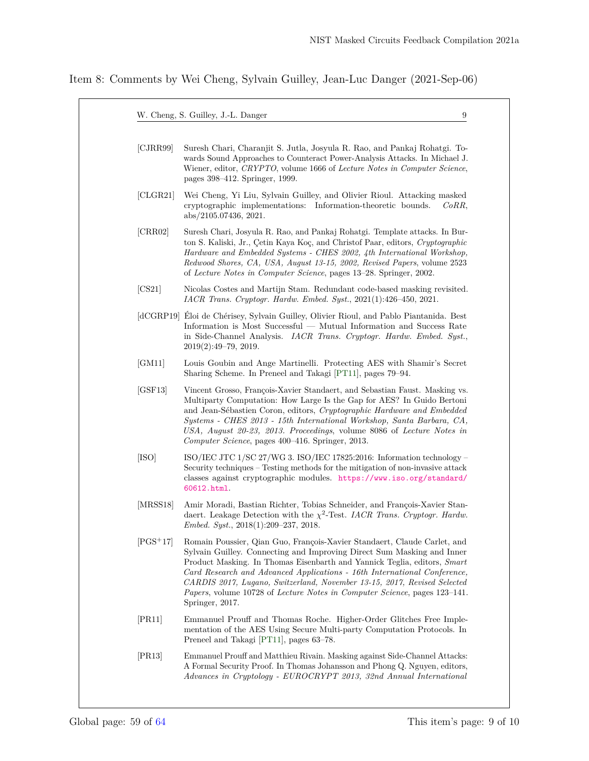Item 8: Comments by Wei Cheng, Sylvain Guilley, Jean-Luc Danger (2021-Sep-06)

[CJRR99] Suresh Chari, Charanjit S. Jutla, Josyula R. Rao, and Pankaj Rohatgi. Towards Sound Approaches to Counteract Power-Analysis Attacks. In Michael J. Wiener, editor, *CRYPTO*, volume 1666 of *Lecture Notes in Computer Science*, pages 398–412. Springer, 1999.

[CLGR21] Wei Cheng, Yi Liu, Sylvain Guilley, and Olivier Rioul. Attacking masked cryptographic implementations: Information-theoretic bounds. *CoRR*, abs/2105.07436, 2021.

[CRR02] Suresh Chari, Josyula R. Rao, and Pankaj Rohatgi. Template attacks. In Burton S. Kaliski, Jr., Çetin Kaya Koç, and Christof Paar, editors, *Cryptographic Hardware and Embedded Systems - CHES 2002, 4th International Workshop, Redwood Shores, CA, USA, August 13-15, 2002, Revised Papers*, volume 2523 of *Lecture Notes in Computer Science*, pages 13–28. Springer, 2002.

[CS21] Nicolas Costes and Martijn Stam. Redundant code-based masking revisited. *IACR Trans. Cryptogr. Hardw. Embed. Syst.*, 2021(1):426–450, 2021.

[dCGRP19] Éloi de Chérisey, Sylvain Guilley, Olivier Rioul, and Pablo Piantanida. Best Information is Most Successful — Mutual Information and Success Rate in Side-Channel Analysis. *IACR Trans. Cryptogr. Hardw. Embed. Syst.*, 2019(2):49–79, 2019.

[GM11] Louis Goubin and Ange Martinelli. Protecting AES with Shamir's Secret Sharing Scheme. In Preneel and Takagi [PT11], pages 79–94.

[GSF13] Vincent Grosso, François-Xavier Standaert, and Sebastian Faust. Masking vs. Multiparty Computation: How Large Is the Gap for AES? In Guido Bertoni and Jean-Sébastien Coron, editors, *Cryptographic Hardware and Embedded Systems - CHES 2013 - 15th International Workshop, Santa Barbara, CA, USA, August 20-23, 2013. Proceedings*, volume 8086 of *Lecture Notes in Computer Science*, pages 400–416. Springer, 2013.

[ISO] ISO/IEC JTC 1/SC 27/WG 3. ISO/IEC 17825:2016: Information technology – Security techniques – Testing methods for the mitigation of non-invasive attack classes against cryptographic modules. https://www.iso.org/standard/60612.html.

[MRSS18] Amir Moradi, Bastian Richter, Tobias Schneider, and François-Xavier Standaert. Leakage Detection with the $\chi^2$-Test. *IACR Trans. Cryptogr. Hardw. Embed. Syst.*, 2018(1):209–237, 2018.

[PGS+17] Romain Poussier, Qian Guo, François-Xavier Standaert, Claude Carlet, and Sylvain Guilley. Connecting and Improving Direct Sum Masking and Inner Product Masking. In Thomas Eisenbarth and Yannick Teglia, editors, *Smart Card Research and Advanced Applications - 16th International Conference, CARDIS 2017, Lugano, Switzerland, November 13-15, 2017, Revised Selected Papers*, volume 10728 of *Lecture Notes in Computer Science*, pages 123–141. Springer, 2017.

[PR11] Emmanuel Prouff and Thomas Roche. Higher-Order Glitches Free Implementation of the AES Using Secure Multi-party Computation Protocols. In Preneel and Takagi [PT11], pages 63–78.

[PR13] Emmanuel Prouff and Matthieu Rivain. Masking against Side-Channel Attacks: A Formal Security Proof. In Thomas Johansson and Phong Q. Nguyen, editors, *Advances in Cryptology - EUROCRYPT 2013, 32nd Annual International*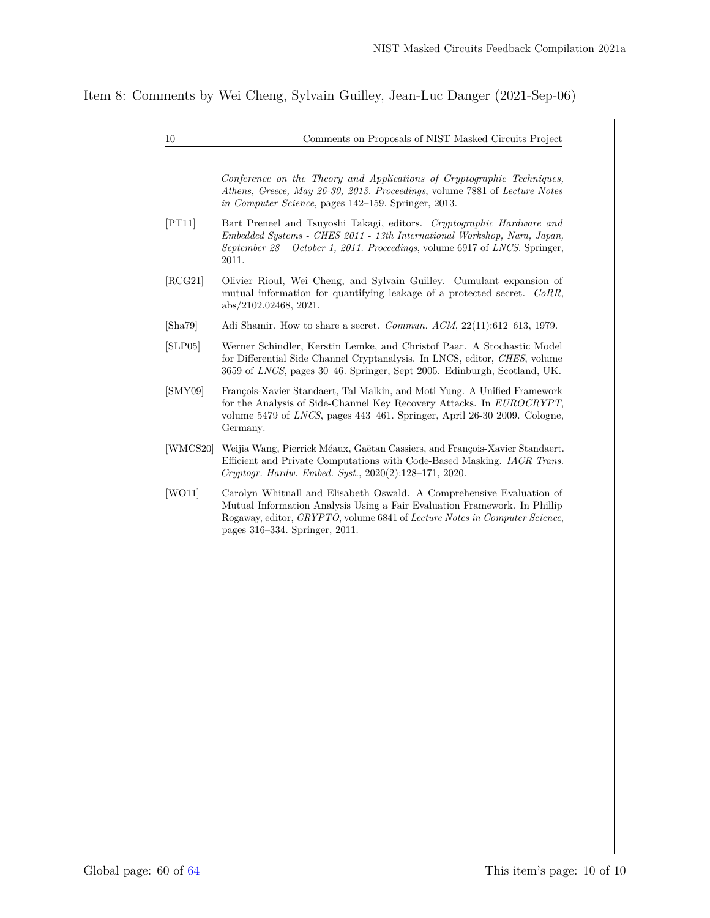## Item 8: Comments by Wei Cheng, Sylvain Guilley, Jean-Luc Danger (2021-Sep-06)

*Conference on the Theory and Applications of Cryptographic Techniques, Athens, Greece, May 26-30, 2013. Proceedings*, volume 7881 of *Lecture Notes in Computer Science*, pages 142–159. Springer, 2013.

[PT11] Bart Preneel and Tsuyoshi Takagi, editors. *Cryptographic Hardware and Embedded Systems - CHES 2011 - 13th International Workshop, Nara, Japan, September 28 – October 1, 2011. Proceedings*, volume 6917 of *LNCS*. Springer, 2011.

[RCG21] Olivier Rioul, Wei Cheng, and Sylvain Guilley. Cumulant expansion of mutual information for quantifying leakage of a protected secret. *CoRR*, abs/2102.02468, 2021.

[Sha79] Adi Shamir. How to share a secret. *Commun. ACM*, 22(11):612–613, 1979.

[SLP05] Werner Schindler, Kerstin Lemke, and Christof Paar. A Stochastic Model for Differential Side Channel Cryptanalysis. In LNCS, editor, *CHES*, volume 3659 of *LNCS*, pages 30–46. Springer, Sept 2005. Edinburgh, Scotland, UK.

[SMY09] François-Xavier Standaert, Tal Malkin, and Moti Yung. A Unified Framework for the Analysis of Side-Channel Key Recovery Attacks. In *EUROCRYPT*, volume 5479 of *LNCS*, pages 443–461. Springer, April 26-30 2009. Cologne, Germany.

[WMCS20] Weijia Wang, Pierrick Méaux, Gaëtan Cassiers, and François-Xavier Standaert. Efficient and Private Computations with Code-Based Masking. *IACR Trans. Cryptogr. Hardw. Embed. Syst.*, 2020(2):128–171, 2020.

[WO11] Carolyn Whitnall and Elisabeth Oswald. A Comprehensive Evaluation of Mutual Information Analysis Using a Fair Evaluation Framework. In Phillip Rogaway, editor, *CRYPTO*, volume 6841 of *Lecture Notes in Computer Science*, pages 316–334. Springer, 2011.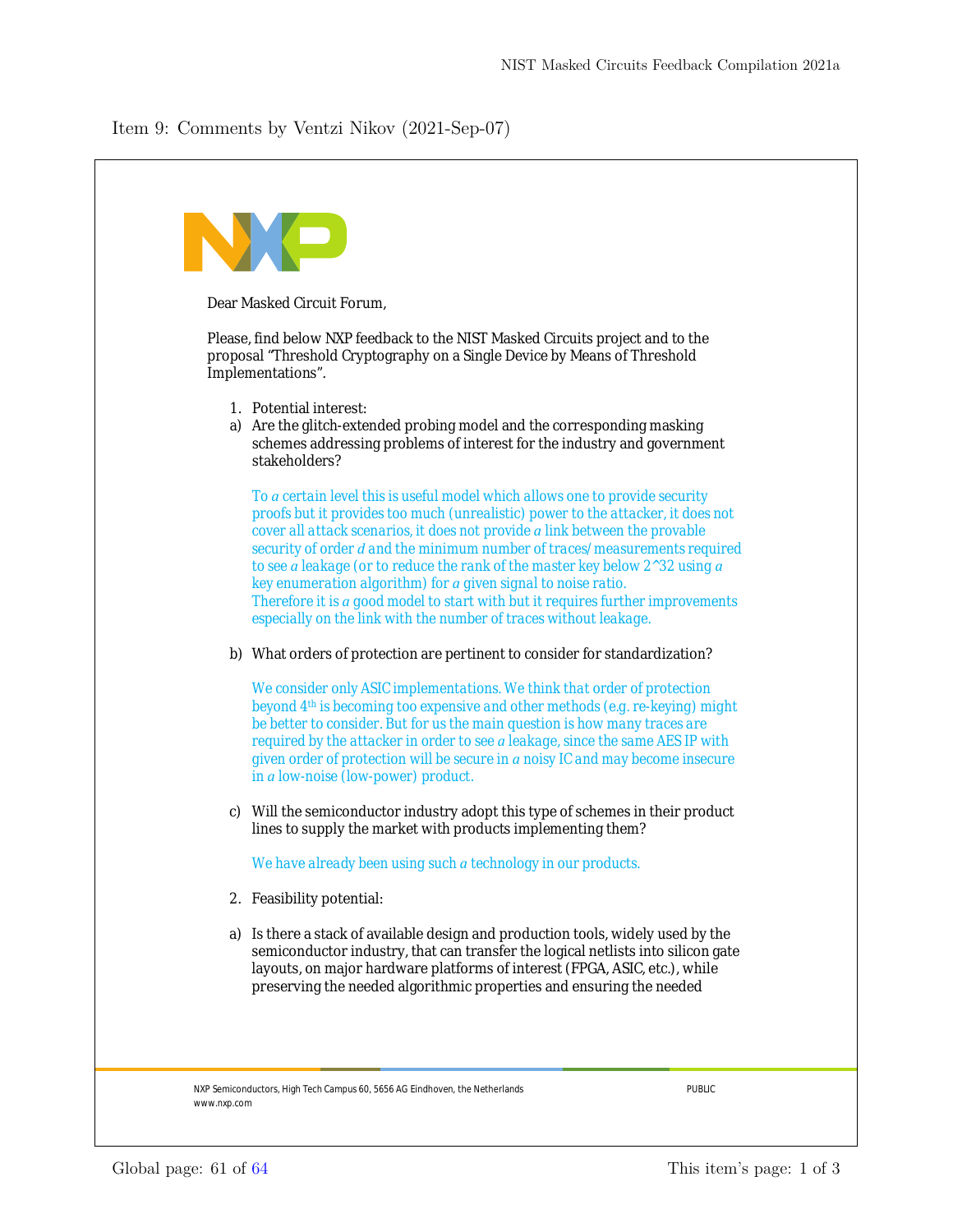Item 9: Comments by Ventzi Nikov (2021-Sep-07)

Dear Masked Circuit Forum,

Please, find below NXP feedback to the NIST Masked Circuits project and to the proposal "Threshold Cryptography on a Single Device by Means of Threshold Implementations".

1. Potential interest:

a) Are the glitch-extended probing model and the corresponding masking schemes addressing problems of interest for the industry and government stakeholders?

   *To a certain level this is useful model which allows one to provide security proofs but it provides too much (unrealistic) power to the attacker, it does not cover all attack scenarios, it does not provide a link between the provable security of order d and the minimum number of traces/measurements required to see a leakage (or to reduce the rank of the master key below 2^32 using a key enumeration algorithm) for a given signal to noise ratio. Therefore it is a good model to start with but it requires further improvements especially on the link with the number of traces without leakage.*

b) What orders of protection are pertinent to consider for standardization?

   *We consider only ASIC implementations. We think that order of protection beyond 4th is becoming too expensive and other methods (e.g. re-keying) might be better to consider. But for us the main question is how many traces are required by the attacker in order to see a leakage, since the same AES IP with given order of protection will be secure in a noisy IC and may become insecure in a low-noise (low-power) product.*

c) Will the semiconductor industry adopt this type of schemes in their product lines to supply the market with products implementing them?

   *We have already been using such a technology in our products.*

2. Feasibility potential:

a) Is there a stack of available design and production tools, widely used by the semiconductor industry, that can transfer the logical netlists into silicon gate layouts, on major hardware platforms of interest (FPGA, ASIC, etc.), while preserving the needed algorithmic properties and ensuring the needed

NXP Semiconductors, High Tech Campus 60, 5656 AG Eindhoven, the Netherlands
www.nxp.com

PUBLIC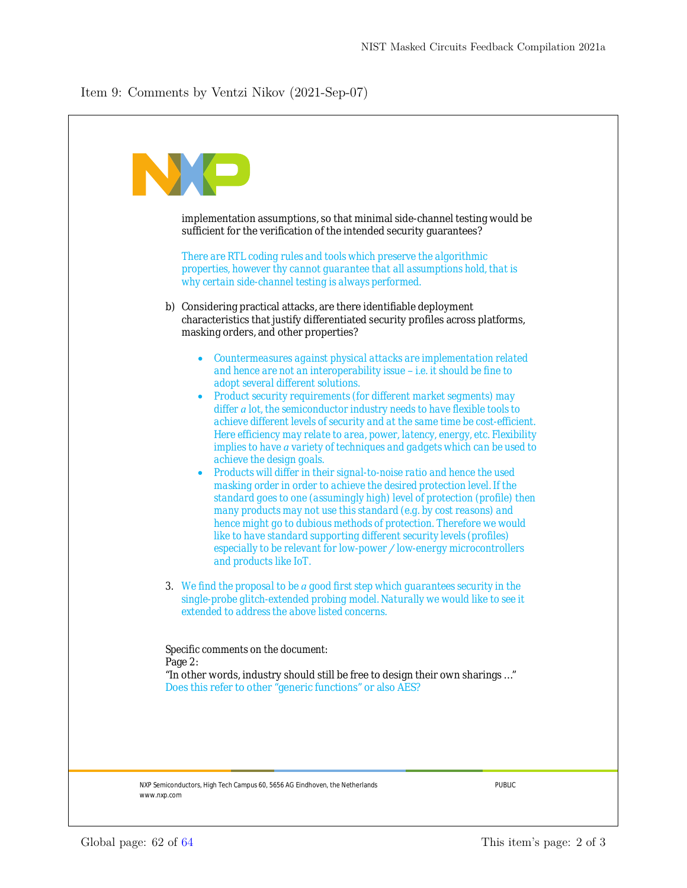Item 9: Comments by Ventzi Nikov (2021-Sep-07)

implementation assumptions, so that minimal side-channel testing would be sufficient for the verification of the intended security guarantees?

*There are RTL coding rules and tools which preserve the algorithmic properties, however thy cannot guarantee that all assumptions hold, that is why certain side-channel testing is always performed.*

b) Considering practical attacks, are there identifiable deployment characteristics that justify differentiated security profiles across platforms, masking orders, and other properties?

- *Countermeasures against physical attacks are implementation related and hence are not an interoperability issue – i.e. it should be fine to adopt several different solutions.*
- *Product security requirements (for different market segments) may differ a lot, the semiconductor industry needs to have flexible tools to achieve different levels of security and at the same time be cost-efficient. Here efficiency may relate to area, power, latency, energy, etc. Flexibility implies to have a variety of techniques and gadgets which can be used to achieve the design goals.*
- *Products will differ in their signal-to-noise ratio and hence the used masking order in order to achieve the desired protection level. If the standard goes to one (assumingly high) level of protection (profile) then many products may not use this standard (e.g. by cost reasons) and hence might go to dubious methods of protection. Therefore we would like to have standard supporting different security levels (profiles) especially to be relevant for low-power / low-energy microcontrollers and products like IoT.*

3. *We find the proposal to be a good first step which guarantees security in the single-probe glitch-extended probing model. Naturally we would like to see it extended to address the above listed concerns.*

Specific comments on the document:
Page 2:
"In other words, industry should still be free to design their own sharings …"
*Does this refer to other "generic functions" or also AES?*

NXP Semiconductors, High Tech Campus 60, 5656 AG Eindhoven, the Netherlands
www.nxp.com

PUBLIC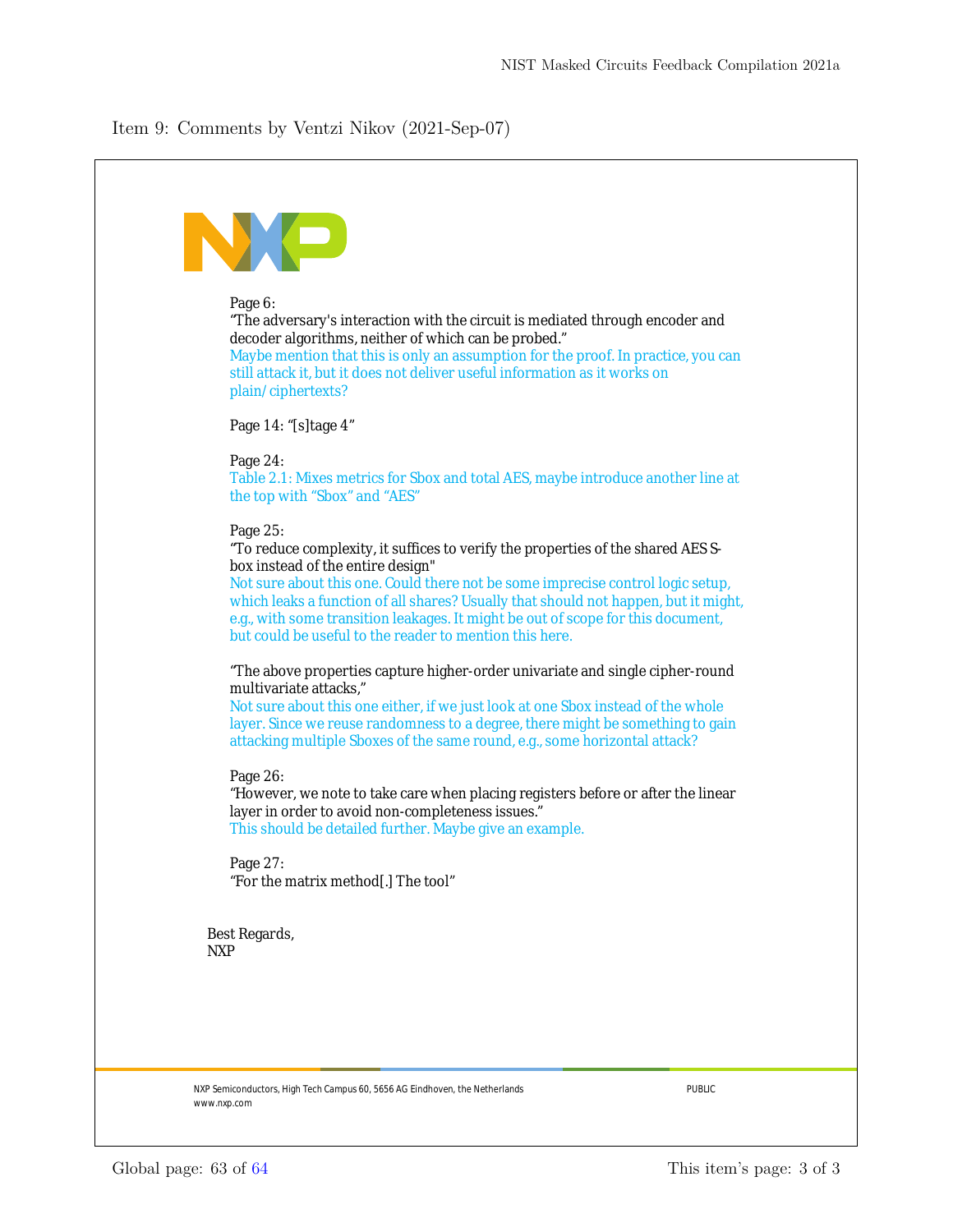Item 9: Comments by Ventzi Nikov (2021-Sep-07)

Page 6:
"The adversary's interaction with the circuit is mediated through encoder and decoder algorithms, neither of which can be probed."
Maybe mention that this is only an assumption for the proof. In practice, you can still attack it, but it does not deliver useful information as it works on plain/ciphertexts?

Page 14: "[s]tage 4"

Page 24:
Table 2.1: Mixes metrics for Sbox and total AES, maybe introduce another line at the top with "Sbox" and "AES"

Page 25:
"To reduce complexity, it suffices to verify the properties of the shared AES S-box instead of the entire design"
Not sure about this one. Could there not be some imprecise control logic setup, which leaks a function of all shares? Usually that should not happen, but it might, e.g., with some transition leakages. It might be out of scope for this document, but could be useful to the reader to mention this here.

"The above properties capture higher-order univariate and single cipher-round multivariate attacks,"
Not sure about this one either, if we just look at one Sbox instead of the whole layer. Since we reuse randomness to a degree, there might be something to gain attacking multiple Sboxes of the same round, e.g., some horizontal attack?

Page 26:
"However, we note to take care when placing registers before or after the linear layer in order to avoid non-completeness issues."
This should be detailed further. Maybe give an example.

Page 27:
"For the matrix method[.] The tool"

Best Regards,
NXP

NXP Semiconductors, High Tech Campus 60, 5656 AG Eindhoven, the Netherlands
www.nxp.com

PUBLIC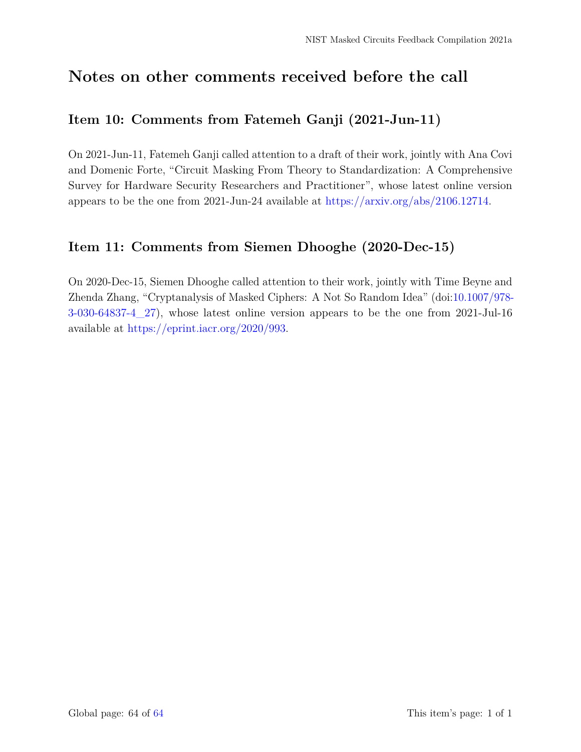# Notes on other comments received before the call

## Item 10: Comments from Fatemeh Ganji (2021-Jun-11)

On 2021-Jun-11, Fatemeh Ganji called attention to a draft of their work, jointly with Ana Covi and Domenic Forte, "Circuit Masking From Theory to Standardization: A Comprehensive Survey for Hardware Security Researchers and Practitioner", whose latest online version appears to be the one from 2021-Jun-24 available at https://arxiv.org/abs/2106.12714.

## Item 11: Comments from Siemen Dhooghe (2020-Dec-15)

On 2020-Dec-15, Siemen Dhooghe called attention to their work, jointly with Time Beyne and Zhenda Zhang, "Cryptanalysis of Masked Ciphers: A Not So Random Idea" (doi:10.1007/978-3-030-64837-4_27), whose latest online version appears to be the one from 2021-Jul-16 available at https://eprint.iacr.org/2020/993.